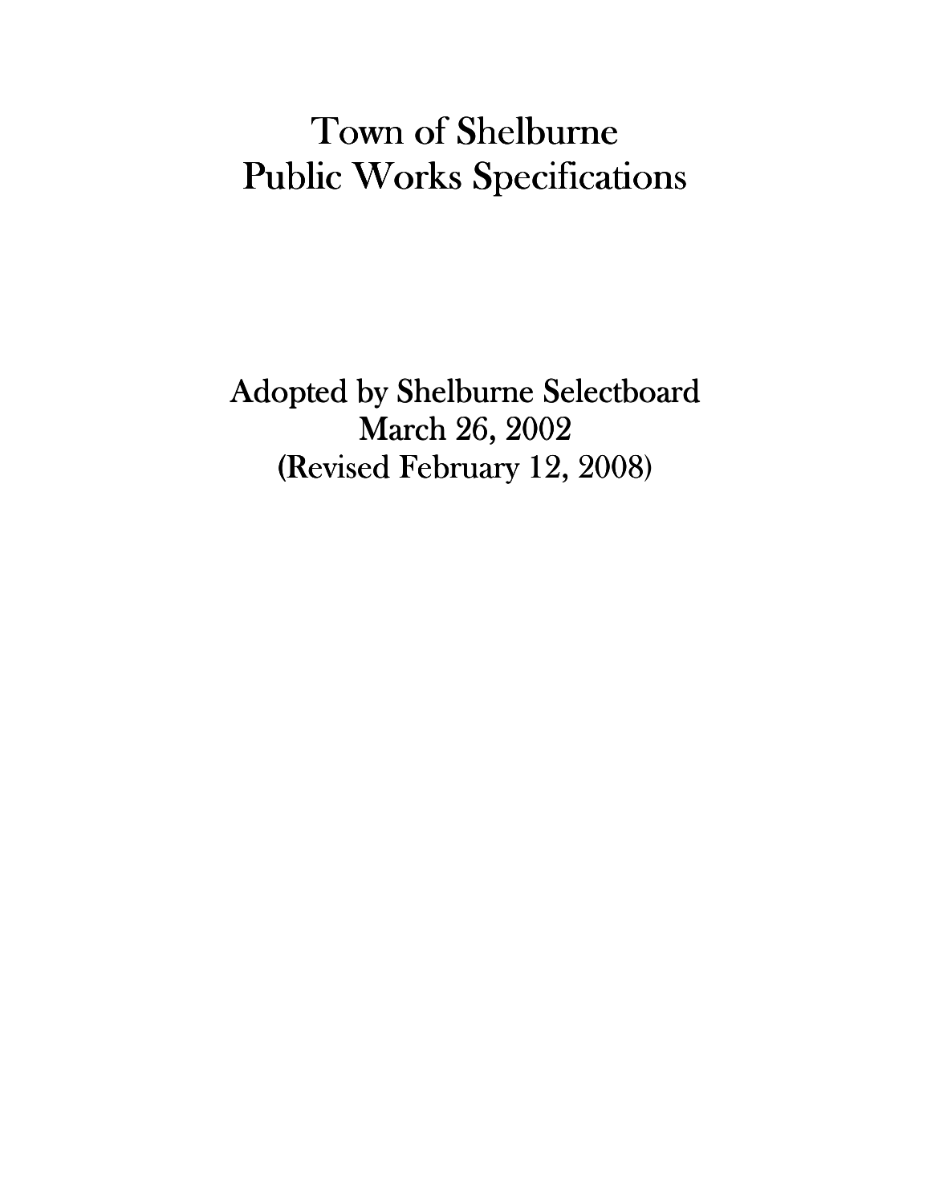# Town of Shelburne
# Public Works Specifications

Adopted by Shelburne Selectboard
March 26, 2002
(Revised February 12, 2008)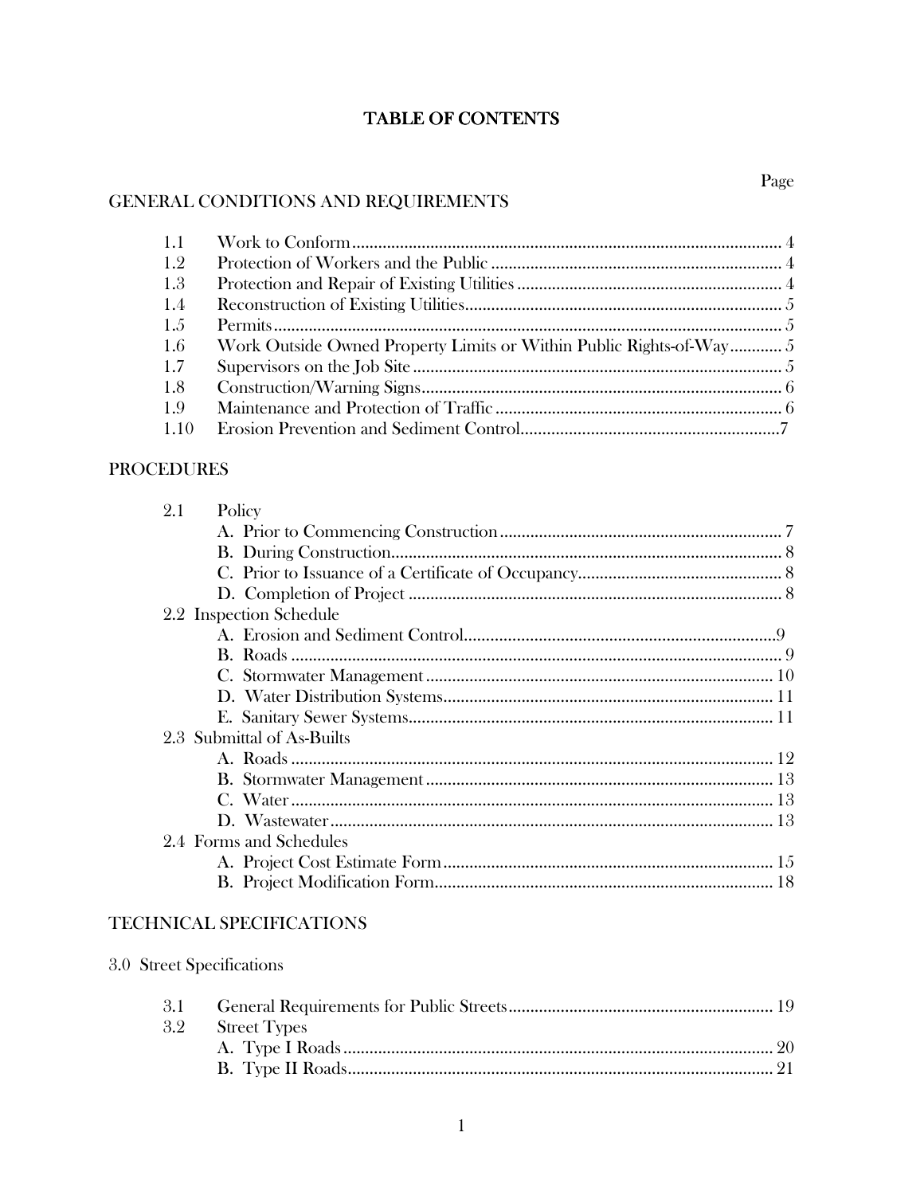# TABLE OF CONTENTS

Page

## GENERAL CONDITIONS AND REQUIREMENTS

| | | |
|---|---|---|
| 1.1 | Work to Conform | 4 |
| 1.2 | Protection of Workers and the Public | 4 |
| 1.3 | Protection and Repair of Existing Utilities | 4 |
| 1.4 | Reconstruction of Existing Utilities | 5 |
| 1.5 | Permits | 5 |
| 1.6 | Work Outside Owned Property Limits or Within Public Rights-of-Way | 5 |
| 1.7 | Supervisors on the Job Site | 5 |
| 1.8 | Construction/Warning Signs | 6 |
| 1.9 | Maintenance and Protection of Traffic | 6 |
| 1.10 | Erosion Prevention and Sediment Control | 7 |

## PROCEDURES

| | | |
|---|---|---|
| 2.1 | Policy | |
| | A. Prior to Commencing Construction | 7 |
| | B. During Construction | 8 |
| | C. Prior to Issuance of a Certificate of Occupancy | 8 |
| | D. Completion of Project | 8 |
| 2.2 | Inspection Schedule | |
| | A. Erosion and Sediment Control | 9 |
| | B. Roads | 9 |
| | C. Stormwater Management | 10 |
| | D. Water Distribution Systems | 11 |
| | E. Sanitary Sewer Systems | 11 |
| 2.3 | Submittal of As-Builts | |
| | A. Roads | 12 |
| | B. Stormwater Management | 13 |
| | C. Water | 13 |
| | D. Wastewater | 13 |
| 2.4 | Forms and Schedules | |
| | A. Project Cost Estimate Form | 15 |
| | B. Project Modification Form | 18 |

## TECHNICAL SPECIFICATIONS

### 3.0 Street Specifications

| | | |
|---|---|---|
| 3.1 | General Requirements for Public Streets | 19 |
| 3.2 | Street Types | |
| | A. Type I Roads | 20 |
| | B. Type II Roads | 21 |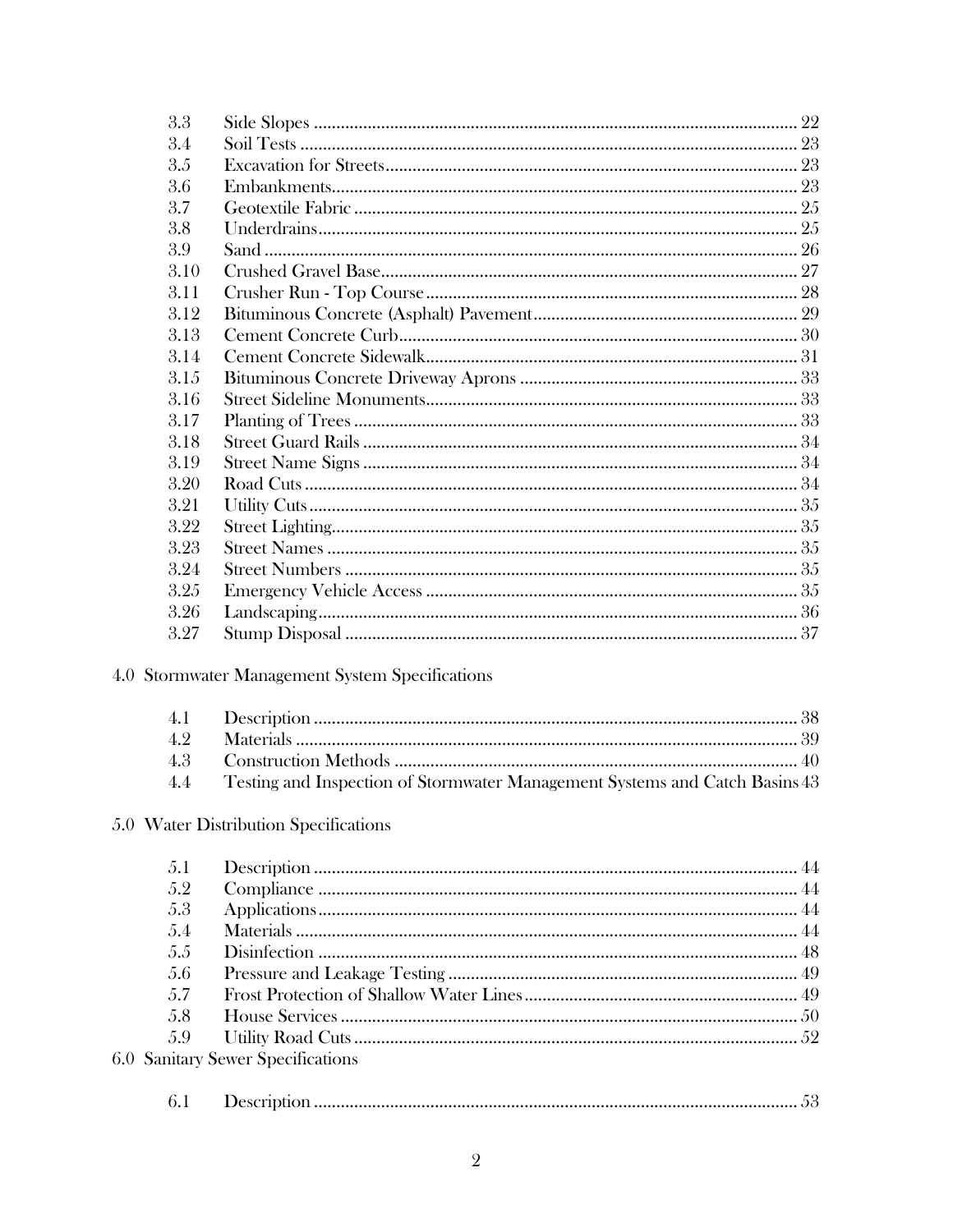| | | |
|---|---|---|
| 3.3 | Side Slopes | 22 |
| 3.4 | Soil Tests | 23 |
| 3.5 | Excavation for Streets | 23 |
| 3.6 | Embankments | 23 |
| 3.7 | Geotextile Fabric | 25 |
| 3.8 | Underdrains | 25 |
| 3.9 | Sand | 26 |
| 3.10 | Crushed Gravel Base | 27 |
| 3.11 | Crusher Run - Top Course | 28 |
| 3.12 | Bituminous Concrete (Asphalt) Pavement | 29 |
| 3.13 | Cement Concrete Curb | 30 |
| 3.14 | Cement Concrete Sidewalk | 31 |
| 3.15 | Bituminous Concrete Driveway Aprons | 33 |
| 3.16 | Street Sideline Monuments | 33 |
| 3.17 | Planting of Trees | 33 |
| 3.18 | Street Guard Rails | 34 |
| 3.19 | Street Name Signs | 34 |
| 3.20 | Road Cuts | 34 |
| 3.21 | Utility Cuts | 35 |
| 3.22 | Street Lighting | 35 |
| 3.23 | Street Names | 35 |
| 3.24 | Street Numbers | 35 |
| 3.25 | Emergency Vehicle Access | 35 |
| 3.26 | Landscaping | 36 |
| 3.27 | Stump Disposal | 37 |

4.0 Stormwater Management System Specifications

| | | |
|---|---|---|
| 4.1 | Description | 38 |
| 4.2 | Materials | 39 |
| 4.3 | Construction Methods | 40 |
| 4.4 | Testing and Inspection of Stormwater Management Systems and Catch Basins | 43 |

5.0 Water Distribution Specifications

| | | |
|---|---|---|
| 5.1 | Description | 44 |
| 5.2 | Compliance | 44 |
| 5.3 | Applications | 44 |
| 5.4 | Materials | 44 |
| 5.5 | Disinfection | 48 |
| 5.6 | Pressure and Leakage Testing | 49 |
| 5.7 | Frost Protection of Shallow Water Lines | 49 |
| 5.8 | House Services | 50 |
| 5.9 | Utility Road Cuts | 52 |

6.0 Sanitary Sewer Specifications

| | | |
|---|---|---|
| 6.1 | Description | 53 |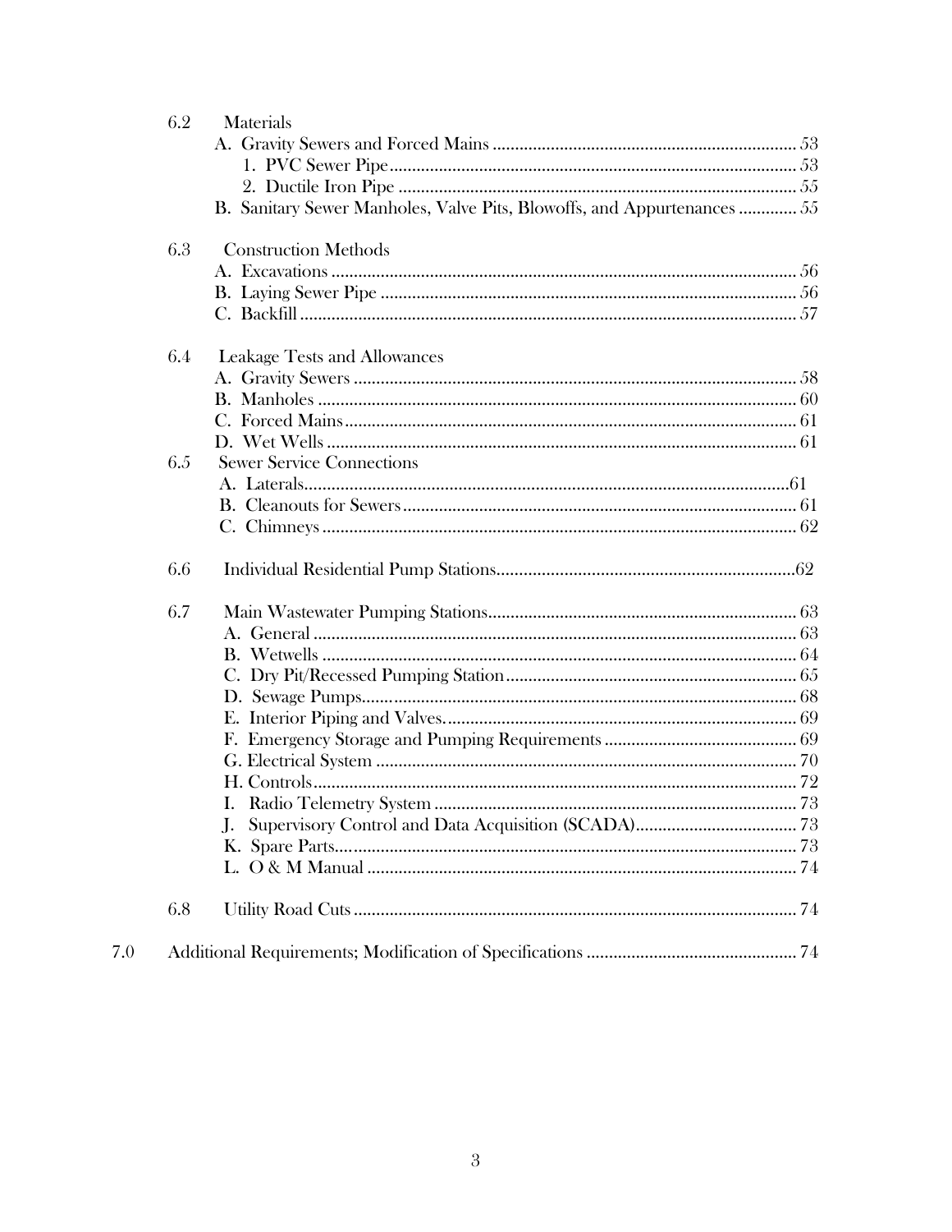6.2 Materials

A. Gravity Sewers and Forced Mains .................................................................... 53

1. PVC Sewer Pipe .......................................................................................... 53

2. Ductile Iron Pipe ......................................................................................... 55

B. Sanitary Sewer Manholes, Valve Pits, Blowoffs, and Appurtenances ............. 55

6.3 Construction Methods

A. Excavations ....................................................................................................... 56

B. Laying Sewer Pipe ............................................................................................ 56

C. Backfill .............................................................................................................. 57

6.4 Leakage Tests and Allowances

A. Gravity Sewers .................................................................................................. 58

B. Manholes .......................................................................................................... 60

C. Forced Mains ..................................................................................................... 61

D. Wet Wells ......................................................................................................... 61

6.5 Sewer Service Connections

A. Laterals ............................................................................................................. 61

B. Cleanouts for Sewers ........................................................................................ 61

C. Chimneys .......................................................................................................... 62

6.6 Individual Residential Pump Stations .................................................................. 62

6.7 Main Wastewater Pumping Stations ..................................................................... 63

A. General ............................................................................................................. 63

B. Wetwells ........................................................................................................... 64

C. Dry Pit/Recessed Pumping Station ................................................................... 65

D. Sewage Pumps .................................................................................................. 68

E. Interior Piping and Valves ................................................................................ 69

F. Emergency Storage and Pumping Requirements ............................................ 69

G. Electrical System .............................................................................................. 70

H. Controls ............................................................................................................ 72

I. Radio Telemetry System .................................................................................. 73

J. Supervisory Control and Data Acquisition (SCADA) ...................................... 73

K. Spare Parts ........................................................................................................ 73

L. O & M Manual ................................................................................................. 74

6.8 Utility Road Cuts ................................................................................................... 74

7.0 Additional Requirements; Modification of Specifications ............................................... 74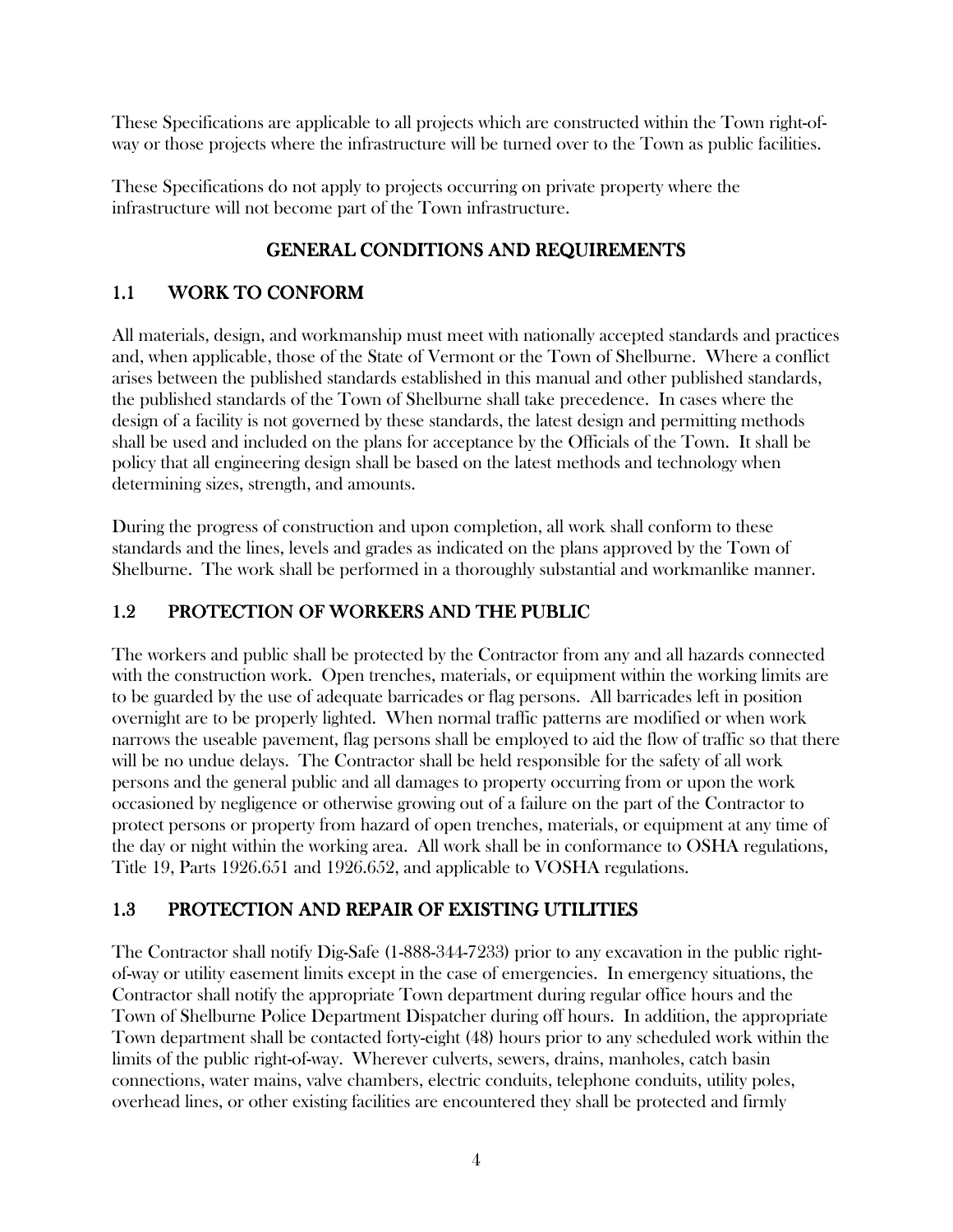These Specifications are applicable to all projects which are constructed within the Town right-of-way or those projects where the infrastructure will be turned over to the Town as public facilities.

These Specifications do not apply to projects occurring on private property where the infrastructure will not become part of the Town infrastructure.

## GENERAL CONDITIONS AND REQUIREMENTS

### 1.1 WORK TO CONFORM

All materials, design, and workmanship must meet with nationally accepted standards and practices and, when applicable, those of the State of Vermont or the Town of Shelburne. Where a conflict arises between the published standards established in this manual and other published standards, the published standards of the Town of Shelburne shall take precedence. In cases where the design of a facility is not governed by these standards, the latest design and permitting methods shall be used and included on the plans for acceptance by the Officials of the Town. It shall be policy that all engineering design shall be based on the latest methods and technology when determining sizes, strength, and amounts.

During the progress of construction and upon completion, all work shall conform to these standards and the lines, levels and grades as indicated on the plans approved by the Town of Shelburne. The work shall be performed in a thoroughly substantial and workmanlike manner.

### 1.2 PROTECTION OF WORKERS AND THE PUBLIC

The workers and public shall be protected by the Contractor from any and all hazards connected with the construction work. Open trenches, materials, or equipment within the working limits are to be guarded by the use of adequate barricades or flag persons. All barricades left in position overnight are to be properly lighted. When normal traffic patterns are modified or when work narrows the useable pavement, flag persons shall be employed to aid the flow of traffic so that there will be no undue delays. The Contractor shall be held responsible for the safety of all work persons and the general public and all damages to property occurring from or upon the work occasioned by negligence or otherwise growing out of a failure on the part of the Contractor to protect persons or property from hazard of open trenches, materials, or equipment at any time of the day or night within the working area. All work shall be in conformance to OSHA regulations, Title 19, Parts 1926.651 and 1926.652, and applicable to VOSHA regulations.

### 1.3 PROTECTION AND REPAIR OF EXISTING UTILITIES

The Contractor shall notify Dig-Safe (1-888-344-7233) prior to any excavation in the public right-of-way or utility easement limits except in the case of emergencies. In emergency situations, the Contractor shall notify the appropriate Town department during regular office hours and the Town of Shelburne Police Department Dispatcher during off hours. In addition, the appropriate Town department shall be contacted forty-eight (48) hours prior to any scheduled work within the limits of the public right-of-way. Wherever culverts, sewers, drains, manholes, catch basin connections, water mains, valve chambers, electric conduits, telephone conduits, utility poles, overhead lines, or other existing facilities are encountered they shall be protected and firmly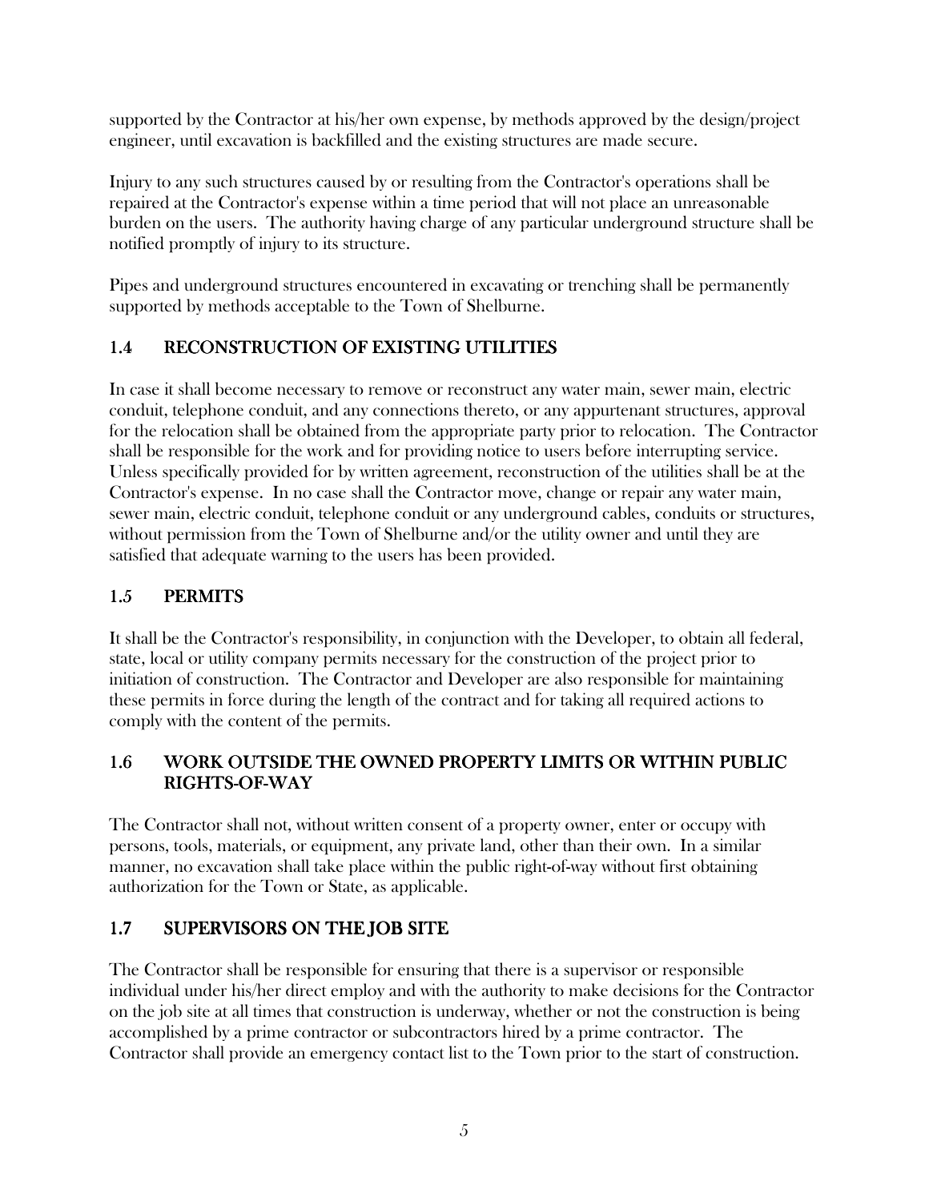supported by the Contractor at his/her own expense, by methods approved by the design/project engineer, until excavation is backfilled and the existing structures are made secure.

Injury to any such structures caused by or resulting from the Contractor's operations shall be repaired at the Contractor's expense within a time period that will not place an unreasonable burden on the users. The authority having charge of any particular underground structure shall be notified promptly of injury to its structure.

Pipes and underground structures encountered in excavating or trenching shall be permanently supported by methods acceptable to the Town of Shelburne.

## 1.4 RECONSTRUCTION OF EXISTING UTILITIES

In case it shall become necessary to remove or reconstruct any water main, sewer main, electric conduit, telephone conduit, and any connections thereto, or any appurtenant structures, approval for the relocation shall be obtained from the appropriate party prior to relocation. The Contractor shall be responsible for the work and for providing notice to users before interrupting service. Unless specifically provided for by written agreement, reconstruction of the utilities shall be at the Contractor's expense. In no case shall the Contractor move, change or repair any water main, sewer main, electric conduit, telephone conduit or any underground cables, conduits or structures, without permission from the Town of Shelburne and/or the utility owner and until they are satisfied that adequate warning to the users has been provided.

## 1.5 PERMITS

It shall be the Contractor's responsibility, in conjunction with the Developer, to obtain all federal, state, local or utility company permits necessary for the construction of the project prior to initiation of construction. The Contractor and Developer are also responsible for maintaining these permits in force during the length of the contract and for taking all required actions to comply with the content of the permits.

## 1.6 WORK OUTSIDE THE OWNED PROPERTY LIMITS OR WITHIN PUBLIC RIGHTS-OF-WAY

The Contractor shall not, without written consent of a property owner, enter or occupy with persons, tools, materials, or equipment, any private land, other than their own. In a similar manner, no excavation shall take place within the public right-of-way without first obtaining authorization for the Town or State, as applicable.

## 1.7 SUPERVISORS ON THE JOB SITE

The Contractor shall be responsible for ensuring that there is a supervisor or responsible individual under his/her direct employ and with the authority to make decisions for the Contractor on the job site at all times that construction is underway, whether or not the construction is being accomplished by a prime contractor or subcontractors hired by a prime contractor. The Contractor shall provide an emergency contact list to the Town prior to the start of construction.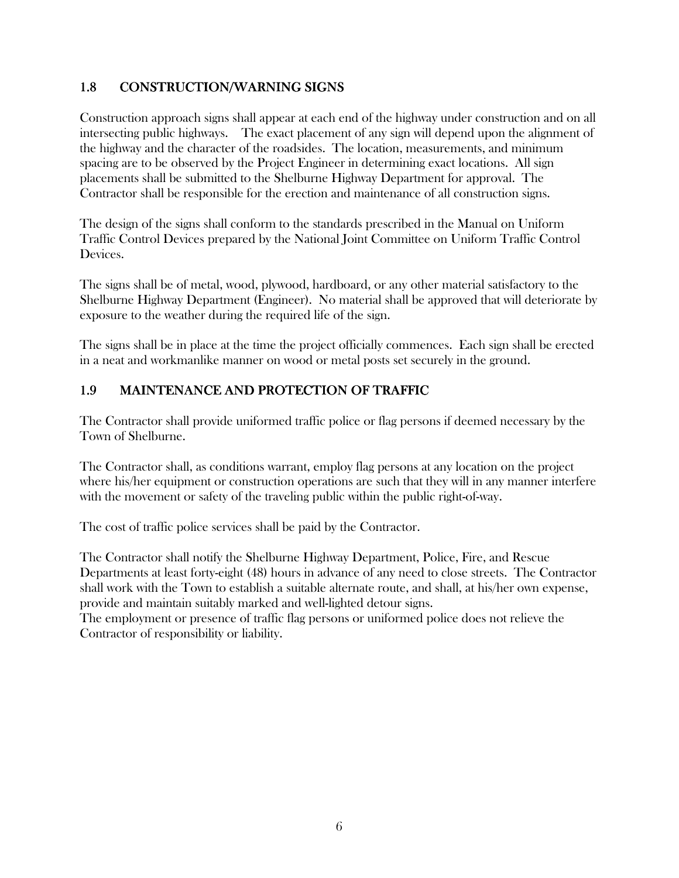## 1.8 CONSTRUCTION/WARNING SIGNS

Construction approach signs shall appear at each end of the highway under construction and on all intersecting public highways. The exact placement of any sign will depend upon the alignment of the highway and the character of the roadsides. The location, measurements, and minimum spacing are to be observed by the Project Engineer in determining exact locations. All sign placements shall be submitted to the Shelburne Highway Department for approval. The Contractor shall be responsible for the erection and maintenance of all construction signs.

The design of the signs shall conform to the standards prescribed in the Manual on Uniform Traffic Control Devices prepared by the National Joint Committee on Uniform Traffic Control Devices.

The signs shall be of metal, wood, plywood, hardboard, or any other material satisfactory to the Shelburne Highway Department (Engineer). No material shall be approved that will deteriorate by exposure to the weather during the required life of the sign.

The signs shall be in place at the time the project officially commences. Each sign shall be erected in a neat and workmanlike manner on wood or metal posts set securely in the ground.

## 1.9 MAINTENANCE AND PROTECTION OF TRAFFIC

The Contractor shall provide uniformed traffic police or flag persons if deemed necessary by the Town of Shelburne.

The Contractor shall, as conditions warrant, employ flag persons at any location on the project where his/her equipment or construction operations are such that they will in any manner interfere with the movement or safety of the traveling public within the public right-of-way.

The cost of traffic police services shall be paid by the Contractor.

The Contractor shall notify the Shelburne Highway Department, Police, Fire, and Rescue Departments at least forty-eight (48) hours in advance of any need to close streets. The Contractor shall work with the Town to establish a suitable alternate route, and shall, at his/her own expense, provide and maintain suitably marked and well-lighted detour signs.

The employment or presence of traffic flag persons or uniformed police does not relieve the Contractor of responsibility or liability.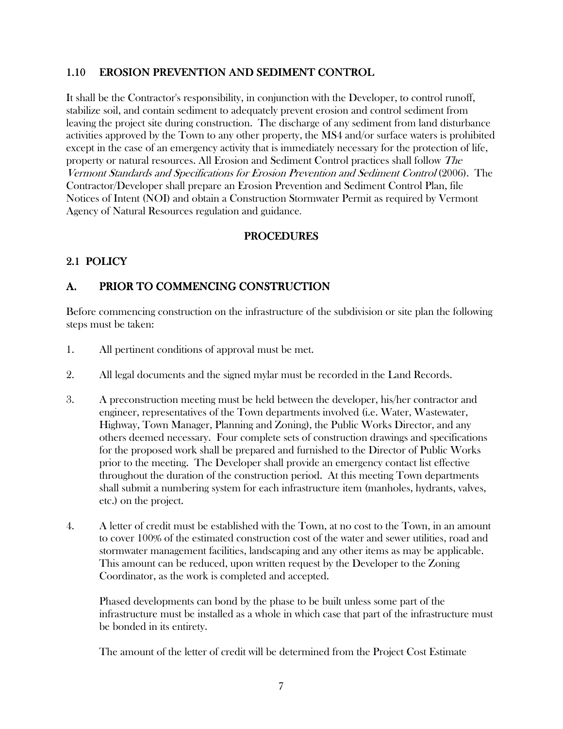## 1.10 EROSION PREVENTION AND SEDIMENT CONTROL

It shall be the Contractor's responsibility, in conjunction with the Developer, to control runoff, stabilize soil, and contain sediment to adequately prevent erosion and control sediment from leaving the project site during construction. The discharge of any sediment from land disturbance activities approved by the Town to any other property, the MS4 and/or surface waters is prohibited except in the case of an emergency activity that is immediately necessary for the protection of life, property or natural resources. All Erosion and Sediment Control practices shall follow *The Vermont Standards and Specifications for Erosion Prevention and Sediment Control* (2006). The Contractor/Developer shall prepare an Erosion Prevention and Sediment Control Plan, file Notices of Intent (NOI) and obtain a Construction Stormwater Permit as required by Vermont Agency of Natural Resources regulation and guidance.

# PROCEDURES

## 2.1 POLICY

## A. PRIOR TO COMMENCING CONSTRUCTION

Before commencing construction on the infrastructure of the subdivision or site plan the following steps must be taken:

1. All pertinent conditions of approval must be met.

2. All legal documents and the signed mylar must be recorded in the Land Records.

3. A preconstruction meeting must be held between the developer, his/her contractor and engineer, representatives of the Town departments involved (i.e. Water, Wastewater, Highway, Town Manager, Planning and Zoning), the Public Works Director, and any others deemed necessary. Four complete sets of construction drawings and specifications for the proposed work shall be prepared and furnished to the Director of Public Works prior to the meeting. The Developer shall provide an emergency contact list effective throughout the duration of the construction period. At this meeting Town departments shall submit a numbering system for each infrastructure item (manholes, hydrants, valves, etc.) on the project.

4. A letter of credit must be established with the Town, at no cost to the Town, in an amount to cover 100% of the estimated construction cost of the water and sewer utilities, road and stormwater management facilities, landscaping and any other items as may be applicable. This amount can be reduced, upon written request by the Developer to the Zoning Coordinator, as the work is completed and accepted.

   Phased developments can bond by the phase to be built unless some part of the infrastructure must be installed as a whole in which case that part of the infrastructure must be bonded in its entirety.

   The amount of the letter of credit will be determined from the Project Cost Estimate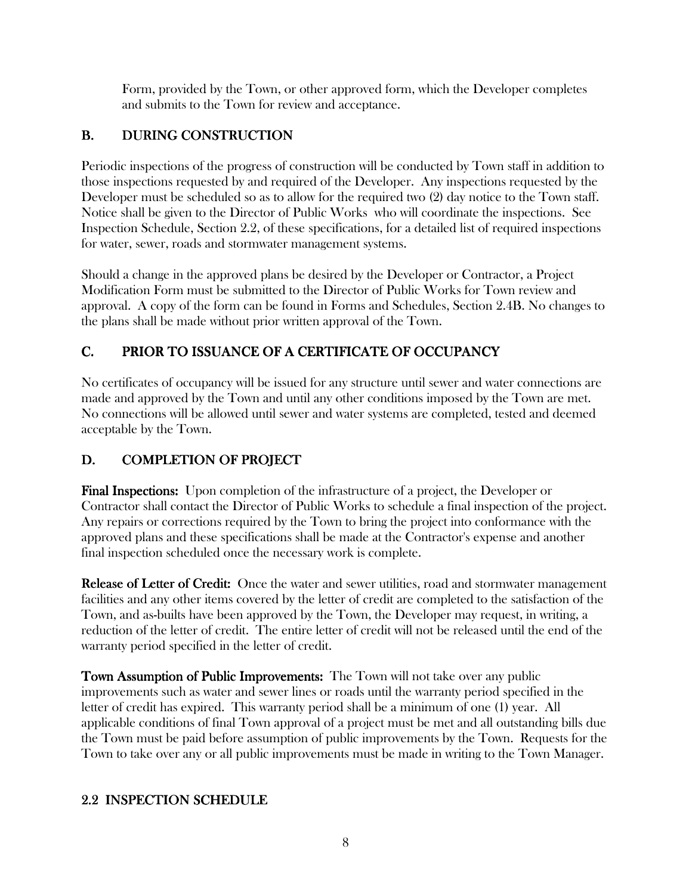Form, provided by the Town, or other approved form, which the Developer completes and submits to the Town for review and acceptance.

## B. DURING CONSTRUCTION

Periodic inspections of the progress of construction will be conducted by Town staff in addition to those inspections requested by and required of the Developer. Any inspections requested by the Developer must be scheduled so as to allow for the required two (2) day notice to the Town staff. Notice shall be given to the Director of Public Works who will coordinate the inspections. See Inspection Schedule, Section 2.2, of these specifications, for a detailed list of required inspections for water, sewer, roads and stormwater management systems.

Should a change in the approved plans be desired by the Developer or Contractor, a Project Modification Form must be submitted to the Director of Public Works for Town review and approval. A copy of the form can be found in Forms and Schedules, Section 2.4B. No changes to the plans shall be made without prior written approval of the Town.

## C. PRIOR TO ISSUANCE OF A CERTIFICATE OF OCCUPANCY

No certificates of occupancy will be issued for any structure until sewer and water connections are made and approved by the Town and until any other conditions imposed by the Town are met. No connections will be allowed until sewer and water systems are completed, tested and deemed acceptable by the Town.

## D. COMPLETION OF PROJECT

**Final Inspections:** Upon completion of the infrastructure of a project, the Developer or Contractor shall contact the Director of Public Works to schedule a final inspection of the project. Any repairs or corrections required by the Town to bring the project into conformance with the approved plans and these specifications shall be made at the Contractor's expense and another final inspection scheduled once the necessary work is complete.

**Release of Letter of Credit:** Once the water and sewer utilities, road and stormwater management facilities and any other items covered by the letter of credit are completed to the satisfaction of the Town, and as-builts have been approved by the Town, the Developer may request, in writing, a reduction of the letter of credit. The entire letter of credit will not be released until the end of the warranty period specified in the letter of credit.

**Town Assumption of Public Improvements:** The Town will not take over any public improvements such as water and sewer lines or roads until the warranty period specified in the letter of credit has expired. This warranty period shall be a minimum of one (1) year. All applicable conditions of final Town approval of a project must be met and all outstanding bills due the Town must be paid before assumption of public improvements by the Town. Requests for the Town to take over any or all public improvements must be made in writing to the Town Manager.

## 2.2 INSPECTION SCHEDULE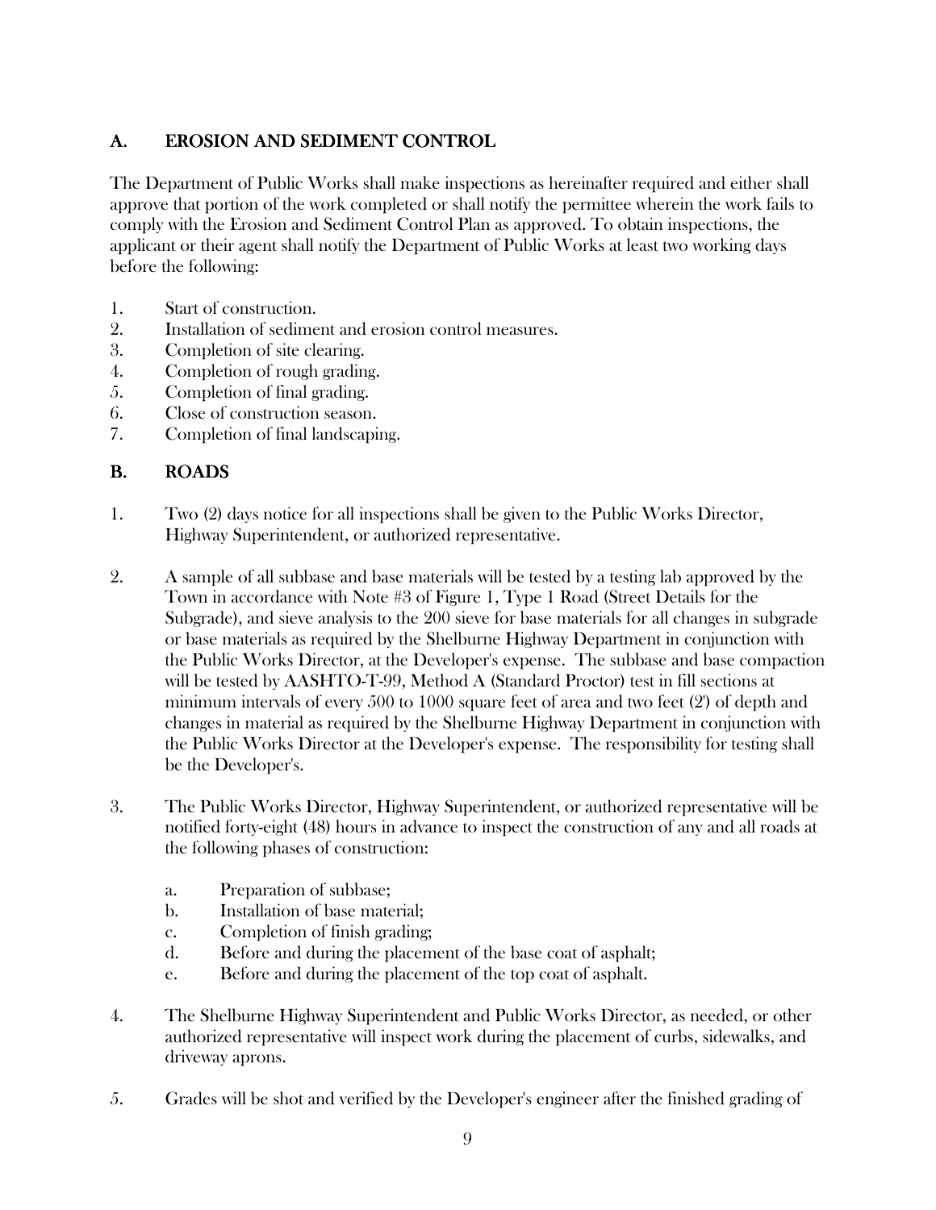## A. EROSION AND SEDIMENT CONTROL

The Department of Public Works shall make inspections as hereinafter required and either shall approve that portion of the work completed or shall notify the permittee wherein the work fails to comply with the Erosion and Sediment Control Plan as approved. To obtain inspections, the applicant or their agent shall notify the Department of Public Works at least two working days before the following:

1. Start of construction.
2. Installation of sediment and erosion control measures.
3. Completion of site clearing.
4. Completion of rough grading.
5. Completion of final grading.
6. Close of construction season.
7. Completion of final landscaping.

## B. ROADS

1. Two (2) days notice for all inspections shall be given to the Public Works Director, Highway Superintendent, or authorized representative.

2. A sample of all subbase and base materials will be tested by a testing lab approved by the Town in accordance with Note #3 of Figure 1, Type 1 Road (Street Details for the Subgrade), and sieve analysis to the 200 sieve for base materials for all changes in subgrade or base materials as required by the Shelburne Highway Department in conjunction with the Public Works Director, at the Developer's expense. The subbase and base compaction will be tested by AASHTO-T-99, Method A (Standard Proctor) test in fill sections at minimum intervals of every 500 to 1000 square feet of area and two feet (2') of depth and changes in material as required by the Shelburne Highway Department in conjunction with the Public Works Director at the Developer's expense. The responsibility for testing shall be the Developer's.

3. The Public Works Director, Highway Superintendent, or authorized representative will be notified forty-eight (48) hours in advance to inspect the construction of any and all roads at the following phases of construction:

   a. Preparation of subbase;
   b. Installation of base material;
   c. Completion of finish grading;
   d. Before and during the placement of the base coat of asphalt;
   e. Before and during the placement of the top coat of asphalt.

4. The Shelburne Highway Superintendent and Public Works Director, as needed, or other authorized representative will inspect work during the placement of curbs, sidewalks, and driveway aprons.

5. Grades will be shot and verified by the Developer's engineer after the finished grading of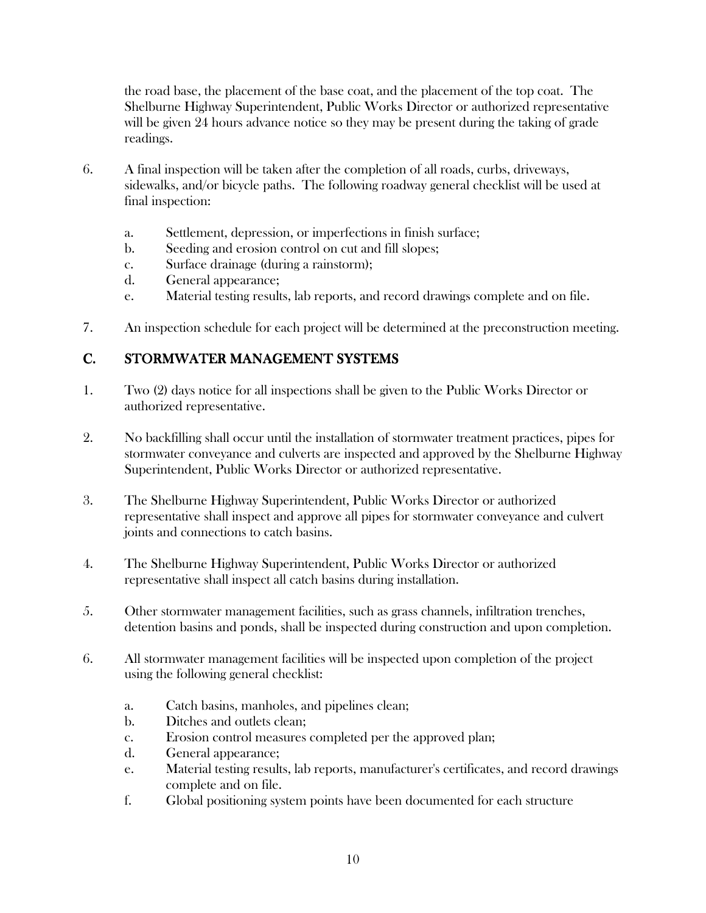the road base, the placement of the base coat, and the placement of the top coat. The Shelburne Highway Superintendent, Public Works Director or authorized representative will be given 24 hours advance notice so they may be present during the taking of grade readings.

6. A final inspection will be taken after the completion of all roads, curbs, driveways, sidewalks, and/or bicycle paths. The following roadway general checklist will be used at final inspection:

    a. Settlement, depression, or imperfections in finish surface;
    b. Seeding and erosion control on cut and fill slopes;
    c. Surface drainage (during a rainstorm);
    d. General appearance;
    e. Material testing results, lab reports, and record drawings complete and on file.

7. An inspection schedule for each project will be determined at the preconstruction meeting.

## C. STORMWATER MANAGEMENT SYSTEMS

1. Two (2) days notice for all inspections shall be given to the Public Works Director or authorized representative.

2. No backfilling shall occur until the installation of stormwater treatment practices, pipes for stormwater conveyance and culverts are inspected and approved by the Shelburne Highway Superintendent, Public Works Director or authorized representative.

3. The Shelburne Highway Superintendent, Public Works Director or authorized representative shall inspect and approve all pipes for stormwater conveyance and culvert joints and connections to catch basins.

4. The Shelburne Highway Superintendent, Public Works Director or authorized representative shall inspect all catch basins during installation.

5. Other stormwater management facilities, such as grass channels, infiltration trenches, detention basins and ponds, shall be inspected during construction and upon completion.

6. All stormwater management facilities will be inspected upon completion of the project using the following general checklist:

    a. Catch basins, manholes, and pipelines clean;
    b. Ditches and outlets clean;
    c. Erosion control measures completed per the approved plan;
    d. General appearance;
    e. Material testing results, lab reports, manufacturer's certificates, and record drawings complete and on file.
    f. Global positioning system points have been documented for each structure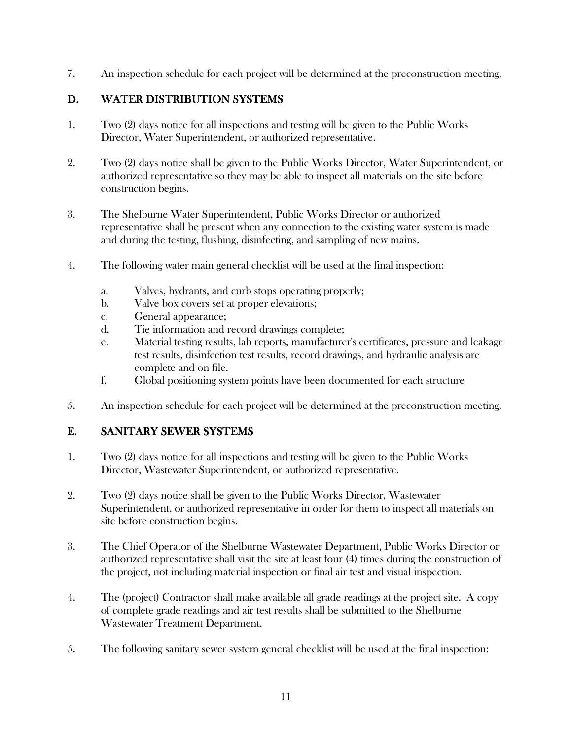7. An inspection schedule for each project will be determined at the preconstruction meeting.

## D. WATER DISTRIBUTION SYSTEMS

1. Two (2) days notice for all inspections and testing will be given to the Public Works Director, Water Superintendent, or authorized representative.

2. Two (2) days notice shall be given to the Public Works Director, Water Superintendent, or authorized representative so they may be able to inspect all materials on the site before construction begins.

3. The Shelburne Water Superintendent, Public Works Director or authorized representative shall be present when any connection to the existing water system is made and during the testing, flushing, disinfecting, and sampling of new mains.

4. The following water main general checklist will be used at the final inspection:

   a. Valves, hydrants, and curb stops operating properly;
   b. Valve box covers set at proper elevations;
   c. General appearance;
   d. Tie information and record drawings complete;
   e. Material testing results, lab reports, manufacturer's certificates, pressure and leakage test results, disinfection test results, record drawings, and hydraulic analysis are complete and on file.
   f. Global positioning system points have been documented for each structure

5. An inspection schedule for each project will be determined at the preconstruction meeting.

## E. SANITARY SEWER SYSTEMS

1. Two (2) days notice for all inspections and testing will be given to the Public Works Director, Wastewater Superintendent, or authorized representative.

2. Two (2) days notice shall be given to the Public Works Director, Wastewater Superintendent, or authorized representative in order for them to inspect all materials on site before construction begins.

3. The Chief Operator of the Shelburne Wastewater Department, Public Works Director or authorized representative shall visit the site at least four (4) times during the construction of the project, not including material inspection or final air test and visual inspection.

4. The (project) Contractor shall make available all grade readings at the project site. A copy of complete grade readings and air test results shall be submitted to the Shelburne Wastewater Treatment Department.

5. The following sanitary sewer system general checklist will be used at the final inspection: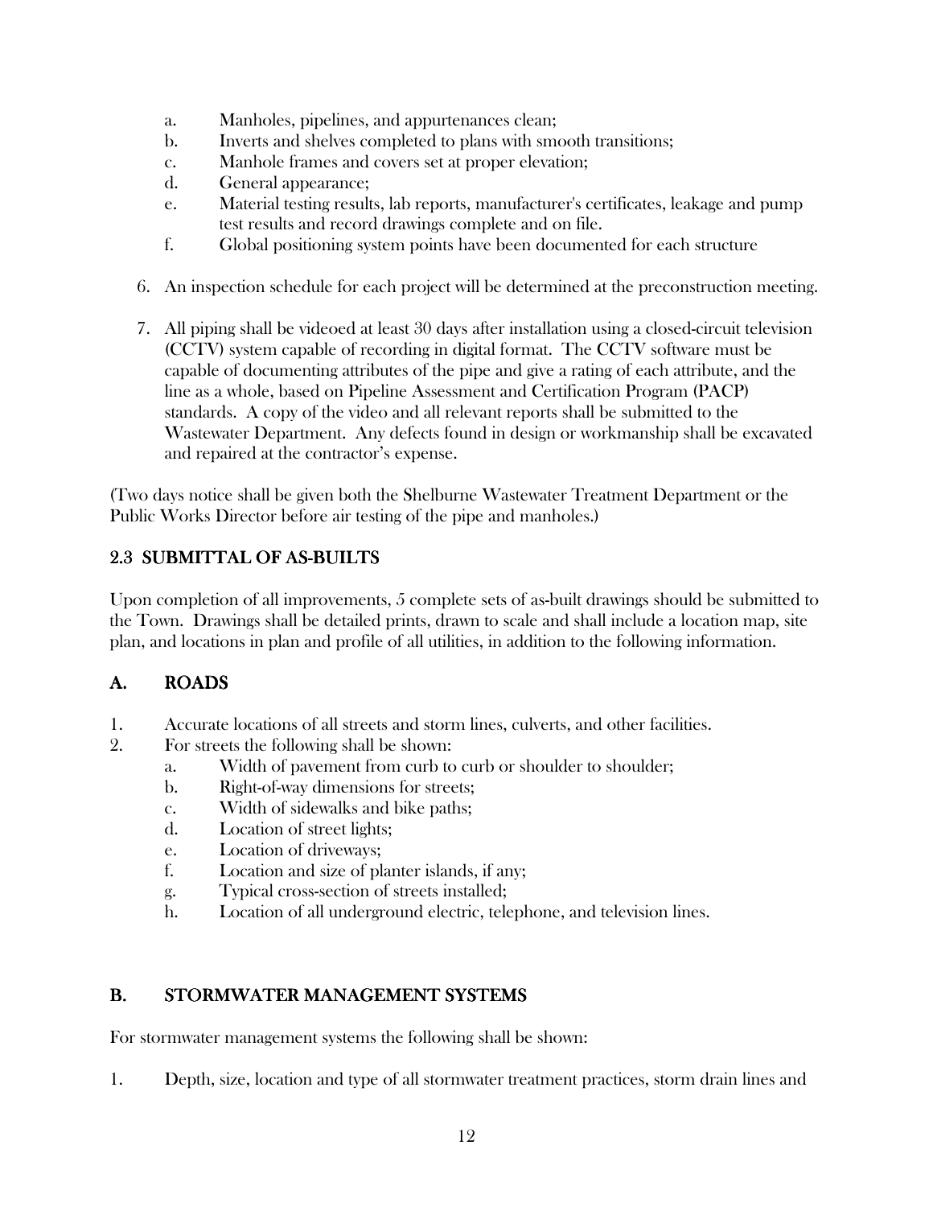a. Manholes, pipelines, and appurtenances clean;
b. Inverts and shelves completed to plans with smooth transitions;
c. Manhole frames and covers set at proper elevation;
d. General appearance;
e. Material testing results, lab reports, manufacturer's certificates, leakage and pump test results and record drawings complete and on file.
f. Global positioning system points have been documented for each structure

6. An inspection schedule for each project will be determined at the preconstruction meeting.

7. All piping shall be videoed at least 30 days after installation using a closed-circuit television (CCTV) system capable of recording in digital format. The CCTV software must be capable of documenting attributes of the pipe and give a rating of each attribute, and the line as a whole, based on Pipeline Assessment and Certification Program (PACP) standards. A copy of the video and all relevant reports shall be submitted to the Wastewater Department. Any defects found in design or workmanship shall be excavated and repaired at the contractor's expense.

(Two days notice shall be given both the Shelburne Wastewater Treatment Department or the Public Works Director before air testing of the pipe and manholes.)

## 2.3 SUBMITTAL OF AS-BUILTS

Upon completion of all improvements, 5 complete sets of as-built drawings should be submitted to the Town. Drawings shall be detailed prints, drawn to scale and shall include a location map, site plan, and locations in plan and profile of all utilities, in addition to the following information.

## A. ROADS

1. Accurate locations of all streets and storm lines, culverts, and other facilities.
2. For streets the following shall be shown:
   a. Width of pavement from curb to curb or shoulder to shoulder;
   b. Right-of-way dimensions for streets;
   c. Width of sidewalks and bike paths;
   d. Location of street lights;
   e. Location of driveways;
   f. Location and size of planter islands, if any;
   g. Typical cross-section of streets installed;
   h. Location of all underground electric, telephone, and television lines.

## B. STORMWATER MANAGEMENT SYSTEMS

For stormwater management systems the following shall be shown:

1. Depth, size, location and type of all stormwater treatment practices, storm drain lines and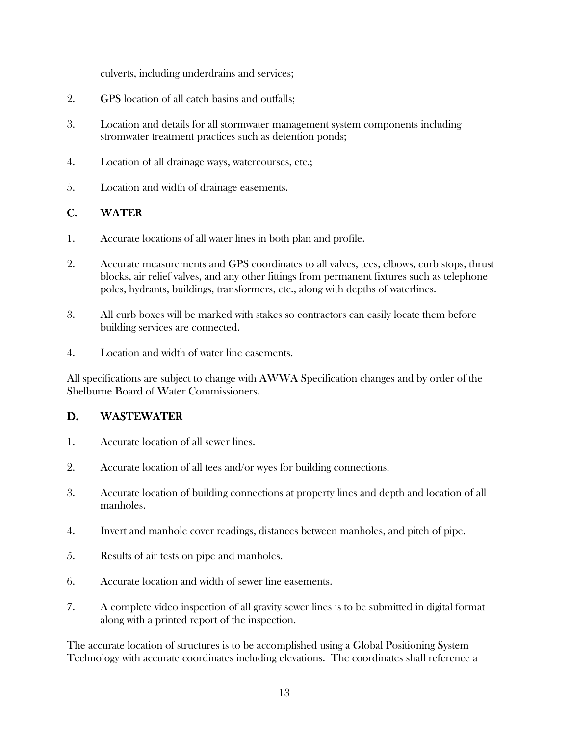culverts, including underdrains and services;

2. GPS location of all catch basins and outfalls;

3. Location and details for all stormwater management system components including stromwater treatment practices such as detention ponds;

4. Location of all drainage ways, watercourses, etc.;

5. Location and width of drainage easements.

## C. WATER

1. Accurate locations of all water lines in both plan and profile.

2. Accurate measurements and GPS coordinates to all valves, tees, elbows, curb stops, thrust blocks, air relief valves, and any other fittings from permanent fixtures such as telephone poles, hydrants, buildings, transformers, etc., along with depths of waterlines.

3. All curb boxes will be marked with stakes so contractors can easily locate them before building services are connected.

4. Location and width of water line easements.

All specifications are subject to change with AWWA Specification changes and by order of the Shelburne Board of Water Commissioners.

## D. WASTEWATER

1. Accurate location of all sewer lines.

2. Accurate location of all tees and/or wyes for building connections.

3. Accurate location of building connections at property lines and depth and location of all manholes.

4. Invert and manhole cover readings, distances between manholes, and pitch of pipe.

5. Results of air tests on pipe and manholes.

6. Accurate location and width of sewer line easements.

7. A complete video inspection of all gravity sewer lines is to be submitted in digital format along with a printed report of the inspection.

The accurate location of structures is to be accomplished using a Global Positioning System Technology with accurate coordinates including elevations. The coordinates shall reference a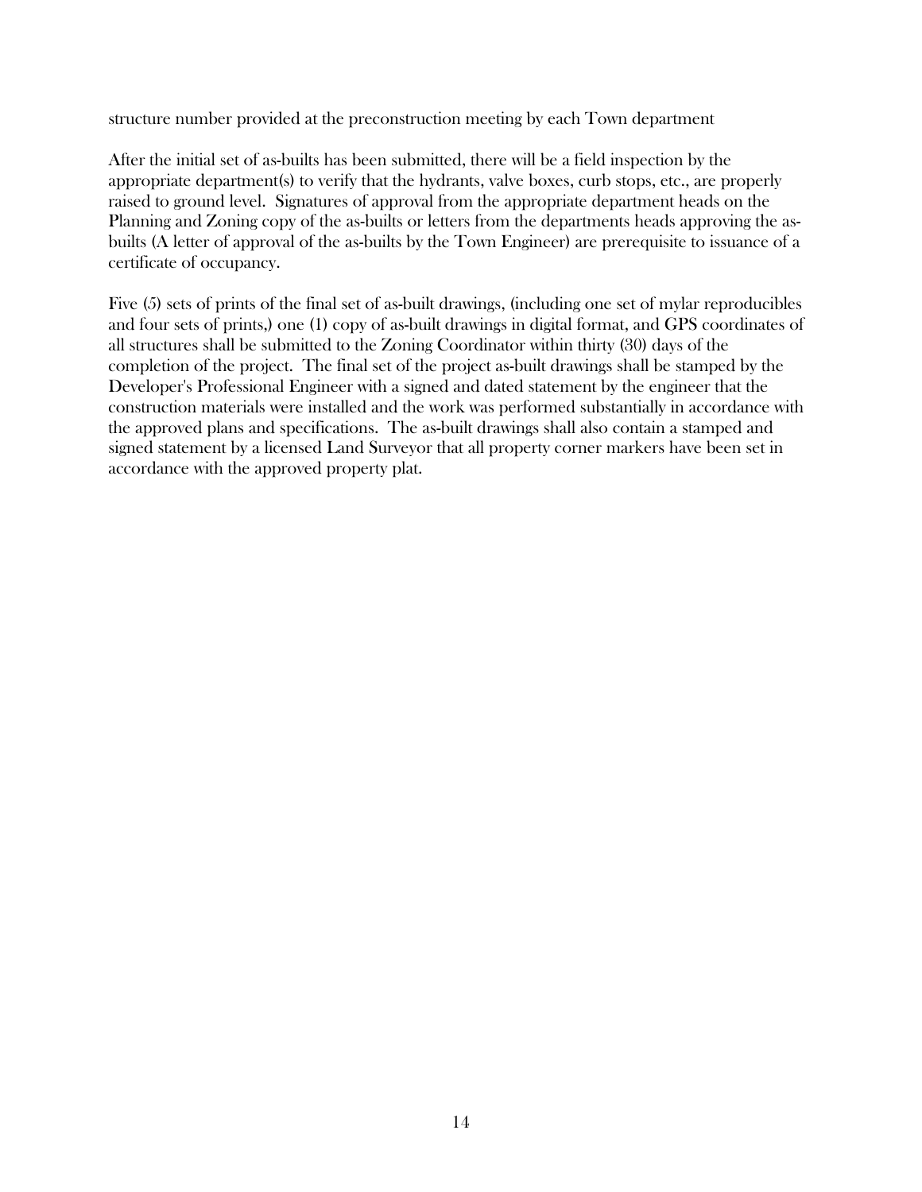structure number provided at the preconstruction meeting by each Town department

After the initial set of as-builts has been submitted, there will be a field inspection by the appropriate department(s) to verify that the hydrants, valve boxes, curb stops, etc., are properly raised to ground level. Signatures of approval from the appropriate department heads on the Planning and Zoning copy of the as-builts or letters from the departments heads approving the as-builts (A letter of approval of the as-builts by the Town Engineer) are prerequisite to issuance of a certificate of occupancy.

Five (5) sets of prints of the final set of as-built drawings, (including one set of mylar reproducibles and four sets of prints,) one (1) copy of as-built drawings in digital format, and GPS coordinates of all structures shall be submitted to the Zoning Coordinator within thirty (30) days of the completion of the project. The final set of the project as-built drawings shall be stamped by the Developer's Professional Engineer with a signed and dated statement by the engineer that the construction materials were installed and the work was performed substantially in accordance with the approved plans and specifications. The as-built drawings shall also contain a stamped and signed statement by a licensed Land Surveyor that all property corner markers have been set in accordance with the approved property plat.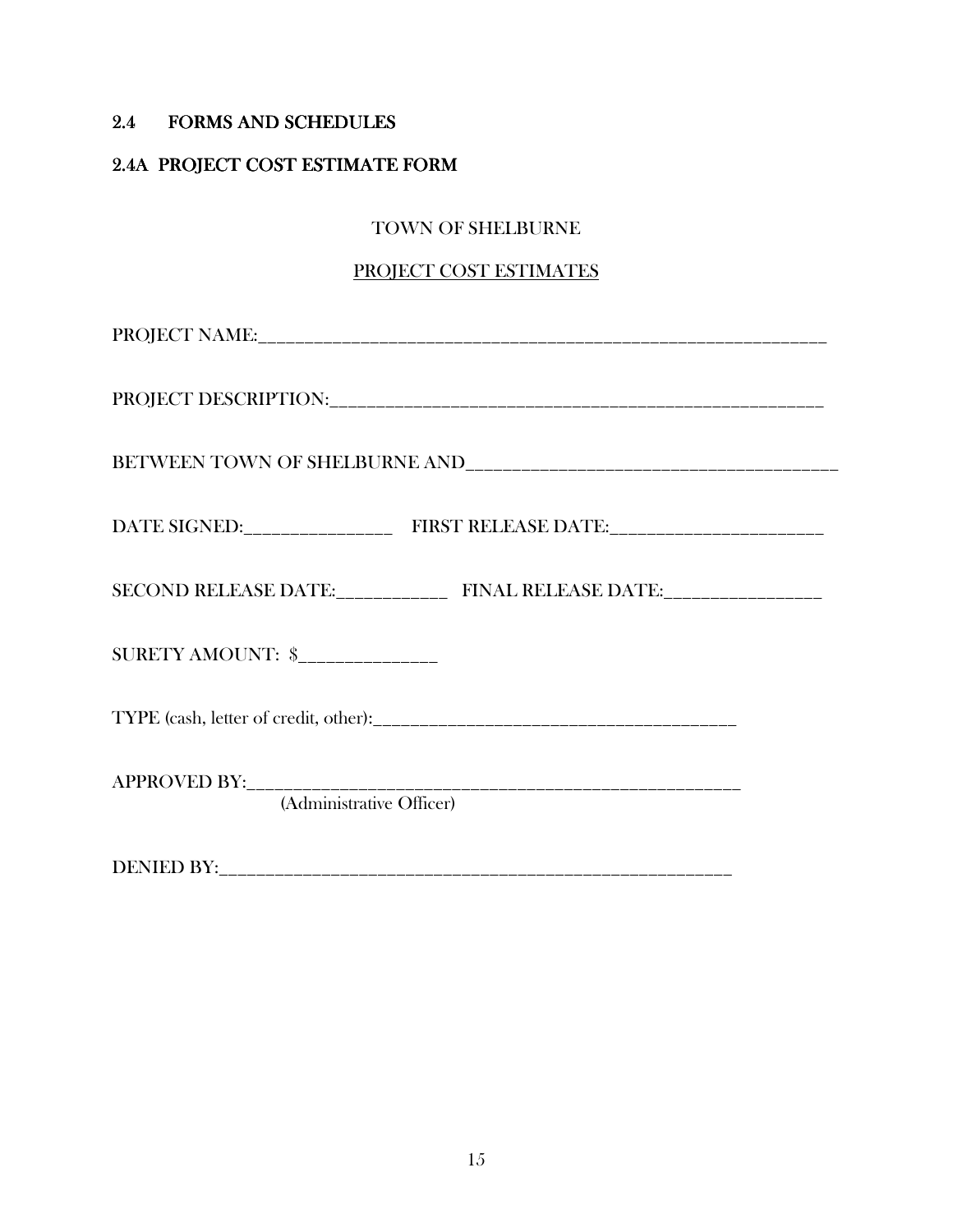## 2.4 FORMS AND SCHEDULES

### 2.4A PROJECT COST ESTIMATE FORM

TOWN OF SHELBURNE

PROJECT COST ESTIMATES

PROJECT NAME:_______________________________________________________________

PROJECT DESCRIPTION:_________________________________________________________

BETWEEN TOWN OF SHELBURNE AND____________________________________________

DATE SIGNED:________________ FIRST RELEASE DATE:______________________

SECOND RELEASE DATE:____________ FIRST RELEASE DATE:_________________

SURETY AMOUNT: $_______________

TYPE (cash, letter of credit, other):_______________________________________

APPROVED BY:____________________________________________________
(Administrative Officer)

DENIED BY:______________________________________________________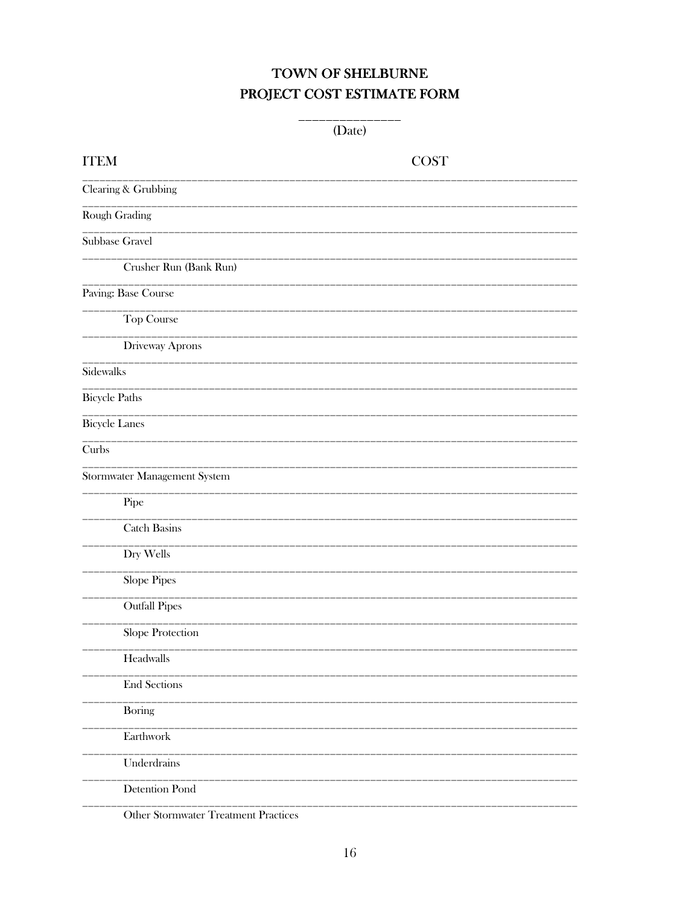# TOWN OF SHELBURNE
# PROJECT COST ESTIMATE FORM

_______________
(Date)

| ITEM | COST |
|---|---|
| Clearing & Grubbing | |
| Rough Grading | |
| Subbase Gravel | |
| Crusher Run (Bank Run) | |
| Paving: Base Course | |
| Top Course | |
| Driveway Aprons | |
| Sidewalks | |
| Bicycle Paths | |
| Bicycle Lanes | |
| Curbs | |
| Stormwater Management System | |
| Pipe | |
| Catch Basins | |
| Dry Wells | |
| Slope Pipes | |
| Outfall Pipes | |
| Slope Protection | |
| Headwalls | |
| End Sections | |
| Boring | |
| Earthwork | |
| Underdrains | |
| Detention Pond | |
| Other Stormwater Treatment Practices | |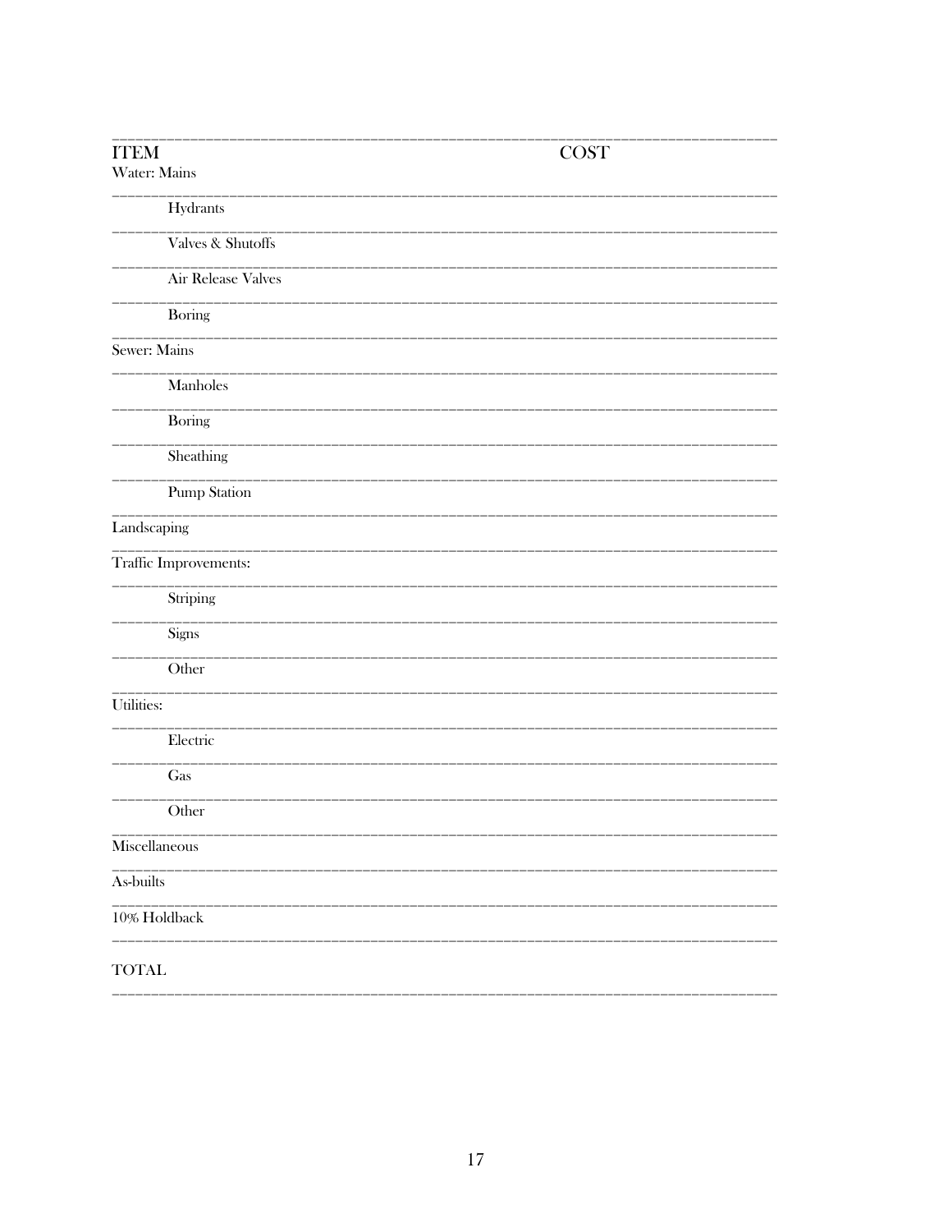| ITEM | COST |
|---|---|
| Water: Mains | |
| Hydrants | |
| Valves & Shutoffs | |
| Air Release Valves | |
| Boring | |
| Sewer: Mains | |
| Manholes | |
| Boring | |
| Sheathing | |
| Pump Station | |
| Landscaping | |
| Traffic Improvements: | |
| Striping | |
| Signs | |
| Other | |
| Utilities: | |
| Electric | |
| Gas | |
| Other | |
| Miscellaneous | |
| As-builts | |
| 10% Holdback | |
| TOTAL | |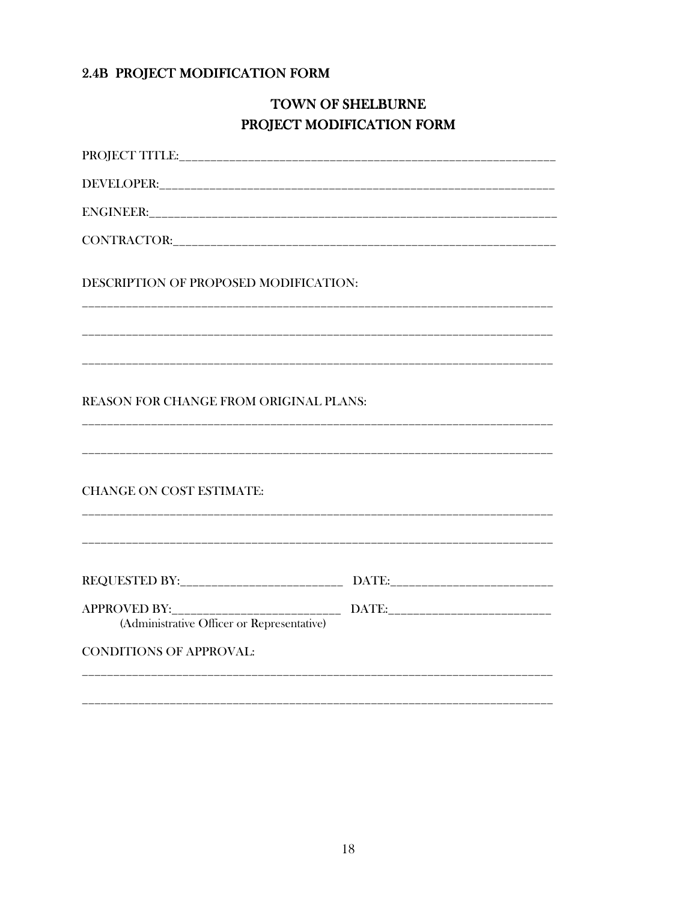## 2.4B PROJECT MODIFICATION FORM

# TOWN OF SHELBURNE
# PROJECT MODIFICATION FORM

PROJECT TITLE:_______________________________________________________________

DEVELOPER:__________________________________________________________________

ENGINEER:___________________________________________________________________

CONTRACTOR:_________________________________________________________________

DESCRIPTION OF PROPOSED MODIFICATION:

_____________________________________________________________________________

_____________________________________________________________________________

_____________________________________________________________________________

REASON FOR CHANGE FROM ORIGINAL PLANS:

_____________________________________________________________________________

_____________________________________________________________________________

CHANGE ON COST ESTIMATE:

_____________________________________________________________________________

_____________________________________________________________________________

REQUESTED BY:__________________________ DATE:_________________________

APPROVED BY:___________________________ DATE:_________________________
(Administrative Officer or Representative)

CONDITIONS OF APPROVAL:

_____________________________________________________________________________

_____________________________________________________________________________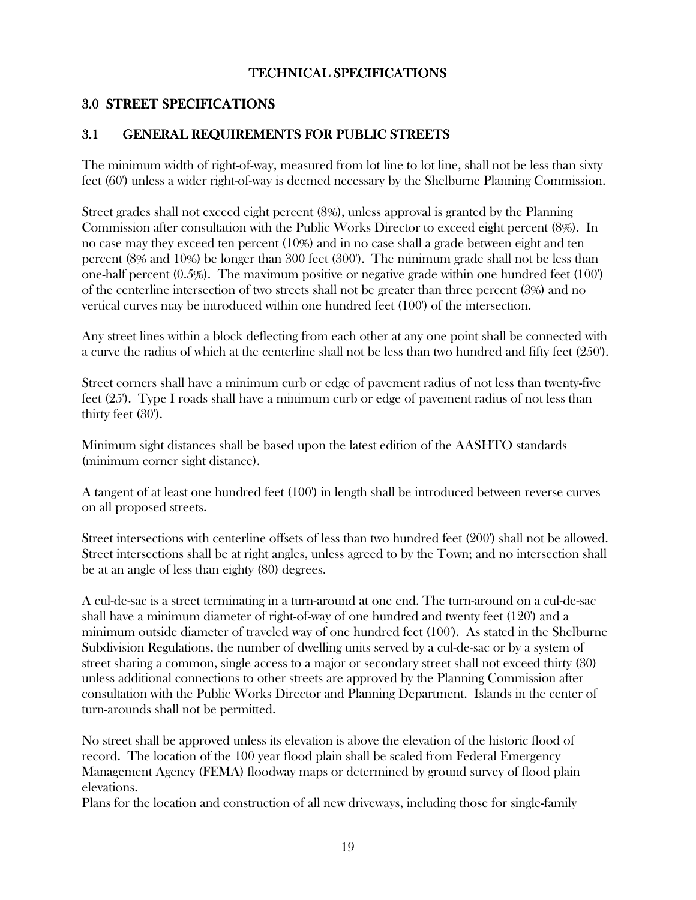## TECHNICAL SPECIFICATIONS

# 3.0 STREET SPECIFICATIONS

## 3.1 GENERAL REQUIREMENTS FOR PUBLIC STREETS

The minimum width of right-of-way, measured from lot line to lot line, shall not be less than sixty feet (60') unless a wider right-of-way is deemed necessary by the Shelburne Planning Commission.

Street grades shall not exceed eight percent (8%), unless approval is granted by the Planning Commission after consultation with the Public Works Director to exceed eight percent (8%). In no case may they exceed ten percent (10%) and in no case shall a grade between eight and ten percent (8% and 10%) be longer than 300 feet (300'). The minimum grade shall not be less than one-half percent (0.5%). The maximum positive or negative grade within one hundred feet (100') of the centerline intersection of two streets shall not be greater than three percent (3%) and no vertical curves may be introduced within one hundred feet (100') of the intersection.

Any street lines within a block deflecting from each other at any one point shall be connected with a curve the radius of which at the centerline shall not be less than two hundred and fifty feet (250').

Street corners shall have a minimum curb or edge of pavement radius of not less than twenty-five feet (25'). Type I roads shall have a minimum curb or edge of pavement radius of not less than thirty feet (30').

Minimum sight distances shall be based upon the latest edition of the AASHTO standards (minimum corner sight distance).

A tangent of at least one hundred feet (100') in length shall be introduced between reverse curves on all proposed streets.

Street intersections with centerline offsets of less than two hundred feet (200') shall not be allowed. Street intersections shall be at right angles, unless agreed to by the Town; and no intersection shall be at an angle of less than eighty (80) degrees.

A cul-de-sac is a street terminating in a turn-around at one end. The turn-around on a cul-de-sac shall have a minimum diameter of right-of-way of one hundred and twenty feet (120') and a minimum outside diameter of traveled way of one hundred feet (100'). As stated in the Shelburne Subdivision Regulations, the number of dwelling units served by a cul-de-sac or by a system of street sharing a common, single access to a major or secondary street shall not exceed thirty (30) unless additional connections to other streets are approved by the Planning Commission after consultation with the Public Works Director and Planning Department. Islands in the center of turn-arounds shall not be permitted.

No street shall be approved unless its elevation is above the elevation of the historic flood of record. The location of the 100 year flood plain shall be scaled from Federal Emergency Management Agency (FEMA) floodway maps or determined by ground survey of flood plain elevations.

Plans for the location and construction of all new driveways, including those for single-family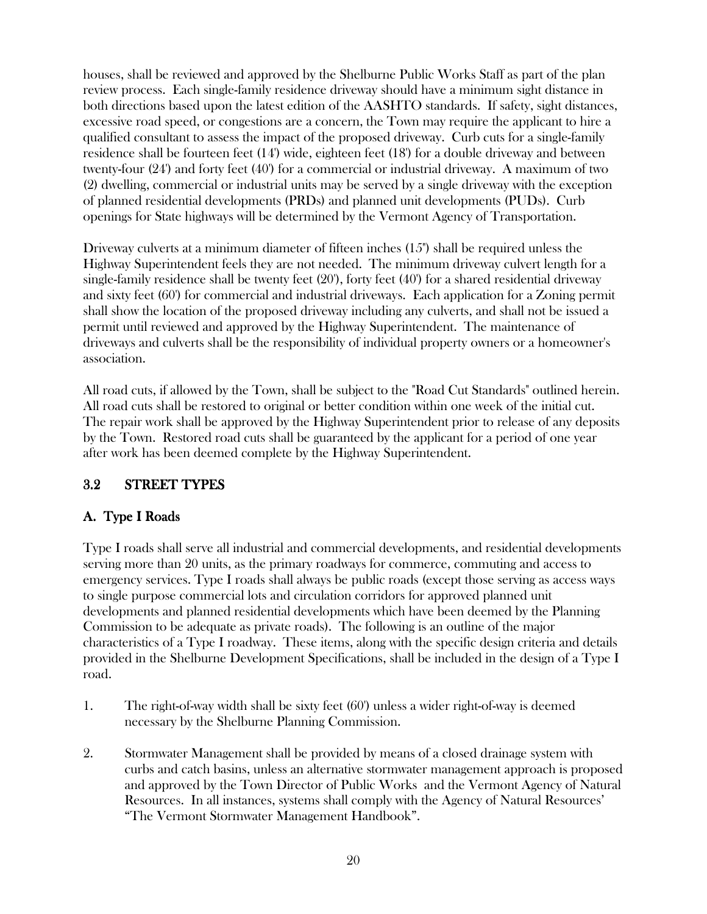houses, shall be reviewed and approved by the Shelburne Public Works Staff as part of the plan review process. Each single-family residence driveway should have a minimum sight distance in both directions based upon the latest edition of the AASHTO standards. If safety, sight distances, excessive road speed, or congestions are a concern, the Town may require the applicant to hire a qualified consultant to assess the impact of the proposed driveway. Curb cuts for a single-family residence shall be fourteen feet (14') wide, eighteen feet (18') for a double driveway and between twenty-four (24') and forty feet (40') for a commercial or industrial driveway. A maximum of two (2) dwelling, commercial or industrial units may be served by a single driveway with the exception of planned residential developments (PRDs) and planned unit developments (PUDs). Curb openings for State highways will be determined by the Vermont Agency of Transportation.

Driveway culverts at a minimum diameter of fifteen inches (15") shall be required unless the Highway Superintendent feels they are not needed. The minimum driveway culvert length for a single-family residence shall be twenty feet (20'), forty feet (40') for a shared residential driveway and sixty feet (60') for commercial and industrial driveways. Each application for a Zoning permit shall show the location of the proposed driveway including any culverts, and shall not be issued a permit until reviewed and approved by the Highway Superintendent. The maintenance of driveways and culverts shall be the responsibility of individual property owners or a homeowner's association.

All road cuts, if allowed by the Town, shall be subject to the "Road Cut Standards" outlined herein. All road cuts shall be restored to original or better condition within one week of the initial cut. The repair work shall be approved by the Highway Superintendent prior to release of any deposits by the Town. Restored road cuts shall be guaranteed by the applicant for a period of one year after work has been deemed complete by the Highway Superintendent.

## 3.2 STREET TYPES

### A. Type I Roads

Type I roads shall serve all industrial and commercial developments, and residential developments serving more than 20 units, as the primary roadways for commerce, commuting and access to emergency services. Type I roads shall always be public roads (except those serving as access ways to single purpose commercial lots and circulation corridors for approved planned unit developments and planned residential developments which have been deemed by the Planning Commission to be adequate as private roads). The following is an outline of the major characteristics of a Type I roadway. These items, along with the specific design criteria and details provided in the Shelburne Development Specifications, shall be included in the design of a Type I road.

1. The right-of-way width shall be sixty feet (60') unless a wider right-of-way is deemed necessary by the Shelburne Planning Commission.

2. Stormwater Management shall be provided by means of a closed drainage system with curbs and catch basins, unless an alternative stormwater management approach is proposed and approved by the Town Director of Public Works and the Vermont Agency of Natural Resources. In all instances, systems shall comply with the Agency of Natural Resources' "The Vermont Stormwater Management Handbook".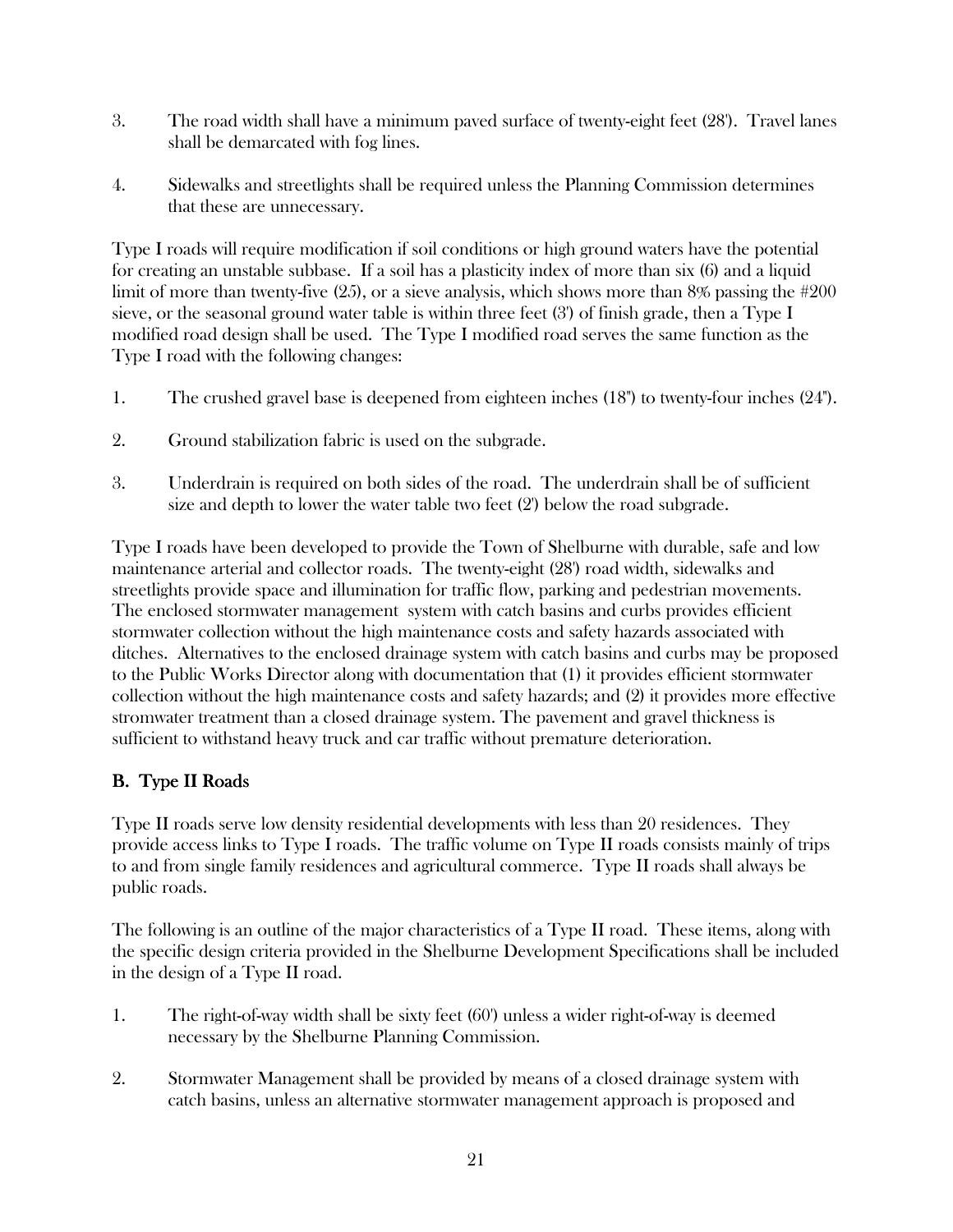3. The road width shall have a minimum paved surface of twenty-eight feet (28'). Travel lanes shall be demarcated with fog lines.

4. Sidewalks and streetlights shall be required unless the Planning Commission determines that these are unnecessary.

Type I roads will require modification if soil conditions or high ground waters have the potential for creating an unstable subbase. If a soil has a plasticity index of more than six (6) and a liquid limit of more than twenty-five (25), or a sieve analysis, which shows more than 8% passing the #200 sieve, or the seasonal ground water table is within three feet (3') of finish grade, then a Type I modified road design shall be used. The Type I modified road serves the same function as the Type I road with the following changes:

1. The crushed gravel base is deepened from eighteen inches (18") to twenty-four inches (24").

2. Ground stabilization fabric is used on the subgrade.

3. Underdrain is required on both sides of the road. The underdrain shall be of sufficient size and depth to lower the water table two feet (2') below the road subgrade.

Type I roads have been developed to provide the Town of Shelburne with durable, safe and low maintenance arterial and collector roads. The twenty-eight (28') road width, sidewalks and streetlights provide space and illumination for traffic flow, parking and pedestrian movements. The enclosed stormwater management system with catch basins and curbs provides efficient stormwater collection without the high maintenance costs and safety hazards associated with ditches. Alternatives to the enclosed drainage system with catch basins and curbs may be proposed to the Public Works Director along with documentation that (1) it provides efficient stormwater collection without the high maintenance costs and safety hazards; and (2) it provides more effective stromwater treatment than a closed drainage system. The pavement and gravel thickness is sufficient to withstand heavy truck and car traffic without premature deterioration.

## B. Type II Roads

Type II roads serve low density residential developments with less than 20 residences. They provide access links to Type I roads. The traffic volume on Type II roads consists mainly of trips to and from single family residences and agricultural commerce. Type II roads shall always be public roads.

The following is an outline of the major characteristics of a Type II road. These items, along with the specific design criteria provided in the Shelburne Development Specifications shall be included in the design of a Type II road.

1. The right-of-way width shall be sixty feet (60') unless a wider right-of-way is deemed necessary by the Shelburne Planning Commission.

2. Stormwater Management shall be provided by means of a closed drainage system with catch basins, unless an alternative stormwater management approach is proposed and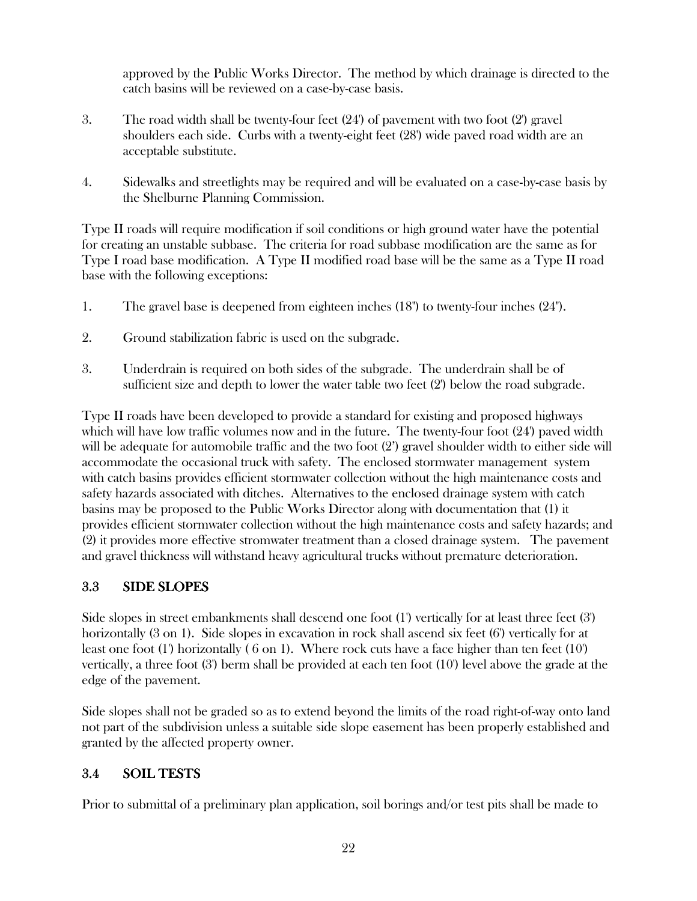approved by the Public Works Director. The method by which drainage is directed to the catch basins will be reviewed on a case-by-case basis.

3. The road width shall be twenty-four feet (24') of pavement with two foot (2') gravel shoulders each side. Curbs with a twenty-eight feet (28') wide paved road width are an acceptable substitute.

4. Sidewalks and streetlights may be required and will be evaluated on a case-by-case basis by the Shelburne Planning Commission.

Type II roads will require modification if soil conditions or high ground water have the potential for creating an unstable subbase. The criteria for road subbase modification are the same as for Type I road base modification. A Type II modified road base will be the same as a Type II road base with the following exceptions:

1. The gravel base is deepened from eighteen inches (18") to twenty-four inches (24").

2. Ground stabilization fabric is used on the subgrade.

3. Underdrain is required on both sides of the subgrade. The underdrain shall be of sufficient size and depth to lower the water table two feet (2') below the road subgrade.

Type II roads have been developed to provide a standard for existing and proposed highways which will have low traffic volumes now and in the future. The twenty-four foot (24') paved width will be adequate for automobile traffic and the two foot (2') gravel shoulder width to either side will accommodate the occasional truck with safety. The enclosed stormwater management system with catch basins provides efficient stormwater collection without the high maintenance costs and safety hazards associated with ditches. Alternatives to the enclosed drainage system with catch basins may be proposed to the Public Works Director along with documentation that (1) it provides efficient stormwater collection without the high maintenance costs and safety hazards; and (2) it provides more effective stromwater treatment than a closed drainage system. The pavement and gravel thickness will withstand heavy agricultural trucks without premature deterioration.

## 3.3 SIDE SLOPES

Side slopes in street embankments shall descend one foot (1') vertically for at least three feet (3') horizontally (3 on 1). Side slopes in excavation in rock shall ascend six feet (6') vertically for at least one foot (1') horizontally ( 6 on 1). Where rock cuts have a face higher than ten feet (10') vertically, a three foot (3') berm shall be provided at each ten foot (10') level above the grade at the edge of the pavement.

Side slopes shall not be graded so as to extend beyond the limits of the road right-of-way onto land not part of the subdivision unless a suitable side slope easement has been properly established and granted by the affected property owner.

## 3.4 SOIL TESTS

Prior to submittal of a preliminary plan application, soil borings and/or test pits shall be made to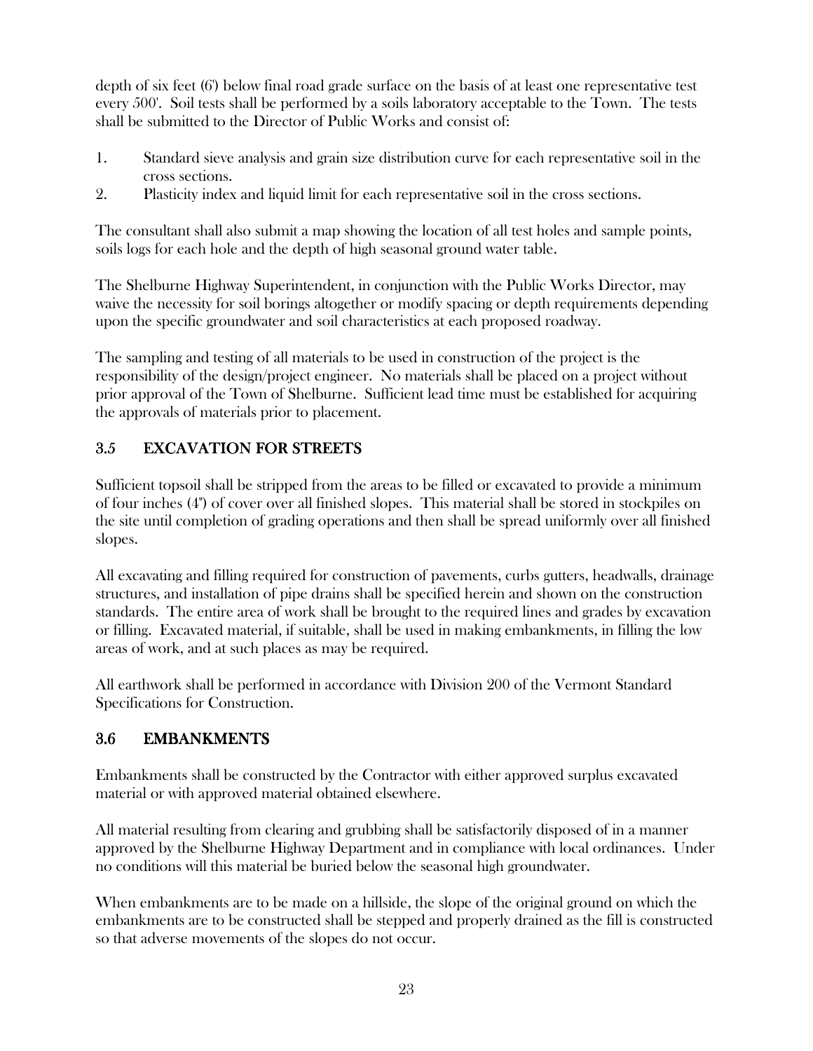depth of six feet (6') below final road grade surface on the basis of at least one representative test every 500'. Soil tests shall be performed by a soils laboratory acceptable to the Town. The tests shall be submitted to the Director of Public Works and consist of:

1. Standard sieve analysis and grain size distribution curve for each representative soil in the cross sections.
2. Plasticity index and liquid limit for each representative soil in the cross sections.

The consultant shall also submit a map showing the location of all test holes and sample points, soils logs for each hole and the depth of high seasonal ground water table.

The Shelburne Highway Superintendent, in conjunction with the Public Works Director, may waive the necessity for soil borings altogether or modify spacing or depth requirements depending upon the specific groundwater and soil characteristics at each proposed roadway.

The sampling and testing of all materials to be used in construction of the project is the responsibility of the design/project engineer. No materials shall be placed on a project without prior approval of the Town of Shelburne. Sufficient lead time must be established for acquiring the approvals of materials prior to placement.

## 3.5 EXCAVATION FOR STREETS

Sufficient topsoil shall be stripped from the areas to be filled or excavated to provide a minimum of four inches (4") of cover over all finished slopes. This material shall be stored in stockpiles on the site until completion of grading operations and then shall be spread uniformly over all finished slopes.

All excavating and filling required for construction of pavements, curbs gutters, headwalls, drainage structures, and installation of pipe drains shall be specified herein and shown on the construction standards. The entire area of work shall be brought to the required lines and grades by excavation or filling. Excavated material, if suitable, shall be used in making embankments, in filling the low areas of work, and at such places as may be required.

All earthwork shall be performed in accordance with Division 200 of the Vermont Standard Specifications for Construction.

## 3.6 EMBANKMENTS

Embankments shall be constructed by the Contractor with either approved surplus excavated material or with approved material obtained elsewhere.

All material resulting from clearing and grubbing shall be satisfactorily disposed of in a manner approved by the Shelburne Highway Department and in compliance with local ordinances. Under no conditions will this material be buried below the seasonal high groundwater.

When embankments are to be made on a hillside, the slope of the original ground on which the embankments are to be constructed shall be stepped and properly drained as the fill is constructed so that adverse movements of the slopes do not occur.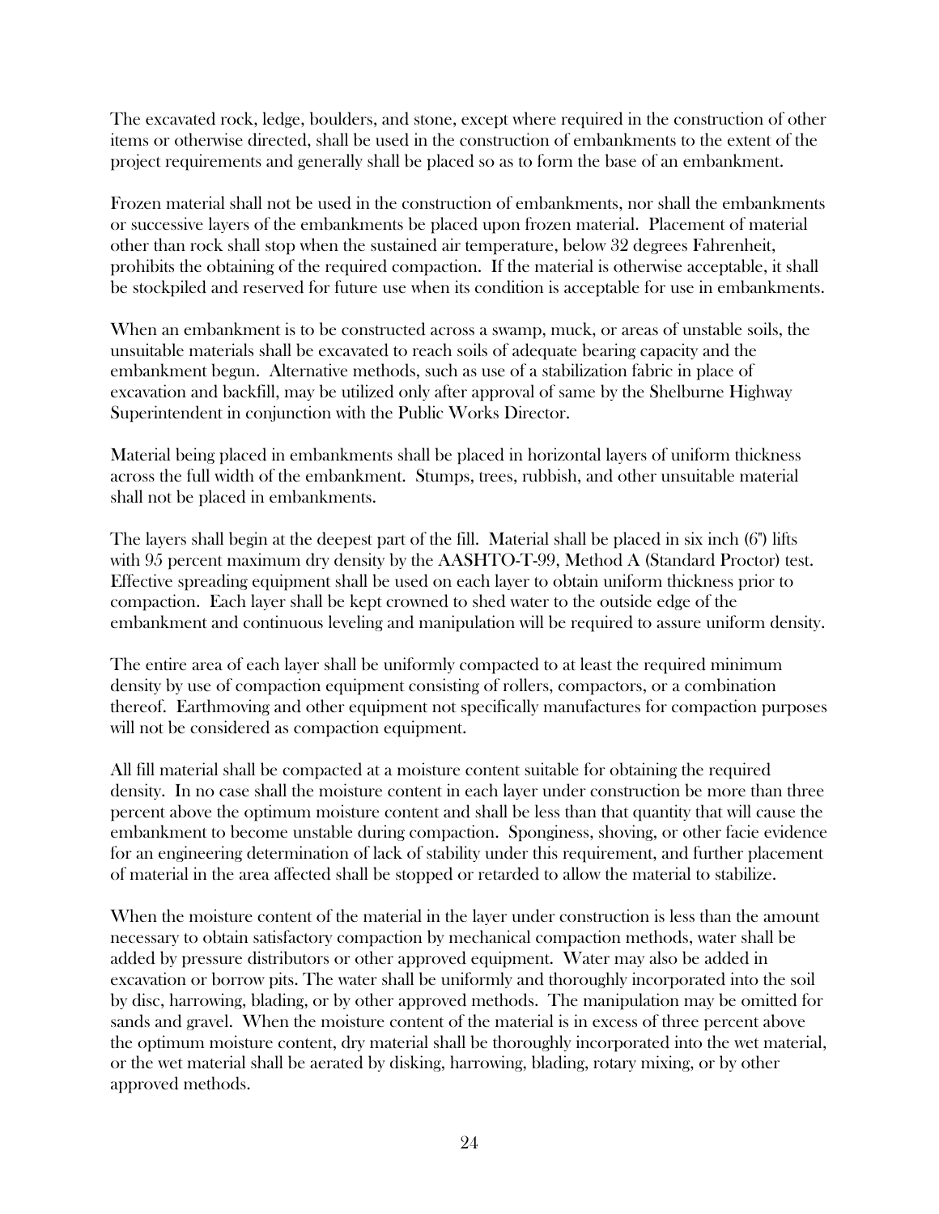The excavated rock, ledge, boulders, and stone, except where required in the construction of other items or otherwise directed, shall be used in the construction of embankments to the extent of the project requirements and generally shall be placed so as to form the base of an embankment.

Frozen material shall not be used in the construction of embankments, nor shall the embankments or successive layers of the embankments be placed upon frozen material. Placement of material other than rock shall stop when the sustained air temperature, below 32 degrees Fahrenheit, prohibits the obtaining of the required compaction. If the material is otherwise acceptable, it shall be stockpiled and reserved for future use when its condition is acceptable for use in embankments.

When an embankment is to be constructed across a swamp, muck, or areas of unstable soils, the unsuitable materials shall be excavated to reach soils of adequate bearing capacity and the embankment begun. Alternative methods, such as use of a stabilization fabric in place of excavation and backfill, may be utilized only after approval of same by the Shelburne Highway Superintendent in conjunction with the Public Works Director.

Material being placed in embankments shall be placed in horizontal layers of uniform thickness across the full width of the embankment. Stumps, trees, rubbish, and other unsuitable material shall not be placed in embankments.

The layers shall begin at the deepest part of the fill. Material shall be placed in six inch (6") lifts with 95 percent maximum dry density by the AASHTO-T-99, Method A (Standard Proctor) test. Effective spreading equipment shall be used on each layer to obtain uniform thickness prior to compaction. Each layer shall be kept crowned to shed water to the outside edge of the embankment and continuous leveling and manipulation will be required to assure uniform density.

The entire area of each layer shall be uniformly compacted to at least the required minimum density by use of compaction equipment consisting of rollers, compactors, or a combination thereof. Earthmoving and other equipment not specifically manufactures for compaction purposes will not be considered as compaction equipment.

All fill material shall be compacted at a moisture content suitable for obtaining the required density. In no case shall the moisture content in each layer under construction be more than three percent above the optimum moisture content and shall be less than that quantity that will cause the embankment to become unstable during compaction. Sponginess, shoving, or other facie evidence for an engineering determination of lack of stability under this requirement, and further placement of material in the area affected shall be stopped or retarded to allow the material to stabilize.

When the moisture content of the material in the layer under construction is less than the amount necessary to obtain satisfactory compaction by mechanical compaction methods, water shall be added by pressure distributors or other approved equipment. Water may also be added in excavation or borrow pits. The water shall be uniformly and thoroughly incorporated into the soil by disc, harrowing, blading, or by other approved methods. The manipulation may be omitted for sands and gravel. When the moisture content of the material is in excess of three percent above the optimum moisture content, dry material shall be thoroughly incorporated into the wet material, or the wet material shall be aerated by disking, harrowing, blading, rotary mixing, or by other approved methods.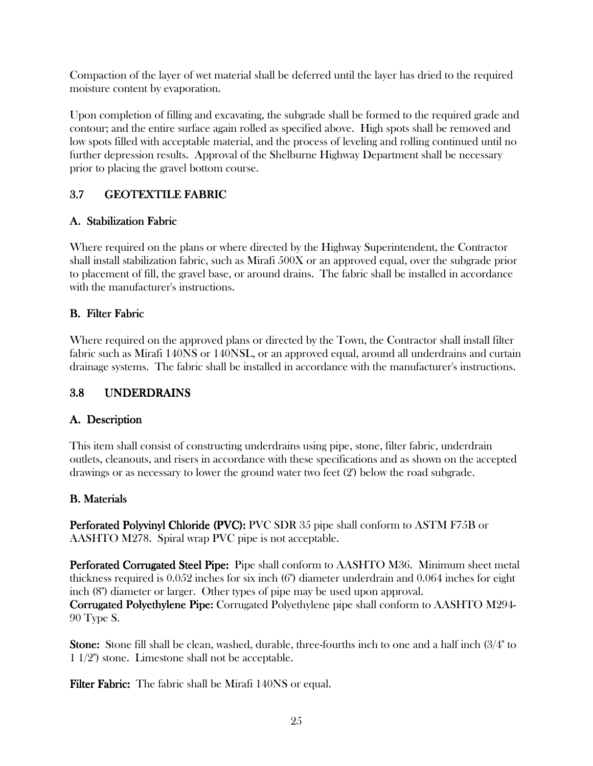Compaction of the layer of wet material shall be deferred until the layer has dried to the required moisture content by evaporation.

Upon completion of filling and excavating, the subgrade shall be formed to the required grade and contour; and the entire surface again rolled as specified above. High spots shall be removed and low spots filled with acceptable material, and the process of leveling and rolling continued until no further depression results. Approval of the Shelburne Highway Department shall be necessary prior to placing the gravel bottom course.

## 3.7 GEOTEXTILE FABRIC

### A. Stabilization Fabric

Where required on the plans or where directed by the Highway Superintendent, the Contractor shall install stabilization fabric, such as Mirafi 500X or an approved equal, over the subgrade prior to placement of fill, the gravel base, or around drains. The fabric shall be installed in accordance with the manufacturer's instructions.

### B. Filter Fabric

Where required on the approved plans or directed by the Town, the Contractor shall install filter fabric such as Mirafi 140NS or 140NSL, or an approved equal, around all underdrains and curtain drainage systems. The fabric shall be installed in accordance with the manufacturer's instructions.

## 3.8 UNDERDRAINS

### A. Description

This item shall consist of constructing underdrains using pipe, stone, filter fabric, underdrain outlets, cleanouts, and risers in accordance with these specifications and as shown on the accepted drawings or as necessary to lower the ground water two feet (2') below the road subgrade.

### B. Materials

**Perforated Polyvinyl Chloride (PVC):** PVC SDR 35 pipe shall conform to ASTM F75B or AASHTO M278. Spiral wrap PVC pipe is not acceptable.

**Perforated Corrugated Steel Pipe:** Pipe shall conform to AASHTO M36. Minimum sheet metal thickness required is 0.052 inches for six inch (6") diameter underdrain and 0.064 inches for eight inch (8") diameter or larger. Other types of pipe may be used upon approval.
**Corrugated Polyethylene Pipe:** Corrugated Polyethylene pipe shall conform to AASHTO M294-90 Type S.

**Stone:** Stone fill shall be clean, washed, durable, three-fourths inch to one and a half inch (3/4" to 1 1/2") stone. Limestone shall not be acceptable.

**Filter Fabric:** The fabric shall be Mirafi 140NS or equal.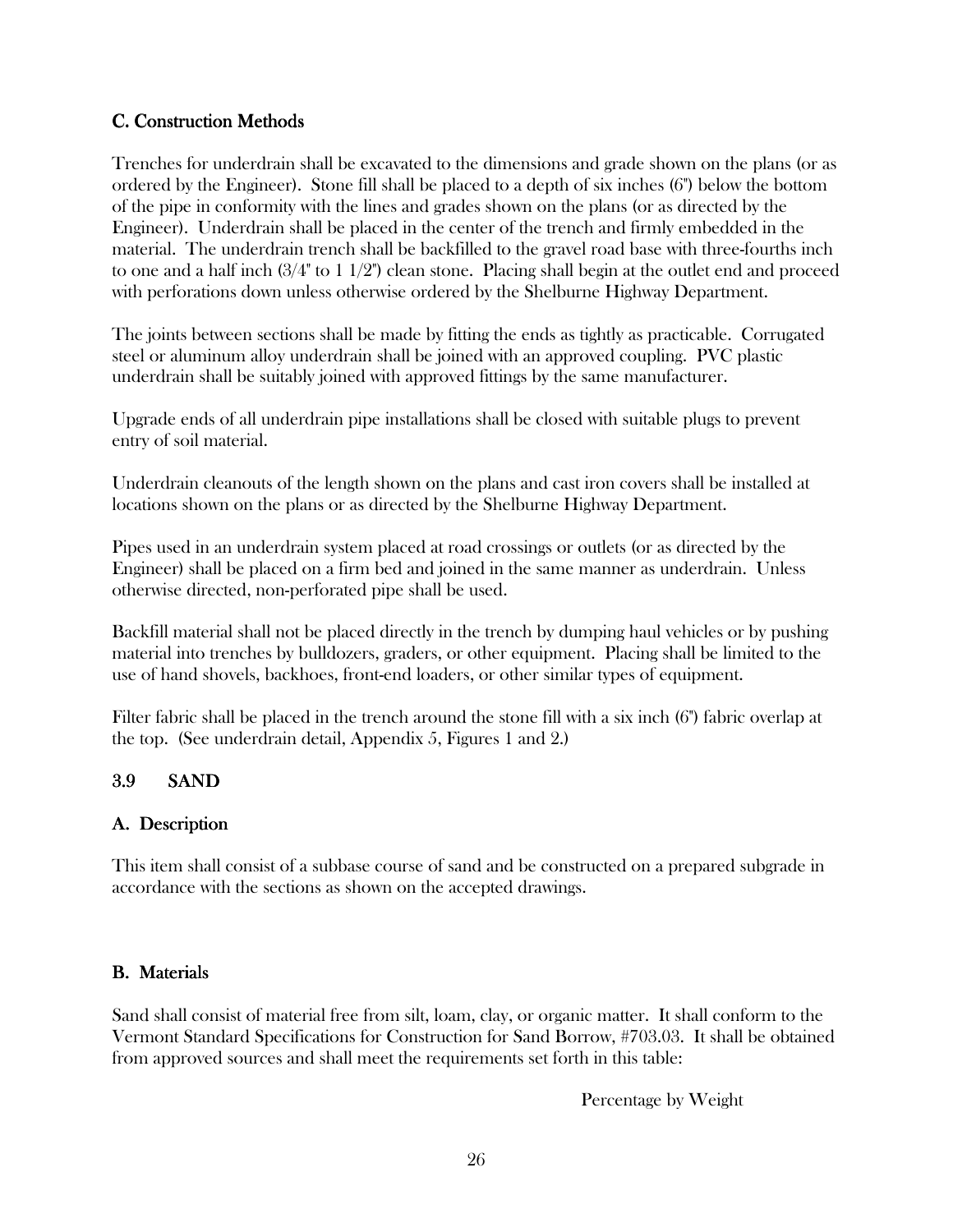### C. Construction Methods

Trenches for underdrain shall be excavated to the dimensions and grade shown on the plans (or as ordered by the Engineer). Stone fill shall be placed to a depth of six inches (6") below the bottom of the pipe in conformity with the lines and grades shown on the plans (or as directed by the Engineer). Underdrain shall be placed in the center of the trench and firmly embedded in the material. The underdrain trench shall be backfilled to the gravel road base with three-fourths inch to one and a half inch (3/4" to 1 1/2") clean stone. Placing shall begin at the outlet end and proceed with perforations down unless otherwise ordered by the Shelburne Highway Department.

The joints between sections shall be made by fitting the ends as tightly as practicable. Corrugated steel or aluminum alloy underdrain shall be joined with an approved coupling. PVC plastic underdrain shall be suitably joined with approved fittings by the same manufacturer.

Upgrade ends of all underdrain pipe installations shall be closed with suitable plugs to prevent entry of soil material.

Underdrain cleanouts of the length shown on the plans and cast iron covers shall be installed at locations shown on the plans or as directed by the Shelburne Highway Department.

Pipes used in an underdrain system placed at road crossings or outlets (or as directed by the Engineer) shall be placed on a firm bed and joined in the same manner as underdrain. Unless otherwise directed, non-perforated pipe shall be used.

Backfill material shall not be placed directly in the trench by dumping haul vehicles or by pushing material into trenches by bulldozers, graders, or other equipment. Placing shall be limited to the use of hand shovels, backhoes, front-end loaders, or other similar types of equipment.

Filter fabric shall be placed in the trench around the stone fill with a six inch (6") fabric overlap at the top. (See underdrain detail, Appendix 5, Figures 1 and 2.)

## 3.9 SAND

### A. Description

This item shall consist of a subbase course of sand and be constructed on a prepared subgrade in accordance with the sections as shown on the accepted drawings.

### B. Materials

Sand shall consist of material free from silt, loam, clay, or organic matter. It shall conform to the Vermont Standard Specifications for Construction for Sand Borrow, #703.03. It shall be obtained from approved sources and shall meet the requirements set forth in this table:

Percentage by Weight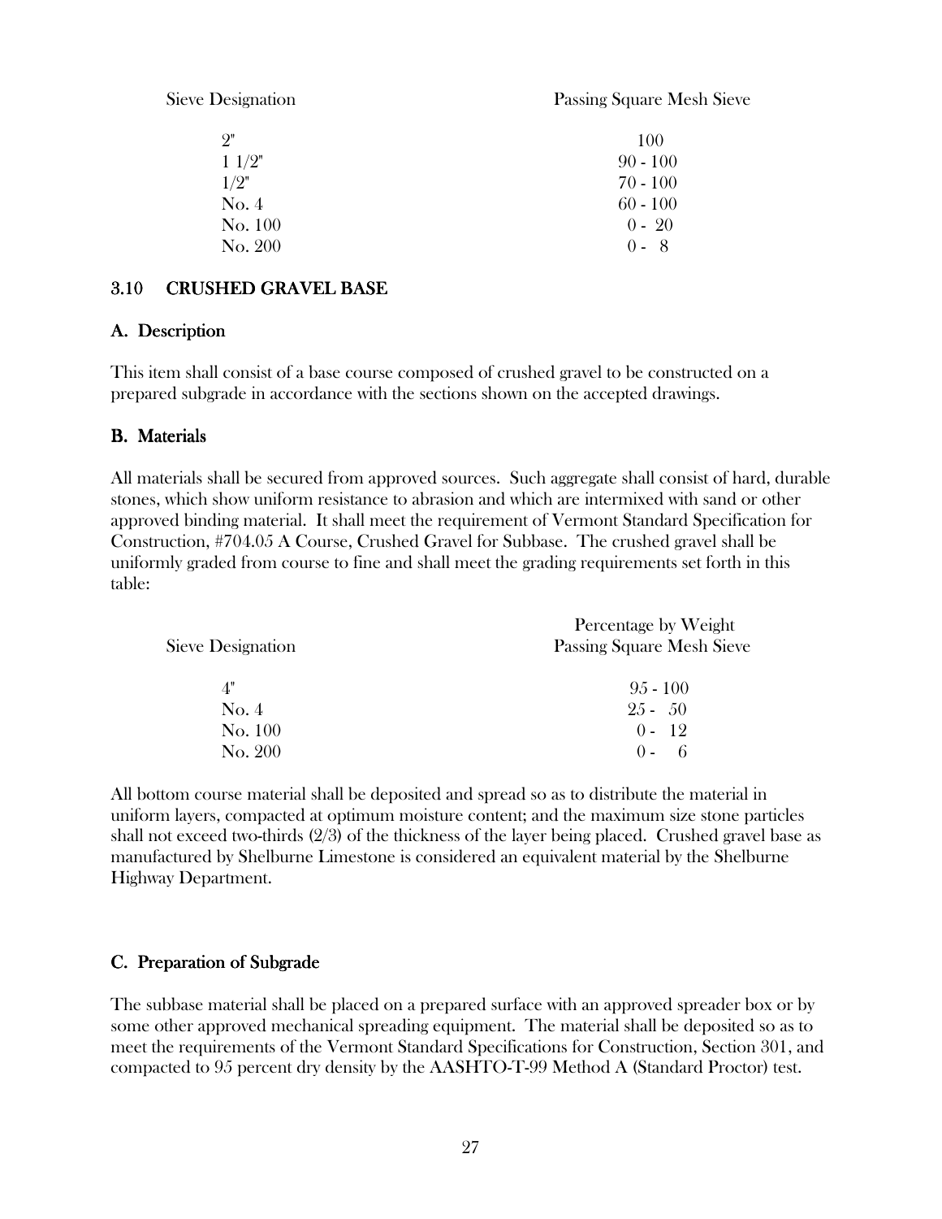| Sieve Designation | Passing Square Mesh Sieve |
|---|---|
| 2" | 100 |
| 1 1/2" | 90 - 100 |
| 1/2" | 70 - 100 |
| No. 4 | 60 - 100 |
| No. 100 | 0 - 20 |
| No. 200 | 0 - 8 |

## 3.10 CRUSHED GRAVEL BASE

### A. Description

This item shall consist of a base course composed of crushed gravel to be constructed on a prepared subgrade in accordance with the sections shown on the accepted drawings.

### B. Materials

All materials shall be secured from approved sources. Such aggregate shall consist of hard, durable stones, which show uniform resistance to abrasion and which are intermixed with sand or other approved binding material. It shall meet the requirement of Vermont Standard Specification for Construction, #704.05 A Course, Crushed Gravel for Subbase. The crushed gravel shall be uniformly graded from course to fine and shall meet the grading requirements set forth in this table:

| Sieve Designation | Percentage by Weight Passing Square Mesh Sieve |
|---|---|
| 4" | 95 - 100 |
| No. 4 | 25 - 50 |
| No. 100 | 0 - 12 |
| No. 200 | 0 - 6 |

All bottom course material shall be deposited and spread so as to distribute the material in uniform layers, compacted at optimum moisture content; and the maximum size stone particles shall not exceed two-thirds (2/3) of the thickness of the layer being placed. Crushed gravel base as manufactured by Shelburne Limestone is considered an equivalent material by the Shelburne Highway Department.

### C. Preparation of Subgrade

The subbase material shall be placed on a prepared surface with an approved spreader box or by some other approved mechanical spreading equipment. The material shall be deposited so as to meet the requirements of the Vermont Standard Specifications for Construction, Section 301, and compacted to 95 percent dry density by the AASHTO-T-99 Method A (Standard Proctor) test.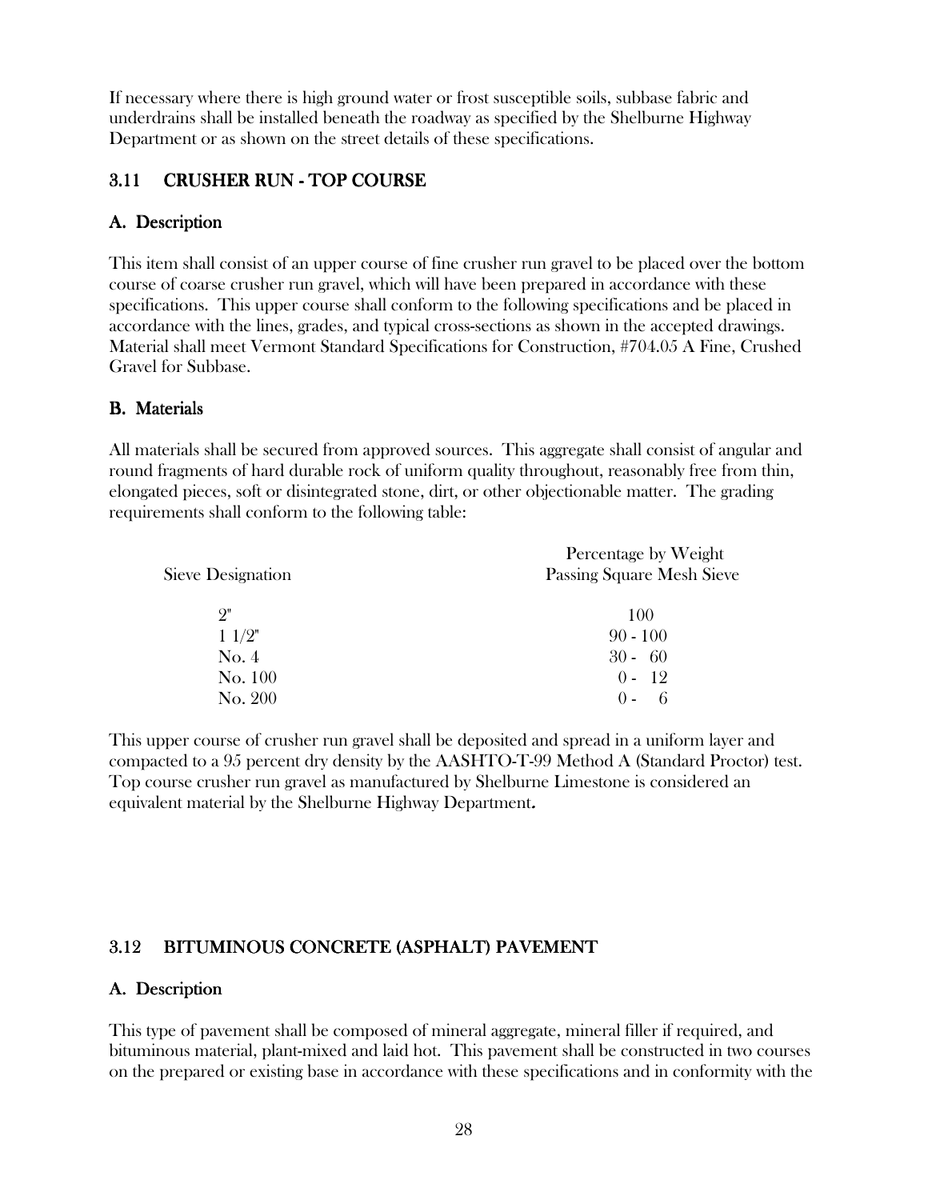If necessary where there is high ground water or frost susceptible soils, subbase fabric and underdrains shall be installed beneath the roadway as specified by the Shelburne Highway Department or as shown on the street details of these specifications.

## 3.11 CRUSHER RUN - TOP COURSE

### A. Description

This item shall consist of an upper course of fine crusher run gravel to be placed over the bottom course of coarse crusher run gravel, which will have been prepared in accordance with these specifications. This upper course shall conform to the following specifications and be placed in accordance with the lines, grades, and typical cross-sections as shown in the accepted drawings. Material shall meet Vermont Standard Specifications for Construction, #704.05 A Fine, Crushed Gravel for Subbase.

### B. Materials

All materials shall be secured from approved sources. This aggregate shall consist of angular and round fragments of hard durable rock of uniform quality throughout, reasonably free from thin, elongated pieces, soft or disintegrated stone, dirt, or other objectionable matter. The grading requirements shall conform to the following table:

| Sieve Designation | Percentage by Weight Passing Square Mesh Sieve |
|---|---|
| 2" | 100 |
| 1 1/2" | 90 - 100 |
| No. 4 | 30 - 60 |
| No. 100 | 0 - 12 |
| No. 200 | 0 - 6 |

This upper course of crusher run gravel shall be deposited and spread in a uniform layer and compacted to a 95 percent dry density by the AASHTO-T-99 Method A (Standard Proctor) test. Top course crusher run gravel as manufactured by Shelburne Limestone is considered an equivalent material by the Shelburne Highway Department.

## 3.12 BITUMINOUS CONCRETE (ASPHALT) PAVEMENT

### A. Description

This type of pavement shall be composed of mineral aggregate, mineral filler if required, and bituminous material, plant-mixed and laid hot. This pavement shall be constructed in two courses on the prepared or existing base in accordance with these specifications and in conformity with the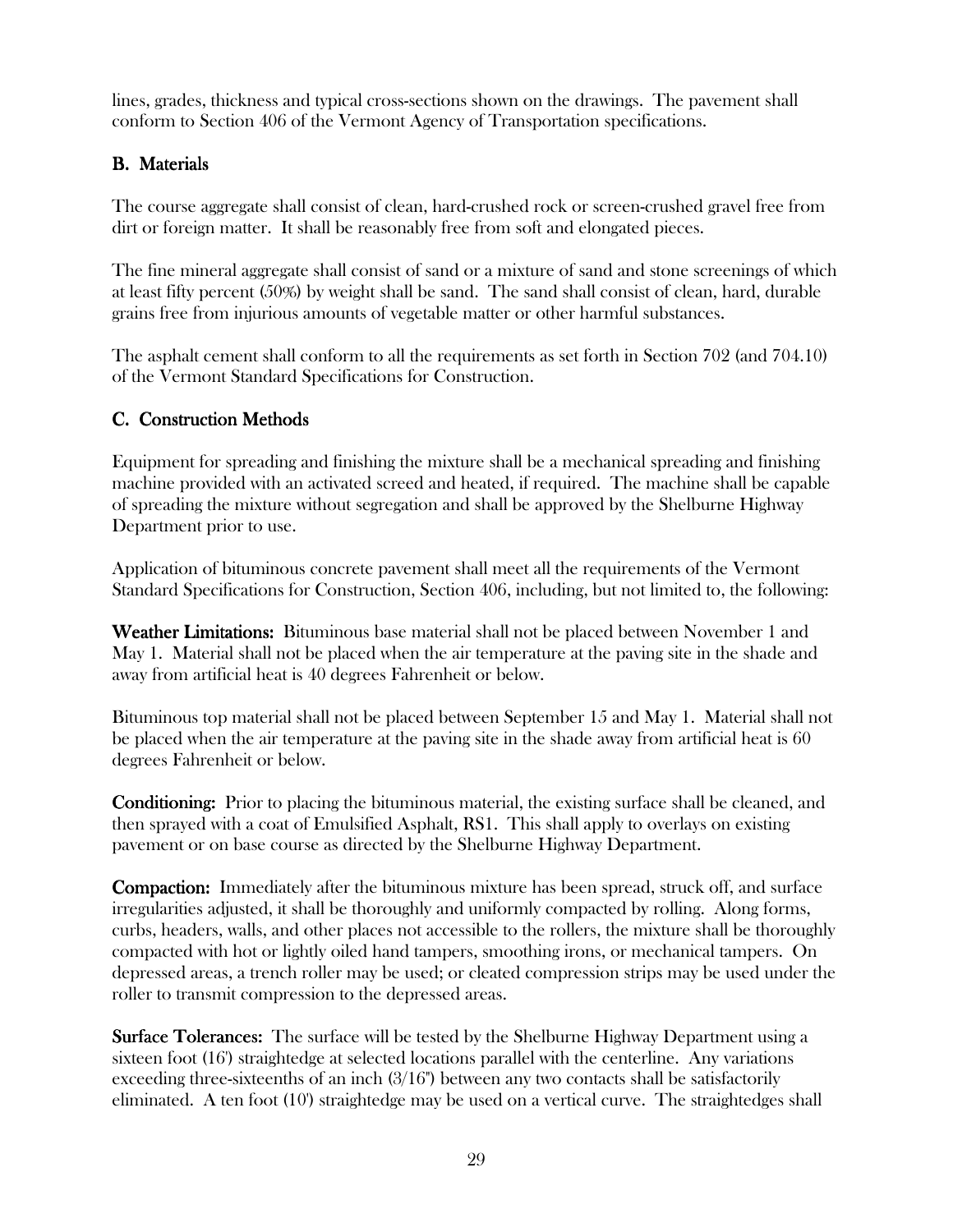lines, grades, thickness and typical cross-sections shown on the drawings. The pavement shall conform to Section 406 of the Vermont Agency of Transportation specifications.

### B. Materials

The course aggregate shall consist of clean, hard-crushed rock or screen-crushed gravel free from dirt or foreign matter. It shall be reasonably free from soft and elongated pieces.

The fine mineral aggregate shall consist of sand or a mixture of sand and stone screenings of which at least fifty percent (50%) by weight shall be sand. The sand shall consist of clean, hard, durable grains free from injurious amounts of vegetable matter or other harmful substances.

The asphalt cement shall conform to all the requirements as set forth in Section 702 (and 704.10) of the Vermont Standard Specifications for Construction.

### C. Construction Methods

Equipment for spreading and finishing the mixture shall be a mechanical spreading and finishing machine provided with an activated screed and heated, if required. The machine shall be capable of spreading the mixture without segregation and shall be approved by the Shelburne Highway Department prior to use.

Application of bituminous concrete pavement shall meet all the requirements of the Vermont Standard Specifications for Construction, Section 406, including, but not limited to, the following:

**Weather Limitations:** Bituminous base material shall not be placed between November 1 and May 1. Material shall not be placed when the air temperature at the paving site in the shade and away from artificial heat is 40 degrees Fahrenheit or below.

Bituminous top material shall not be placed between September 15 and May 1. Material shall not be placed when the air temperature at the paving site in the shade away from artificial heat is 60 degrees Fahrenheit or below.

**Conditioning:** Prior to placing the bituminous material, the existing surface shall be cleaned, and then sprayed with a coat of Emulsified Asphalt, RS1. This shall apply to overlays on existing pavement or on base course as directed by the Shelburne Highway Department.

**Compaction:** Immediately after the bituminous mixture has been spread, struck off, and surface irregularities adjusted, it shall be thoroughly and uniformly compacted by rolling. Along forms, curbs, headers, walls, and other places not accessible to the rollers, the mixture shall be thoroughly compacted with hot or lightly oiled hand tampers, smoothing irons, or mechanical tampers. On depressed areas, a trench roller may be used; or cleated compression strips may be used under the roller to transmit compression to the depressed areas.

**Surface Tolerances:** The surface will be tested by the Shelburne Highway Department using a sixteen foot (16') straightedge at selected locations parallel with the centerline. Any variations exceeding three-sixteenths of an inch (3/16") between any two contacts shall be satisfactorily eliminated. A ten foot (10') straightedge may be used on a vertical curve. The straightedges shall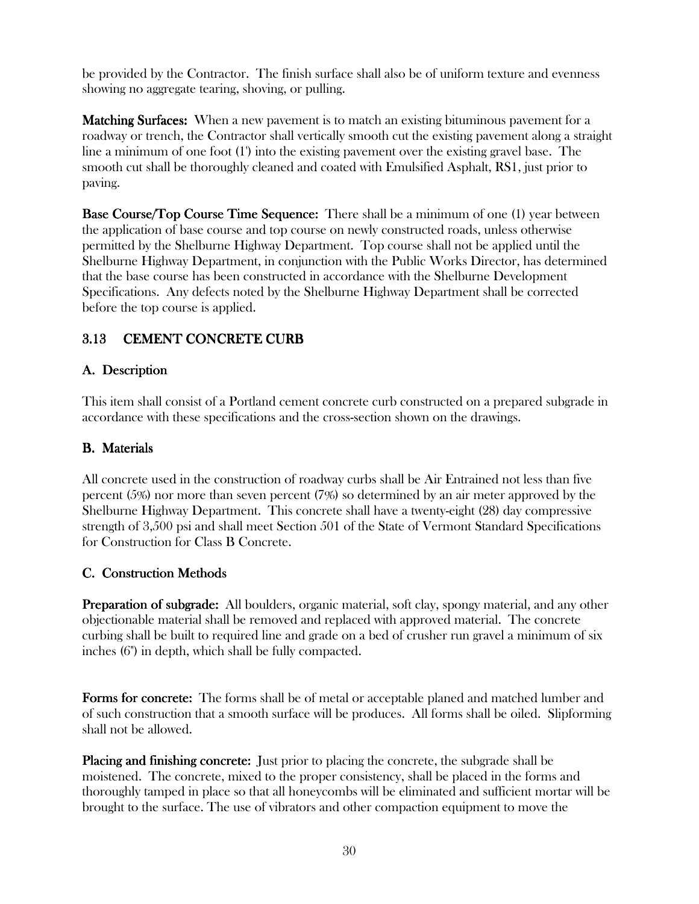be provided by the Contractor. The finish surface shall also be of uniform texture and evenness showing no aggregate tearing, shoving, or pulling.

**Matching Surfaces:** When a new pavement is to match an existing bituminous pavement for a roadway or trench, the Contractor shall vertically smooth cut the existing pavement along a straight line a minimum of one foot (1') into the existing pavement over the existing gravel base. The smooth cut shall be thoroughly cleaned and coated with Emulsified Asphalt, RS1, just prior to paving.

**Base Course/Top Course Time Sequence:** There shall be a minimum of one (1) year between the application of base course and top course on newly constructed roads, unless otherwise permitted by the Shelburne Highway Department. Top course shall not be applied until the Shelburne Highway Department, in conjunction with the Public Works Director, has determined that the base course has been constructed in accordance with the Shelburne Development Specifications. Any defects noted by the Shelburne Highway Department shall be corrected before the top course is applied.

## 3.13 CEMENT CONCRETE CURB

### A. Description

This item shall consist of a Portland cement concrete curb constructed on a prepared subgrade in accordance with these specifications and the cross-section shown on the drawings.

### B. Materials

All concrete used in the construction of roadway curbs shall be Air Entrained not less than five percent (5%) nor more than seven percent (7%) so determined by an air meter approved by the Shelburne Highway Department. This concrete shall have a twenty-eight (28) day compressive strength of 3,500 psi and shall meet Section 501 of the State of Vermont Standard Specifications for Construction for Class B Concrete.

### C. Construction Methods

**Preparation of subgrade:** All boulders, organic material, soft clay, spongy material, and any other objectionable material shall be removed and replaced with approved material. The concrete curbing shall be built to required line and grade on a bed of crusher run gravel a minimum of six inches (6") in depth, which shall be fully compacted.

**Forms for concrete:** The forms shall be of metal or acceptable planed and matched lumber and of such construction that a smooth surface will be produces. All forms shall be oiled. Slipforming shall not be allowed.

**Placing and finishing concrete:** Just prior to placing the concrete, the subgrade shall be moistened. The concrete, mixed to the proper consistency, shall be placed in the forms and thoroughly tamped in place so that all honeycombs will be eliminated and sufficient mortar will be brought to the surface. The use of vibrators and other compaction equipment to move the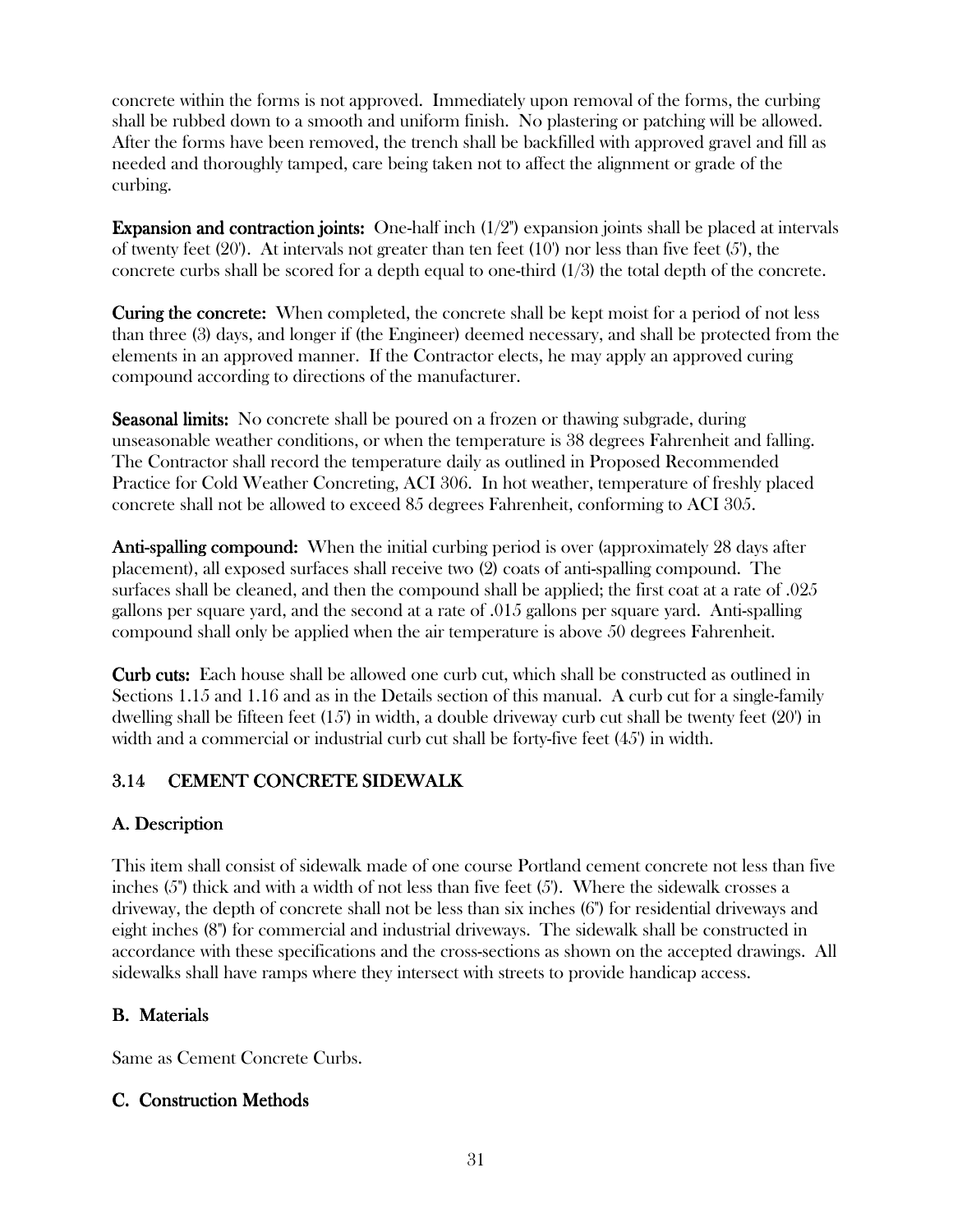concrete within the forms is not approved. Immediately upon removal of the forms, the curbing shall be rubbed down to a smooth and uniform finish. No plastering or patching will be allowed. After the forms have been removed, the trench shall be backfilled with approved gravel and fill as needed and thoroughly tamped, care being taken not to affect the alignment or grade of the curbing.

**Expansion and contraction joints:** One-half inch (1/2") expansion joints shall be placed at intervals of twenty feet (20'). At intervals not greater than ten feet (10') nor less than five feet (5'), the concrete curbs shall be scored for a depth equal to one-third (1/3) the total depth of the concrete.

**Curing the concrete:** When completed, the concrete shall be kept moist for a period of not less than three (3) days, and longer if (the Engineer) deemed necessary, and shall be protected from the elements in an approved manner. If the Contractor elects, he may apply an approved curing compound according to directions of the manufacturer.

**Seasonal limits:** No concrete shall be poured on a frozen or thawing subgrade, during unseasonable weather conditions, or when the temperature is 38 degrees Fahrenheit and falling. The Contractor shall record the temperature daily as outlined in Proposed Recommended Practice for Cold Weather Concreting, ACI 306. In hot weather, temperature of freshly placed concrete shall not be allowed to exceed 85 degrees Fahrenheit, conforming to ACI 305.

**Anti-spalling compound:** When the initial curbing period is over (approximately 28 days after placement), all exposed surfaces shall receive two (2) coats of anti-spalling compound. The surfaces shall be cleaned, and then the compound shall be applied; the first coat at a rate of .025 gallons per square yard, and the second at a rate of .015 gallons per square yard. Anti-spalling compound shall only be applied when the air temperature is above 50 degrees Fahrenheit.

**Curb cuts:** Each house shall be allowed one curb cut, which shall be constructed as outlined in Sections 1.15 and 1.16 and as in the Details section of this manual. A curb cut for a single-family dwelling shall be fifteen feet (15') in width, a double driveway curb cut shall be twenty feet (20') in width and a commercial or industrial curb cut shall be forty-five feet (45') in width.

## 3.14 CEMENT CONCRETE SIDEWALK

### A. Description

This item shall consist of sidewalk made of one course Portland cement concrete not less than five inches (5") thick and with a width of not less than five feet (5'). Where the sidewalk crosses a driveway, the depth of concrete shall not be less than six inches (6") for residential driveways and eight inches (8") for commercial and industrial driveways. The sidewalk shall be constructed in accordance with these specifications and the cross-sections as shown on the accepted drawings. All sidewalks shall have ramps where they intersect with streets to provide handicap access.

### B. Materials

Same as Cement Concrete Curbs.

### C. Construction Methods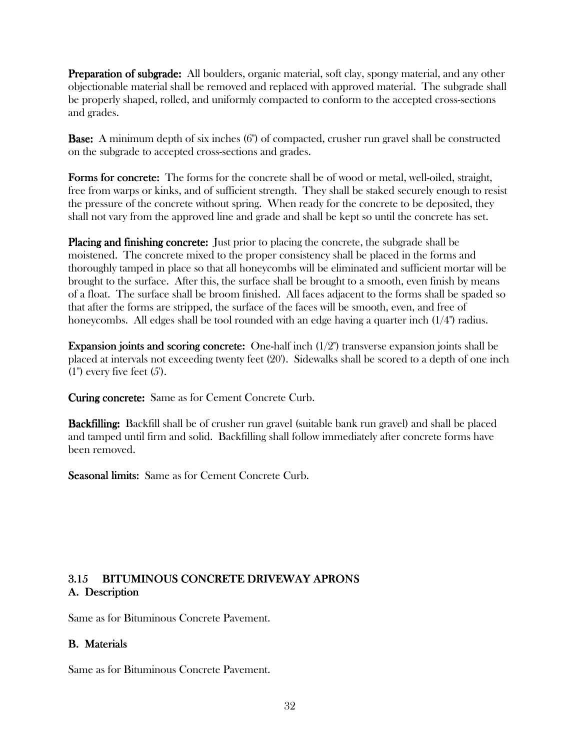**Preparation of subgrade:** All boulders, organic material, soft clay, spongy material, and any other objectionable material shall be removed and replaced with approved material. The subgrade shall be properly shaped, rolled, and uniformly compacted to conform to the accepted cross-sections and grades.

**Base:** A minimum depth of six inches (6") of compacted, crusher run gravel shall be constructed on the subgrade to accepted cross-sections and grades.

**Forms for concrete:** The forms for the concrete shall be of wood or metal, well-oiled, straight, free from warps or kinks, and of sufficient strength. They shall be staked securely enough to resist the pressure of the concrete without spring. When ready for the concrete to be deposited, they shall not vary from the approved line and grade and shall be kept so until the concrete has set.

**Placing and finishing concrete:** Just prior to placing the concrete, the subgrade shall be moistened. The concrete mixed to the proper consistency shall be placed in the forms and thoroughly tamped in place so that all honeycombs will be eliminated and sufficient mortar will be brought to the surface. After this, the surface shall be brought to a smooth, even finish by means of a float. The surface shall be broom finished. All faces adjacent to the forms shall be spaded so that after the forms are stripped, the surface of the faces will be smooth, even, and free of honeycombs. All edges shall be tool rounded with an edge having a quarter inch (1/4") radius.

**Expansion joints and scoring concrete:** One-half inch (1/2") transverse expansion joints shall be placed at intervals not exceeding twenty feet (20'). Sidewalks shall be scored to a depth of one inch (1") every five feet (5').

**Curing concrete:** Same as for Cement Concrete Curb.

**Backfilling:** Backfill shall be of crusher run gravel (suitable bank run gravel) and shall be placed and tamped until firm and solid. Backfilling shall follow immediately after concrete forms have been removed.

**Seasonal limits:** Same as for Cement Concrete Curb.

## 3.15 BITUMINOUS CONCRETE DRIVEWAY APRONS

### A. Description

Same as for Bituminous Concrete Pavement.

### B. Materials

Same as for Bituminous Concrete Pavement.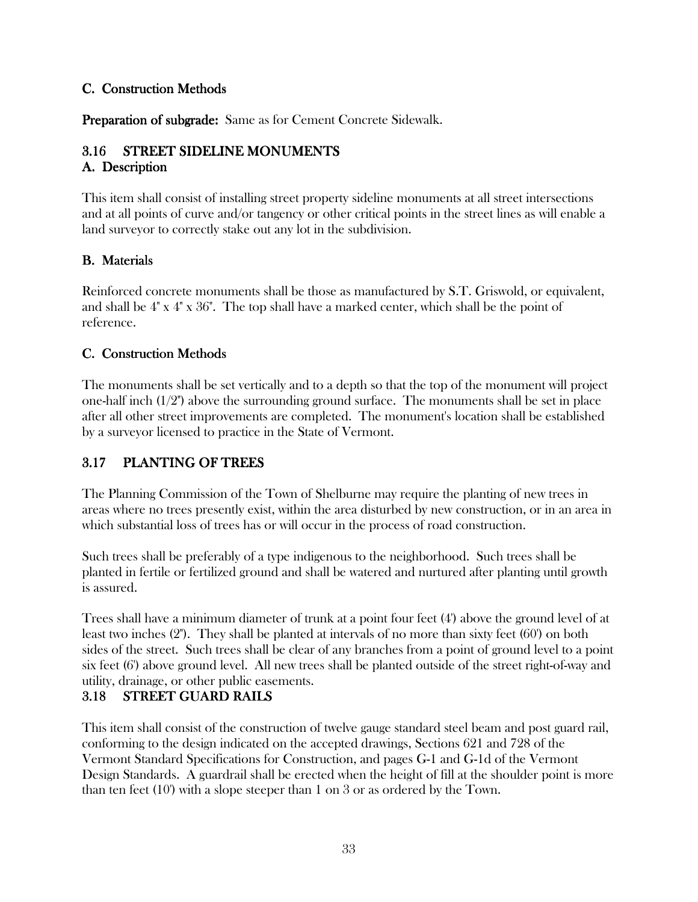### C. Construction Methods

**Preparation of subgrade:** Same as for Cement Concrete Sidewalk.

## 3.16 STREET SIDELINE MONUMENTS

### A. Description

This item shall consist of installing street property sideline monuments at all street intersections and at all points of curve and/or tangency or other critical points in the street lines as will enable a land surveyor to correctly stake out any lot in the subdivision.

### B. Materials

Reinforced concrete monuments shall be those as manufactured by S.T. Griswold, or equivalent, and shall be 4" x 4" x 36". The top shall have a marked center, which shall be the point of reference.

### C. Construction Methods

The monuments shall be set vertically and to a depth so that the top of the monument will project one-half inch (1/2") above the surrounding ground surface. The monuments shall be set in place after all other street improvements are completed. The monument's location shall be established by a surveyor licensed to practice in the State of Vermont.

## 3.17 PLANTING OF TREES

The Planning Commission of the Town of Shelburne may require the planting of new trees in areas where no trees presently exist, within the area disturbed by new construction, or in an area in which substantial loss of trees has or will occur in the process of road construction.

Such trees shall be preferably of a type indigenous to the neighborhood. Such trees shall be planted in fertile or fertilized ground and shall be watered and nurtured after planting until growth is assured.

Trees shall have a minimum diameter of trunk at a point four feet (4') above the ground level of at least two inches (2"). They shall be planted at intervals of no more than sixty feet (60') on both sides of the street. Such trees shall be clear of any branches from a point of ground level to a point six feet (6') above ground level. All new trees shall be planted outside of the street right-of-way and utility, drainage, or other public easements.

## 3.18 STREET GUARD RAILS

This item shall consist of the construction of twelve gauge standard steel beam and post guard rail, conforming to the design indicated on the accepted drawings, Sections 621 and 728 of the Vermont Standard Specifications for Construction, and pages G-1 and G-1d of the Vermont Design Standards. A guardrail shall be erected when the height of fill at the shoulder point is more than ten feet (10') with a slope steeper than 1 on 3 or as ordered by the Town.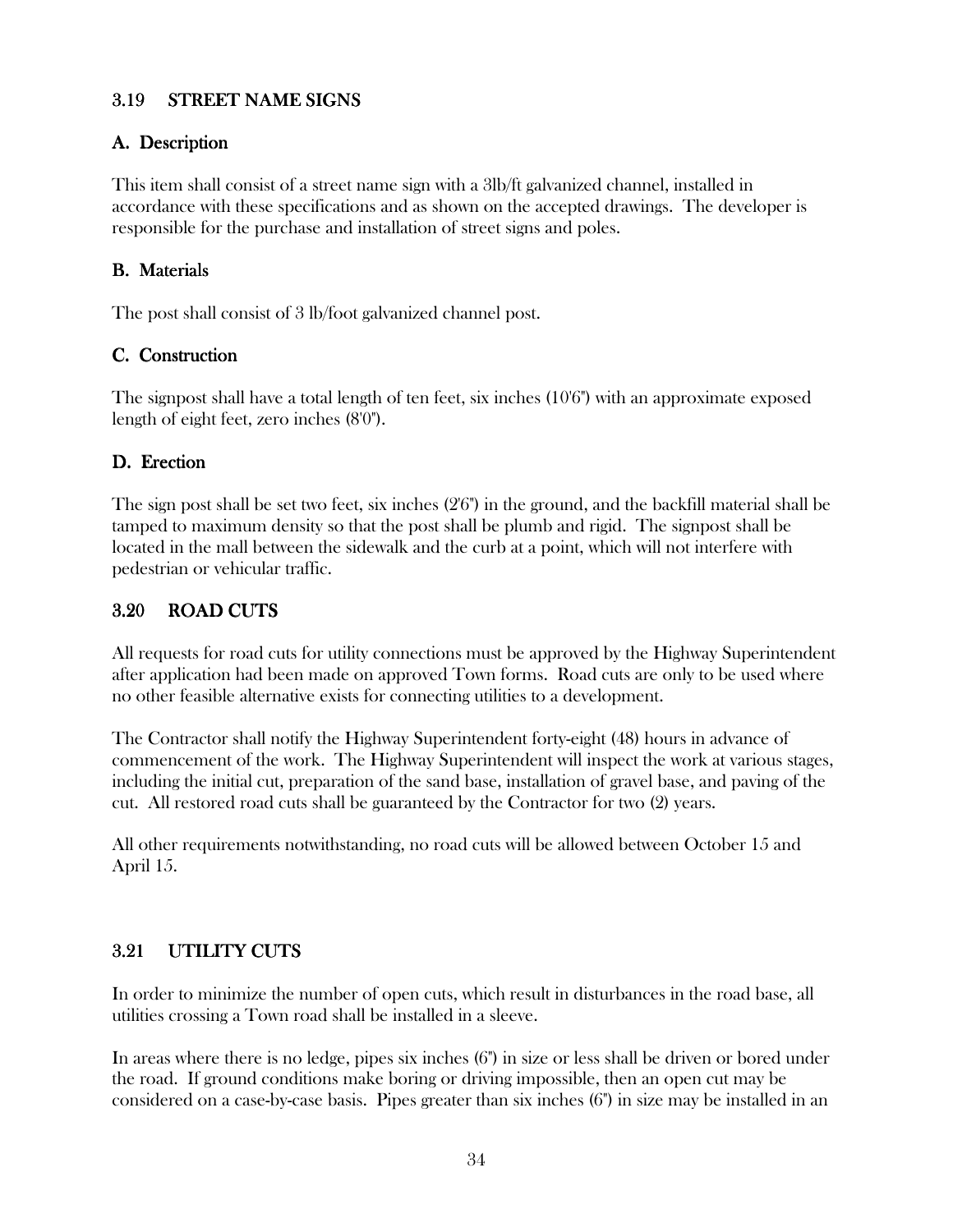## 3.19 STREET NAME SIGNS

### A. Description

This item shall consist of a street name sign with a 3lb/ft galvanized channel, installed in accordance with these specifications and as shown on the accepted drawings. The developer is responsible for the purchase and installation of street signs and poles.

### B. Materials

The post shall consist of 3 lb/foot galvanized channel post.

### C. Construction

The signpost shall have a total length of ten feet, six inches (10'6") with an approximate exposed length of eight feet, zero inches (8'0").

### D. Erection

The sign post shall be set two feet, six inches (2'6") in the ground, and the backfill material shall be tamped to maximum density so that the post shall be plumb and rigid. The signpost shall be located in the mall between the sidewalk and the curb at a point, which will not interfere with pedestrian or vehicular traffic.

## 3.20 ROAD CUTS

All requests for road cuts for utility connections must be approved by the Highway Superintendent after application had been made on approved Town forms. Road cuts are only to be used where no other feasible alternative exists for connecting utilities to a development.

The Contractor shall notify the Highway Superintendent forty-eight (48) hours in advance of commencement of the work. The Highway Superintendent will inspect the work at various stages, including the initial cut, preparation of the sand base, installation of gravel base, and paving of the cut. All restored road cuts shall be guaranteed by the Contractor for two (2) years.

All other requirements notwithstanding, no road cuts will be allowed between October 15 and April 15.

## 3.21 UTILITY CUTS

In order to minimize the number of open cuts, which result in disturbances in the road base, all utilities crossing a Town road shall be installed in a sleeve.

In areas where there is no ledge, pipes six inches (6") in size or less shall be driven or bored under the road. If ground conditions make boring or driving impossible, then an open cut may be considered on a case-by-case basis. Pipes greater than six inches (6") in size may be installed in an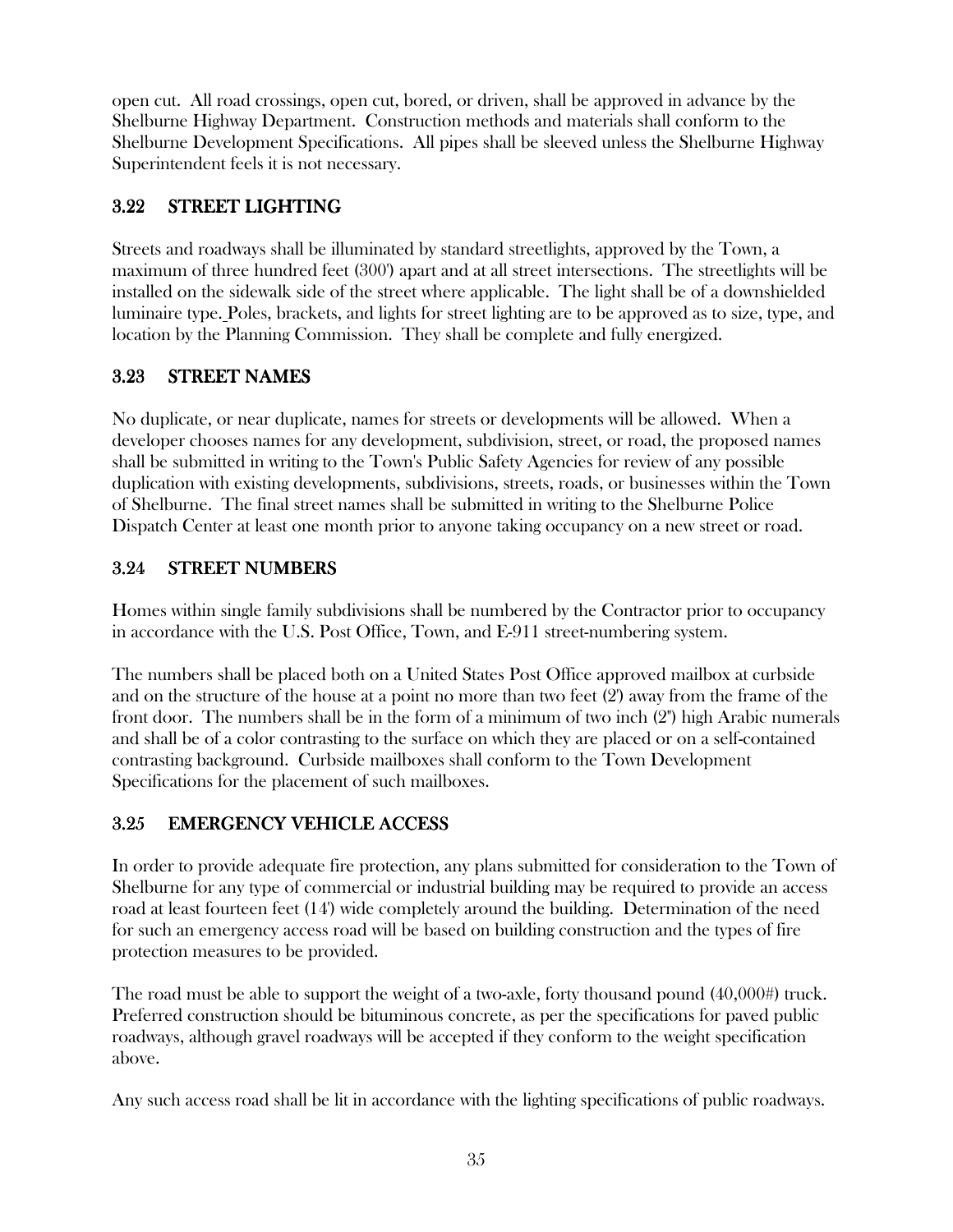open cut. All road crossings, open cut, bored, or driven, shall be approved in advance by the Shelburne Highway Department. Construction methods and materials shall conform to the Shelburne Development Specifications. All pipes shall be sleeved unless the Shelburne Highway Superintendent feels it is not necessary.

## 3.22 STREET LIGHTING

Streets and roadways shall be illuminated by standard streetlights, approved by the Town, a maximum of three hundred feet (300') apart and at all street intersections. The streetlights will be installed on the sidewalk side of the street where applicable. The light shall be of a downshielded luminaire type. Poles, brackets, and lights for street lighting are to be approved as to size, type, and location by the Planning Commission. They shall be complete and fully energized.

## 3.23 STREET NAMES

No duplicate, or near duplicate, names for streets or developments will be allowed. When a developer chooses names for any development, subdivision, street, or road, the proposed names shall be submitted in writing to the Town's Public Safety Agencies for review of any possible duplication with existing developments, subdivisions, streets, roads, or businesses within the Town of Shelburne. The final street names shall be submitted in writing to the Shelburne Police Dispatch Center at least one month prior to anyone taking occupancy on a new street or road.

## 3.24 STREET NUMBERS

Homes within single family subdivisions shall be numbered by the Contractor prior to occupancy in accordance with the U.S. Post Office, Town, and E-911 street-numbering system.

The numbers shall be placed both on a United States Post Office approved mailbox at curbside and on the structure of the house at a point no more than two feet (2') away from the frame of the front door. The numbers shall be in the form of a minimum of two inch (2") high Arabic numerals and shall be of a color contrasting to the surface on which they are placed or on a self-contained contrasting background. Curbside mailboxes shall conform to the Town Development Specifications for the placement of such mailboxes.

## 3.25 EMERGENCY VEHICLE ACCESS

In order to provide adequate fire protection, any plans submitted for consideration to the Town of Shelburne for any type of commercial or industrial building may be required to provide an access road at least fourteen feet (14') wide completely around the building. Determination of the need for such an emergency access road will be based on building construction and the types of fire protection measures to be provided.

The road must be able to support the weight of a two-axle, forty thousand pound (40,000#) truck. Preferred construction should be bituminous concrete, as per the specifications for paved public roadways, although gravel roadways will be accepted if they conform to the weight specification above.

Any such access road shall be lit in accordance with the lighting specifications of public roadways.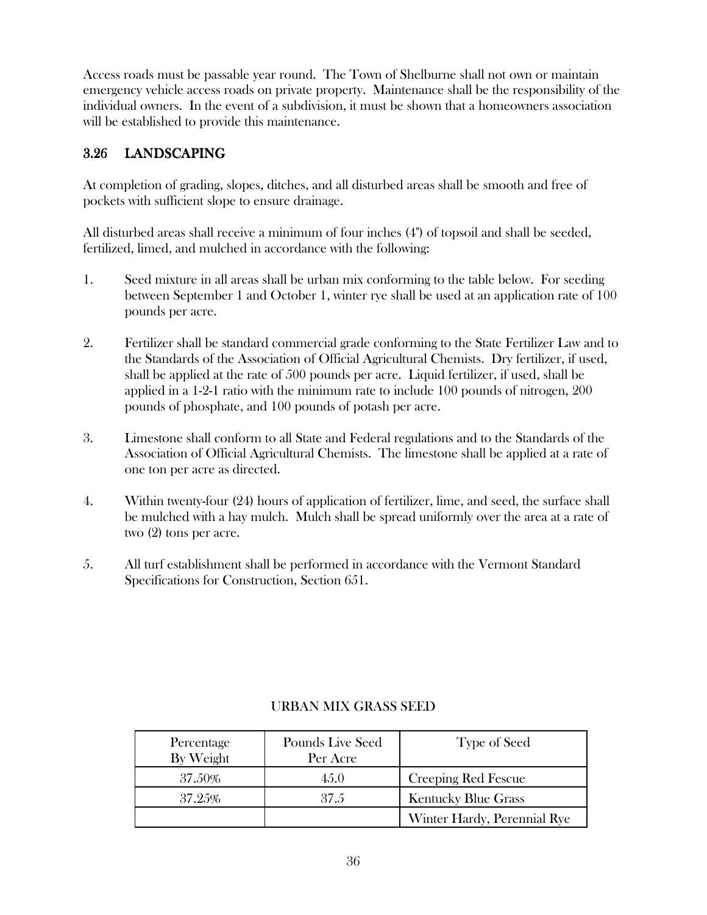Access roads must be passable year round. The Town of Shelburne shall not own or maintain emergency vehicle access roads on private property. Maintenance shall be the responsibility of the individual owners. In the event of a subdivision, it must be shown that a homeowners association will be established to provide this maintenance.

## 3.26 LANDSCAPING

At completion of grading, slopes, ditches, and all disturbed areas shall be smooth and free of pockets with sufficient slope to ensure drainage.

All disturbed areas shall receive a minimum of four inches (4") of topsoil and shall be seeded, fertilized, limed, and mulched in accordance with the following:

1. Seed mixture in all areas shall be urban mix conforming to the table below. For seeding between September 1 and October 1, winter rye shall be used at an application rate of 100 pounds per acre.

2. Fertilizer shall be standard commercial grade conforming to the State Fertilizer Law and to the Standards of the Association of Official Agricultural Chemists. Dry fertilizer, if used, shall be applied at the rate of 500 pounds per acre. Liquid fertilizer, if used, shall be applied in a 1-2-1 ratio with the minimum rate to include 100 pounds of nitrogen, 200 pounds of phosphate, and 100 pounds of potash per acre.

3. Limestone shall conform to all State and Federal regulations and to the Standards of the Association of Official Agricultural Chemists. The limestone shall be applied at a rate of one ton per acre as directed.

4. Within twenty-four (24) hours of application of fertilizer, lime, and seed, the surface shall be mulched with a hay mulch. Mulch shall be spread uniformly over the area at a rate of two (2) tons per acre.

5. All turf establishment shall be performed in accordance with the Vermont Standard Specifications for Construction, Section 651.

URBAN MIX GRASS SEED

| Percentage By Weight | Pounds Live Seed Per Acre | Type of Seed |
|---|---|---|
| 37.50% | 45.0 | Creeping Red Fescue |
| 37.25% | 37.5 | Kentucky Blue Grass |
| | | Winter Hardy, Perennial Rye |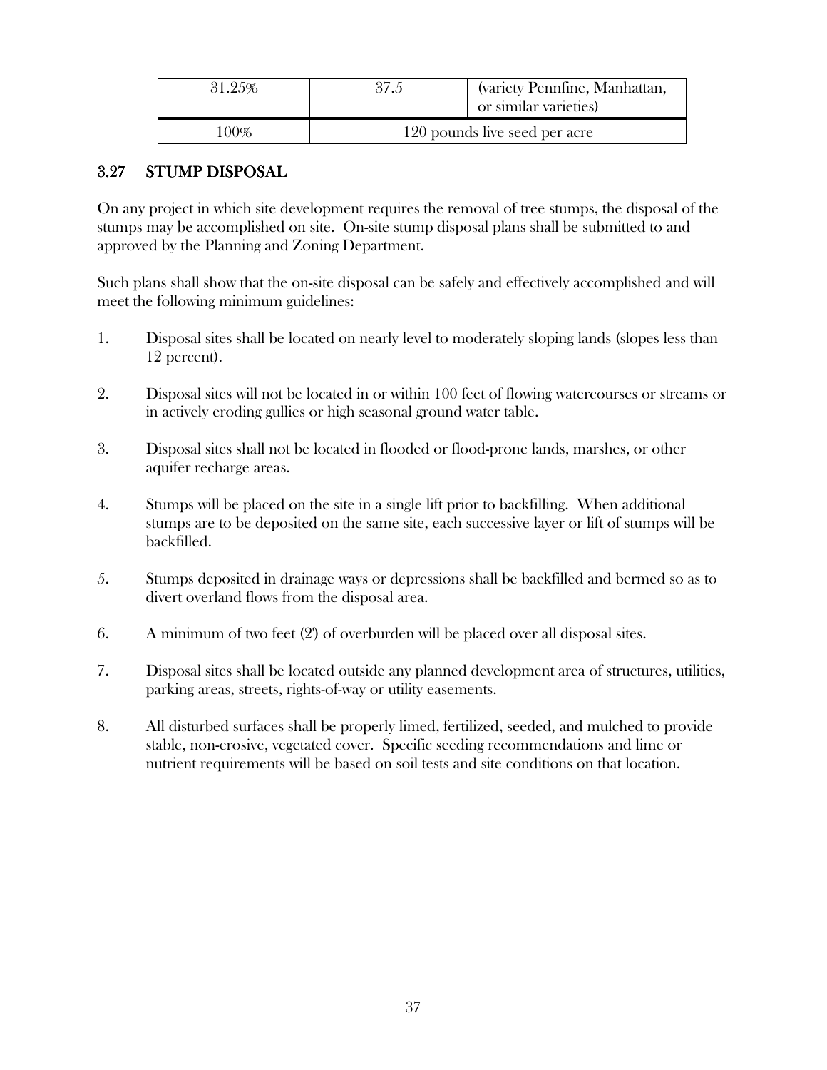| 31.25% | 37.5 | (variety Pennfine, Manhattan, or similar varieties) |
|---|---|---|
| 100% | 120 pounds live seed per acre | |

## 3.27 STUMP DISPOSAL

On any project in which site development requires the removal of tree stumps, the disposal of the stumps may be accomplished on site. On-site stump disposal plans shall be submitted to and approved by the Planning and Zoning Department.

Such plans shall show that the on-site disposal can be safely and effectively accomplished and will meet the following minimum guidelines:

1. Disposal sites shall be located on nearly level to moderately sloping lands (slopes less than 12 percent).
2. Disposal sites will not be located in or within 100 feet of flowing watercourses or streams or in actively eroding gullies or high seasonal ground water table.
3. Disposal sites shall not be located in flooded or flood-prone lands, marshes, or other aquifer recharge areas.
4. Stumps will be placed on the site in a single lift prior to backfilling. When additional stumps are to be deposited on the same site, each successive layer or lift of stumps will be backfilled.
5. Stumps deposited in drainage ways or depressions shall be backfilled and bermed so as to divert overland flows from the disposal area.
6. A minimum of two feet (2') of overburden will be placed over all disposal sites.
7. Disposal sites shall be located outside any planned development area of structures, utilities, parking areas, streets, rights-of-way or utility easements.
8. All disturbed surfaces shall be properly limed, fertilized, seeded, and mulched to provide stable, non-erosive, vegetated cover. Specific seeding recommendations and lime or nutrient requirements will be based on soil tests and site conditions on that location.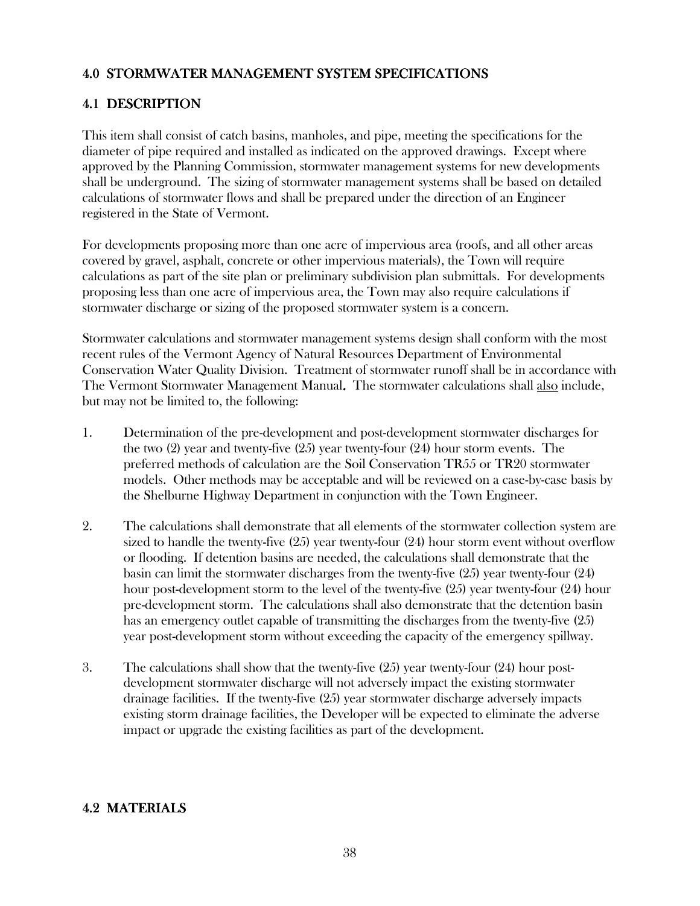## 4.0 STORMWATER MANAGEMENT SYSTEM SPECIFICATIONS

## 4.1 DESCRIPTION

This item shall consist of catch basins, manholes, and pipe, meeting the specifications for the diameter of pipe required and installed as indicated on the approved drawings. Except where approved by the Planning Commission, stormwater management systems for new developments shall be underground. The sizing of stormwater management systems shall be based on detailed calculations of stormwater flows and shall be prepared under the direction of an Engineer registered in the State of Vermont.

For developments proposing more than one acre of impervious area (roofs, and all other areas covered by gravel, asphalt, concrete or other impervious materials), the Town will require calculations as part of the site plan or preliminary subdivision plan submittals. For developments proposing less than one acre of impervious area, the Town may also require calculations if stormwater discharge or sizing of the proposed stormwater system is a concern.

Stormwater calculations and stormwater management systems design shall conform with the most recent rules of the Vermont Agency of Natural Resources Department of Environmental Conservation Water Quality Division. Treatment of stormwater runoff shall be in accordance with The Vermont Stormwater Management Manual. The stormwater calculations shall <u>also</u> include, but may not be limited to, the following:

1. Determination of the pre-development and post-development stormwater discharges for the two (2) year and twenty-five (25) year twenty-four (24) hour storm events. The preferred methods of calculation are the Soil Conservation TR55 or TR20 stormwater models. Other methods may be acceptable and will be reviewed on a case-by-case basis by the Shelburne Highway Department in conjunction with the Town Engineer.

2. The calculations shall demonstrate that all elements of the stormwater collection system are sized to handle the twenty-five (25) year twenty-four (24) hour storm event without overflow or flooding. If detention basins are needed, the calculations shall demonstrate that the basin can limit the stormwater discharges from the twenty-five (25) year twenty-four (24) hour post-development storm to the level of the twenty-five (25) year twenty-four (24) hour pre-development storm. The calculations shall also demonstrate that the detention basin has an emergency outlet capable of transmitting the discharges from the twenty-five (25) year post-development storm without exceeding the capacity of the emergency spillway.

3. The calculations shall show that the twenty-five (25) year twenty-four (24) hour post-development stormwater discharge will not adversely impact the existing stormwater drainage facilities. If the twenty-five (25) year stormwater discharge adversely impacts existing storm drainage facilities, the Developer will be expected to eliminate the adverse impact or upgrade the existing facilities as part of the development.

## 4.2 MATERIALS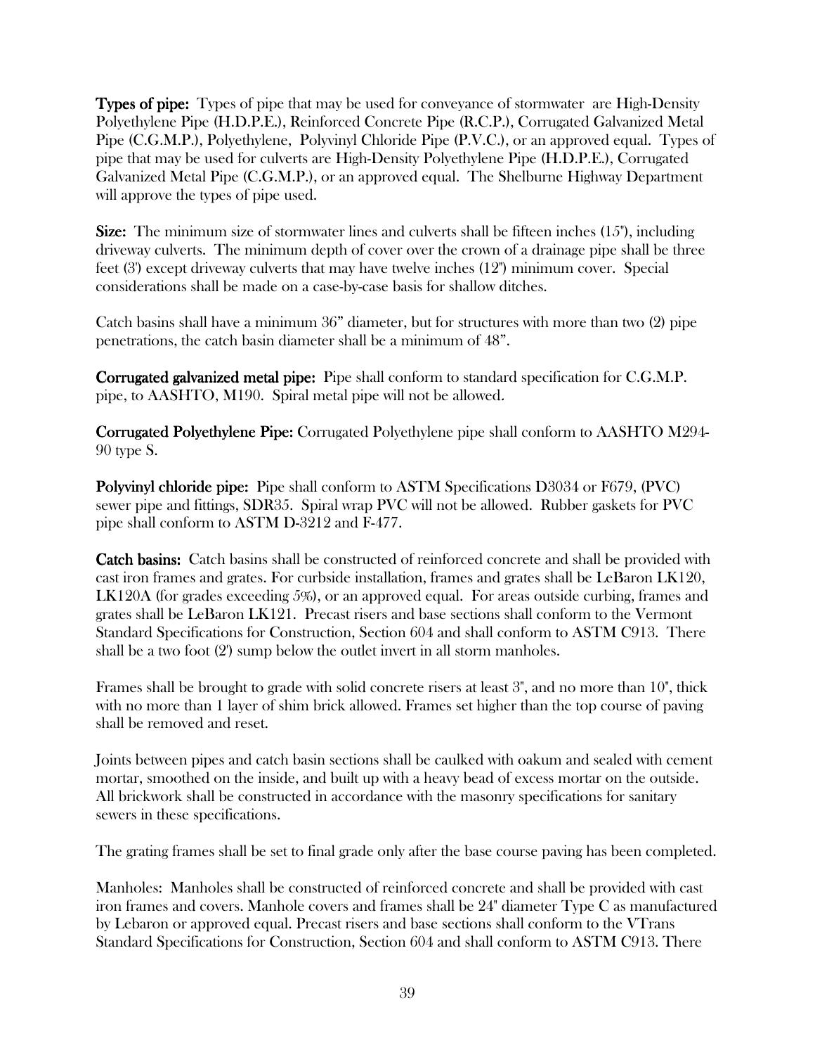**Types of pipe:** Types of pipe that may be used for conveyance of stormwater are High-Density Polyethylene Pipe (H.D.P.E.), Reinforced Concrete Pipe (R.C.P.), Corrugated Galvanized Metal Pipe (C.G.M.P.), Polyethylene, Polyvinyl Chloride Pipe (P.V.C.), or an approved equal. Types of pipe that may be used for culverts are High-Density Polyethylene Pipe (H.D.P.E.), Corrugated Galvanized Metal Pipe (C.G.M.P.), or an approved equal. The Shelburne Highway Department will approve the types of pipe used.

**Size:** The minimum size of stormwater lines and culverts shall be fifteen inches (15"), including driveway culverts. The minimum depth of cover over the crown of a drainage pipe shall be three feet (3') except driveway culverts that may have twelve inches (12") minimum cover. Special considerations shall be made on a case-by-case basis for shallow ditches.

Catch basins shall have a minimum 36" diameter, but for structures with more than two (2) pipe penetrations, the catch basin diameter shall be a minimum of 48".

**Corrugated galvanized metal pipe:** Pipe shall conform to standard specification for C.G.M.P. pipe, to AASHTO, M190. Spiral metal pipe will not be allowed.

**Corrugated Polyethylene Pipe:** Corrugated Polyethylene pipe shall conform to AASHTO M294-90 type S.

**Polyvinyl chloride pipe:** Pipe shall conform to ASTM Specifications D3034 or F679, (PVC) sewer pipe and fittings, SDR35. Spiral wrap PVC will not be allowed. Rubber gaskets for PVC pipe shall conform to ASTM D-3212 and F-477.

**Catch basins:** Catch basins shall be constructed of reinforced concrete and shall be provided with cast iron frames and grates. For curbside installation, frames and grates shall be LeBaron LK120, LK120A (for grades exceeding 5%), or an approved equal. For areas outside curbing, frames and grates shall be LeBaron LK121. Precast risers and base sections shall conform to the Vermont Standard Specifications for Construction, Section 604 and shall conform to ASTM C913. There shall be a two foot (2') sump below the outlet invert in all storm manholes.

Frames shall be brought to grade with solid concrete risers at least 3", and no more than 10", thick with no more than 1 layer of shim brick allowed. Frames set higher than the top course of paving shall be removed and reset.

Joints between pipes and catch basin sections shall be caulked with oakum and sealed with cement mortar, smoothed on the inside, and built up with a heavy bead of excess mortar on the outside. All brickwork shall be constructed in accordance with the masonry specifications for sanitary sewers in these specifications.

The grating frames shall be set to final grade only after the base course paving has been completed.

Manholes: Manholes shall be constructed of reinforced concrete and shall be provided with cast iron frames and covers. Manhole covers and frames shall be 24" diameter Type C as manufactured by Lebaron or approved equal. Precast risers and base sections shall conform to the VTrans Standard Specifications for Construction, Section 604 and shall conform to ASTM C913. There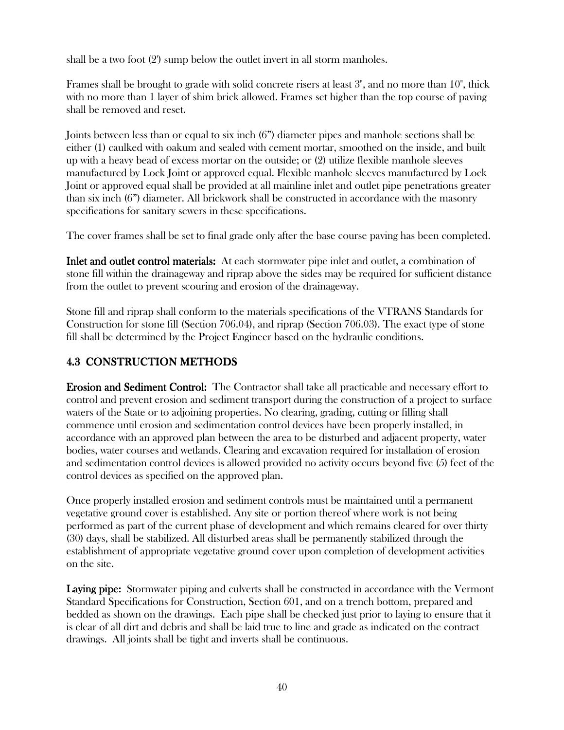shall be a two foot (2') sump below the outlet invert in all storm manholes.

Frames shall be brought to grade with solid concrete risers at least 3", and no more than 10", thick with no more than 1 layer of shim brick allowed. Frames set higher than the top course of paving shall be removed and reset.

Joints between less than or equal to six inch (6") diameter pipes and manhole sections shall be either (1) caulked with oakum and sealed with cement mortar, smoothed on the inside, and built up with a heavy bead of excess mortar on the outside; or (2) utilize flexible manhole sleeves manufactured by Lock Joint or approved equal. Flexible manhole sleeves manufactured by Lock Joint or approved equal shall be provided at all mainline inlet and outlet pipe penetrations greater than six inch (6") diameter. All brickwork shall be constructed in accordance with the masonry specifications for sanitary sewers in these specifications.

The cover frames shall be set to final grade only after the base course paving has been completed.

**Inlet and outlet control materials:** At each stormwater pipe inlet and outlet, a combination of stone fill within the drainageway and riprap above the sides may be required for sufficient distance from the outlet to prevent scouring and erosion of the drainageway.

Stone fill and riprap shall conform to the materials specifications of the VTRANS Standards for Construction for stone fill (Section 706.04), and riprap (Section 706.03). The exact type of stone fill shall be determined by the Project Engineer based on the hydraulic conditions.

## 4.3 CONSTRUCTION METHODS

**Erosion and Sediment Control:** The Contractor shall take all practicable and necessary effort to control and prevent erosion and sediment transport during the construction of a project to surface waters of the State or to adjoining properties. No clearing, grading, cutting or filling shall commence until erosion and sedimentation control devices have been properly installed, in accordance with an approved plan between the area to be disturbed and adjacent property, water bodies, water courses and wetlands. Clearing and excavation required for installation of erosion and sedimentation control devices is allowed provided no activity occurs beyond five (5) feet of the control devices as specified on the approved plan.

Once properly installed erosion and sediment controls must be maintained until a permanent vegetative ground cover is established. Any site or portion thereof where work is not being performed as part of the current phase of development and which remains cleared for over thirty (30) days, shall be stabilized. All disturbed areas shall be permanently stabilized through the establishment of appropriate vegetative ground cover upon completion of development activities on the site.

**Laying pipe:** Stormwater piping and culverts shall be constructed in accordance with the Vermont Standard Specifications for Construction, Section 601, and on a trench bottom, prepared and bedded as shown on the drawings. Each pipe shall be checked just prior to laying to ensure that it is clear of all dirt and debris and shall be laid true to line and grade as indicated on the contract drawings. All joints shall be tight and inverts shall be continuous.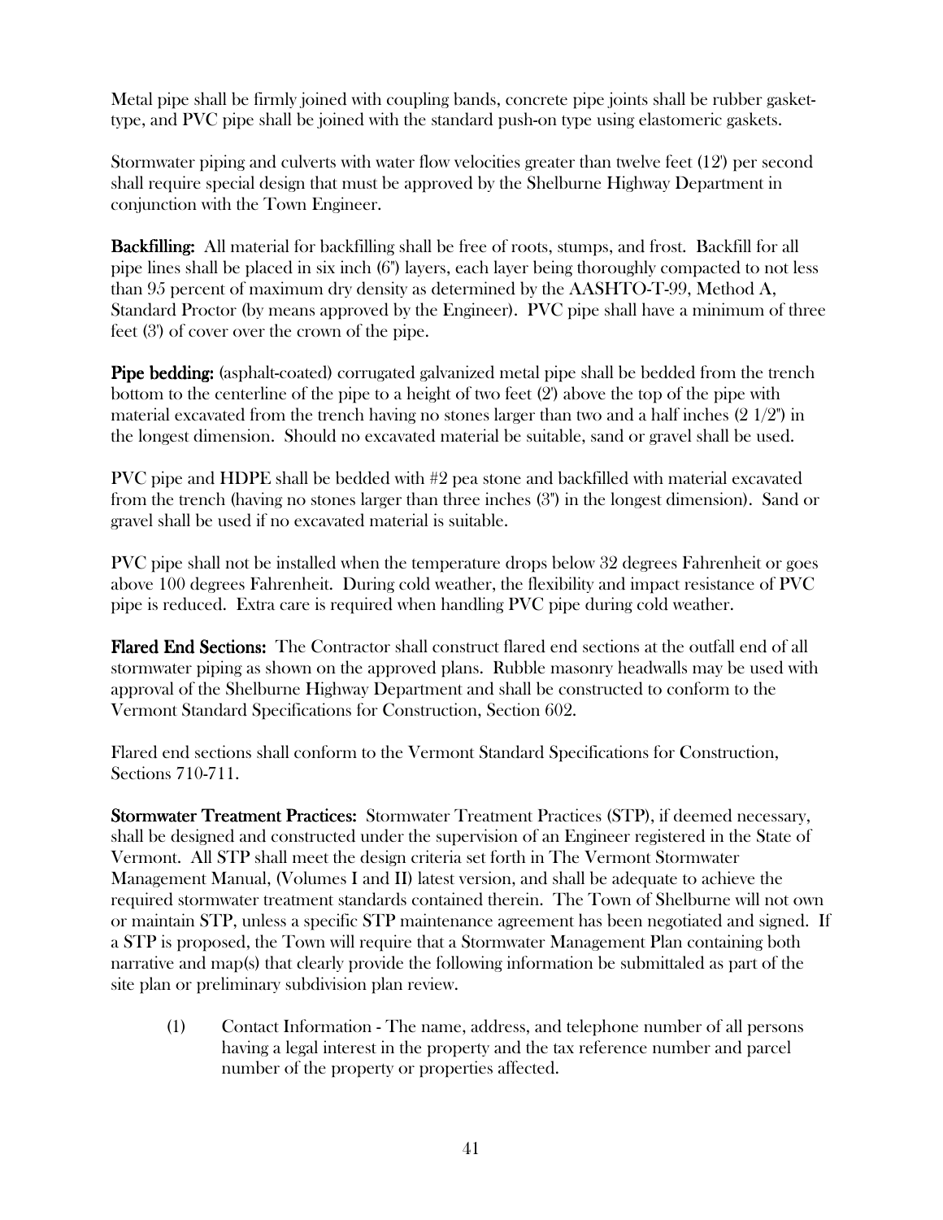Metal pipe shall be firmly joined with coupling bands, concrete pipe joints shall be rubber gasket-type, and PVC pipe shall be joined with the standard push-on type using elastomeric gaskets.

Stormwater piping and culverts with water flow velocities greater than twelve feet (12') per second shall require special design that must be approved by the Shelburne Highway Department in conjunction with the Town Engineer.

**Backfilling:** All material for backfilling shall be free of roots, stumps, and frost. Backfill for all pipe lines shall be placed in six inch (6") layers, each layer being thoroughly compacted to not less than 95 percent of maximum dry density as determined by the AASHTO-T-99, Method A, Standard Proctor (by means approved by the Engineer). PVC pipe shall have a minimum of three feet (3') of cover over the crown of the pipe.

**Pipe bedding:** (asphalt-coated) corrugated galvanized metal pipe shall be bedded from the trench bottom to the centerline of the pipe to a height of two feet (2') above the top of the pipe with material excavated from the trench having no stones larger than two and a half inches (2 1/2") in the longest dimension. Should no excavated material be suitable, sand or gravel shall be used.

PVC pipe and HDPE shall be bedded with #2 pea stone and backfilled with material excavated from the trench (having no stones larger than three inches (3") in the longest dimension). Sand or gravel shall be used if no excavated material is suitable.

PVC pipe shall not be installed when the temperature drops below 32 degrees Fahrenheit or goes above 100 degrees Fahrenheit. During cold weather, the flexibility and impact resistance of PVC pipe is reduced. Extra care is required when handling PVC pipe during cold weather.

**Flared End Sections:** The Contractor shall construct flared end sections at the outfall end of all stormwater piping as shown on the approved plans. Rubble masonry headwalls may be used with approval of the Shelburne Highway Department and shall be constructed to conform to the Vermont Standard Specifications for Construction, Section 602.

Flared end sections shall conform to the Vermont Standard Specifications for Construction, Sections 710-711.

**Stormwater Treatment Practices:** Stormwater Treatment Practices (STP), if deemed necessary, shall be designed and constructed under the supervision of an Engineer registered in the State of Vermont. All STP shall meet the design criteria set forth in The Vermont Stormwater Management Manual, (Volumes I and II) latest version, and shall be adequate to achieve the required stormwater treatment standards contained therein. The Town of Shelburne will not own or maintain STP, unless a specific STP maintenance agreement has been negotiated and signed. If a STP is proposed, the Town will require that a Stormwater Management Plan containing both narrative and map(s) that clearly provide the following information be submittaled as part of the site plan or preliminary subdivision plan review.

(1) Contact Information - The name, address, and telephone number of all persons having a legal interest in the property and the tax reference number and parcel number of the property or properties affected.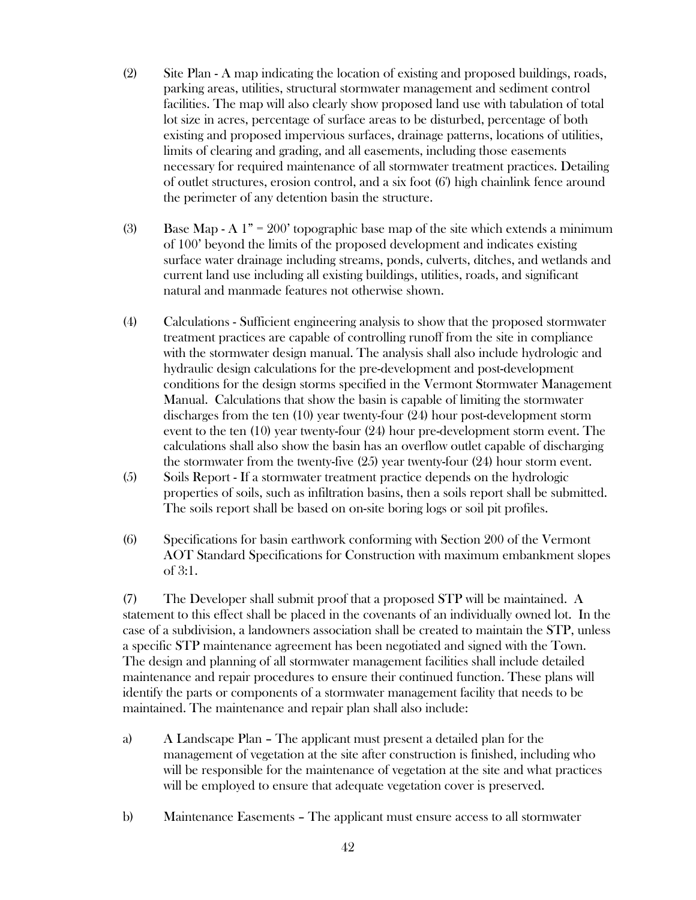(2) Site Plan - A map indicating the location of existing and proposed buildings, roads, parking areas, utilities, structural stormwater management and sediment control facilities. The map will also clearly show proposed land use with tabulation of total lot size in acres, percentage of surface areas to be disturbed, percentage of both existing and proposed impervious surfaces, drainage patterns, locations of utilities, limits of clearing and grading, and all easements, including those easements necessary for required maintenance of all stormwater treatment practices. Detailing of outlet structures, erosion control, and a six foot (6') high chainlink fence around the perimeter of any detention basin the structure.

(3) Base Map - A 1" = 200' topographic base map of the site which extends a minimum of 100' beyond the limits of the proposed development and indicates existing surface water drainage including streams, ponds, culverts, ditches, and wetlands and current land use including all existing buildings, utilities, roads, and significant natural and manmade features not otherwise shown.

(4) Calculations - Sufficient engineering analysis to show that the proposed stormwater treatment practices are capable of controlling runoff from the site in compliance with the stormwater design manual. The analysis shall also include hydrologic and hydraulic design calculations for the pre-development and post-development conditions for the design storms specified in the Vermont Stormwater Management Manual. Calculations that show the basin is capable of limiting the stormwater discharges from the ten (10) year twenty-four (24) hour post-development storm event to the ten (10) year twenty-four (24) hour pre-development storm event. The calculations shall also show the basin has an overflow outlet capable of discharging the stormwater from the twenty-five (25) year twenty-four (24) hour storm event.

(5) Soils Report - If a stormwater treatment practice depends on the hydrologic properties of soils, such as infiltration basins, then a soils report shall be submitted. The soils report shall be based on on-site boring logs or soil pit profiles.

(6) Specifications for basin earthwork conforming with Section 200 of the Vermont AOT Standard Specifications for Construction with maximum embankment slopes of 3:1.

(7) The Developer shall submit proof that a proposed STP will be maintained. A statement to this effect shall be placed in the covenants of an individually owned lot. In the case of a subdivision, a landowners association shall be created to maintain the STP, unless a specific STP maintenance agreement has been negotiated and signed with the Town. The design and planning of all stormwater management facilities shall include detailed maintenance and repair procedures to ensure their continued function. These plans will identify the parts or components of a stormwater management facility that needs to be maintained. The maintenance and repair plan shall also include:

a) A Landscape Plan – The applicant must present a detailed plan for the management of vegetation at the site after construction is finished, including who will be responsible for the maintenance of vegetation at the site and what practices will be employed to ensure that adequate vegetation cover is preserved.

b) Maintenance Easements – The applicant must ensure access to all stormwater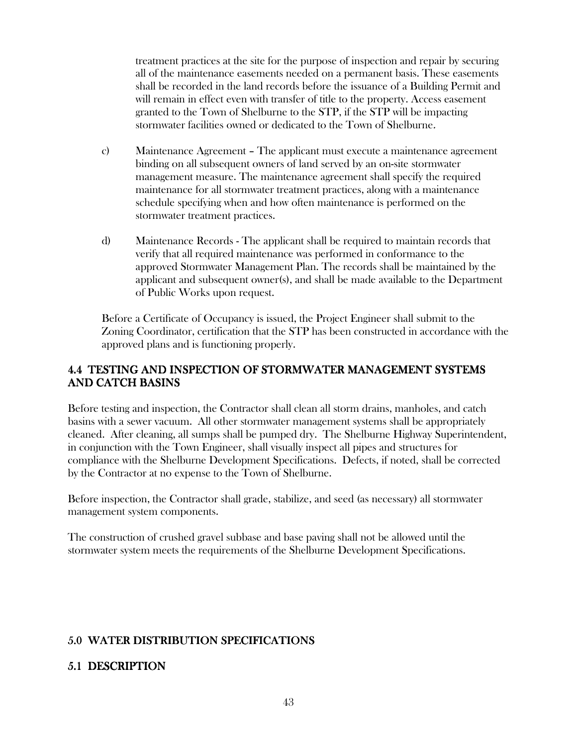treatment practices at the site for the purpose of inspection and repair by securing all of the maintenance easements needed on a permanent basis. These easements shall be recorded in the land records before the issuance of a Building Permit and will remain in effect even with transfer of title to the property. Access easement granted to the Town of Shelburne to the STP, if the STP will be impacting stormwater facilities owned or dedicated to the Town of Shelburne.

c) Maintenance Agreement – The applicant must execute a maintenance agreement binding on all subsequent owners of land served by an on-site stormwater management measure. The maintenance agreement shall specify the required maintenance for all stormwater treatment practices, along with a maintenance schedule specifying when and how often maintenance is performed on the stormwater treatment practices.

d) Maintenance Records - The applicant shall be required to maintain records that verify that all required maintenance was performed in conformance to the approved Stormwater Management Plan. The records shall be maintained by the applicant and subsequent owner(s), and shall be made available to the Department of Public Works upon request.

Before a Certificate of Occupancy is issued, the Project Engineer shall submit to the Zoning Coordinator, certification that the STP has been constructed in accordance with the approved plans and is functioning properly.

## 4.4 TESTING AND INSPECTION OF STORMWATER MANAGEMENT SYSTEMS AND CATCH BASINS

Before testing and inspection, the Contractor shall clean all storm drains, manholes, and catch basins with a sewer vacuum. All other stormwater management systems shall be appropriately cleaned. After cleaning, all sumps shall be pumped dry. The Shelburne Highway Superintendent, in conjunction with the Town Engineer, shall visually inspect all pipes and structures for compliance with the Shelburne Development Specifications. Defects, if noted, shall be corrected by the Contractor at no expense to the Town of Shelburne.

Before inspection, the Contractor shall grade, stabilize, and seed (as necessary) all stormwater management system components.

The construction of crushed gravel subbase and base paving shall not be allowed until the stormwater system meets the requirements of the Shelburne Development Specifications.

# 5.0 WATER DISTRIBUTION SPECIFICATIONS

## 5.1 DESCRIPTION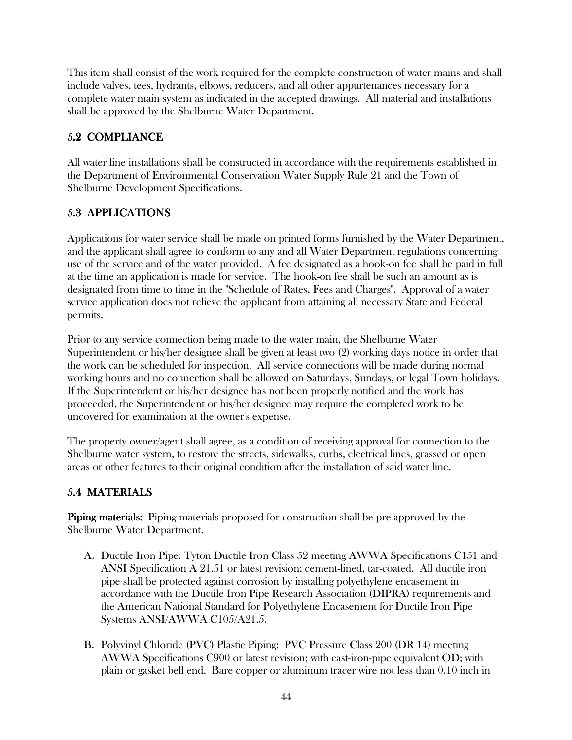This item shall consist of the work required for the complete construction of water mains and shall include valves, tees, hydrants, elbows, reducers, and all other appurtenances necessary for a complete water main system as indicated in the accepted drawings. All material and installations shall be approved by the Shelburne Water Department.

## 5.2 COMPLIANCE

All water line installations shall be constructed in accordance with the requirements established in the Department of Environmental Conservation Water Supply Rule 21 and the Town of Shelburne Development Specifications.

## 5.3 APPLICATIONS

Applications for water service shall be made on printed forms furnished by the Water Department, and the applicant shall agree to conform to any and all Water Department regulations concerning use of the service and of the water provided. A fee designated as a hook-on fee shall be paid in full at the time an application is made for service. The hook-on fee shall be such an amount as is designated from time to time in the "Schedule of Rates, Fees and Charges". Approval of a water service application does not relieve the applicant from attaining all necessary State and Federal permits.

Prior to any service connection being made to the water main, the Shelburne Water Superintendent or his/her designee shall be given at least two (2) working days notice in order that the work can be scheduled for inspection. All service connections will be made during normal working hours and no connection shall be allowed on Saturdays, Sundays, or legal Town holidays. If the Superintendent or his/her designee has not been properly notified and the work has proceeded, the Superintendent or his/her designee may require the completed work to be uncovered for examination at the owner's expense.

The property owner/agent shall agree, as a condition of receiving approval for connection to the Shelburne water system, to restore the streets, sidewalks, curbs, electrical lines, grassed or open areas or other features to their original condition after the installation of said water line.

## 5.4 MATERIALS

**Piping materials:** Piping materials proposed for construction shall be pre-approved by the Shelburne Water Department.

A. Ductile Iron Pipe: Tyton Ductile Iron Class 52 meeting AWWA Specifications C151 and ANSI Specification A 21.51 or latest revision; cement-lined, tar-coated. All ductile iron pipe shall be protected against corrosion by installing polyethylene encasement in accordance with the Ductile Iron Pipe Research Association (DIPRA) requirements and the American National Standard for Polyethylene Encasement for Ductile Iron Pipe Systems ANSI/AWWA C105/A21.5.

B. Polyvinyl Chloride (PVC) Plastic Piping: PVC Pressure Class 200 (DR 14) meeting AWWA Specifications C900 or latest revision; with cast-iron-pipe equivalent OD; with plain or gasket bell end. Bare copper or aluminum tracer wire not less than 0.10 inch in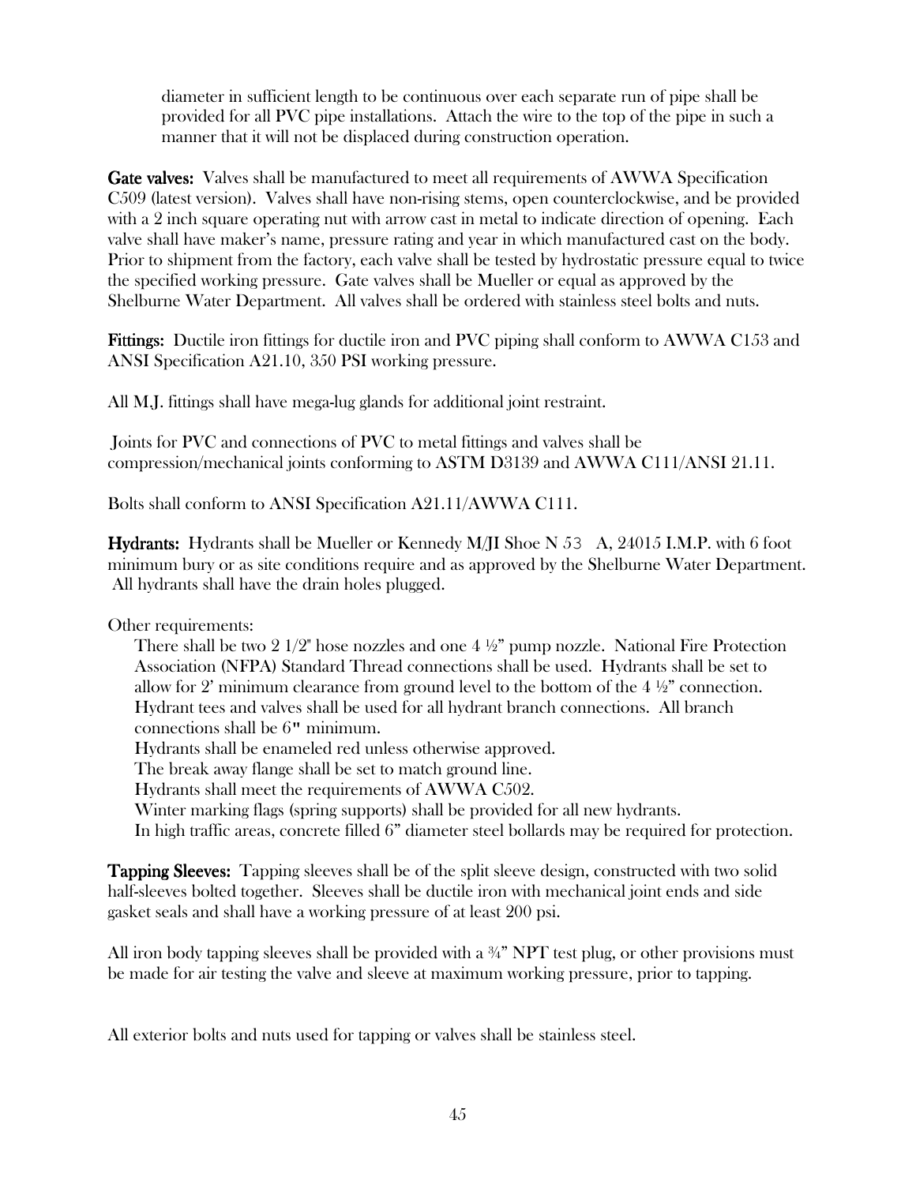diameter in sufficient length to be continuous over each separate run of pipe shall be provided for all PVC pipe installations. Attach the wire to the top of the pipe in such a manner that it will not be displaced during construction operation.

**Gate valves:** Valves shall be manufactured to meet all requirements of AWWA Specification C509 (latest version). Valves shall have non-rising stems, open counterclockwise, and be provided with a 2 inch square operating nut with arrow cast in metal to indicate direction of opening. Each valve shall have maker's name, pressure rating and year in which manufactured cast on the body. Prior to shipment from the factory, each valve shall be tested by hydrostatic pressure equal to twice the specified working pressure. Gate valves shall be Mueller or equal as approved by the Shelburne Water Department. All valves shall be ordered with stainless steel bolts and nuts.

**Fittings:** Ductile iron fittings for ductile iron and PVC piping shall conform to AWWA C153 and ANSI Specification A21.10, 350 PSI working pressure.

All M.J. fittings shall have mega-lug glands for additional joint restraint.

Joints for PVC and connections of PVC to metal fittings and valves shall be compression/mechanical joints conforming to ASTM D3139 and AWWA C111/ANSI 21.11.

Bolts shall conform to ANSI Specification A21.11/AWWA C111.

**Hydrants:** Hydrants shall be Mueller or Kennedy M/JI Shoe N 53 A, 24015 I.M.P. with 6 foot minimum bury or as site conditions require and as approved by the Shelburne Water Department. All hydrants shall have the drain holes plugged.

Other requirements:

There shall be two 2 1/2" hose nozzles and one 4 ½" pump nozzle. National Fire Protection Association (NFPA) Standard Thread connections shall be used. Hydrants shall be set to allow for 2' minimum clearance from ground level to the bottom of the 4 ½" connection.
Hydrant tees and valves shall be used for all hydrant branch connections. All branch connections shall be 6" minimum.
Hydrants shall be enameled red unless otherwise approved.
The break away flange shall be set to match ground line.
Hydrants shall meet the requirements of AWWA C502.
Winter marking flags (spring supports) shall be provided for all new hydrants.
In high traffic areas, concrete filled 6" diameter steel bollards may be required for protection.

**Tapping Sleeves:** Tapping sleeves shall be of the split sleeve design, constructed with two solid half-sleeves bolted together. Sleeves shall be ductile iron with mechanical joint ends and side gasket seals and shall have a working pressure of at least 200 psi.

All iron body tapping sleeves shall be provided with a ¾" NPT test plug, or other provisions must be made for air testing the valve and sleeve at maximum working pressure, prior to tapping.

All exterior bolts and nuts used for tapping or valves shall be stainless steel.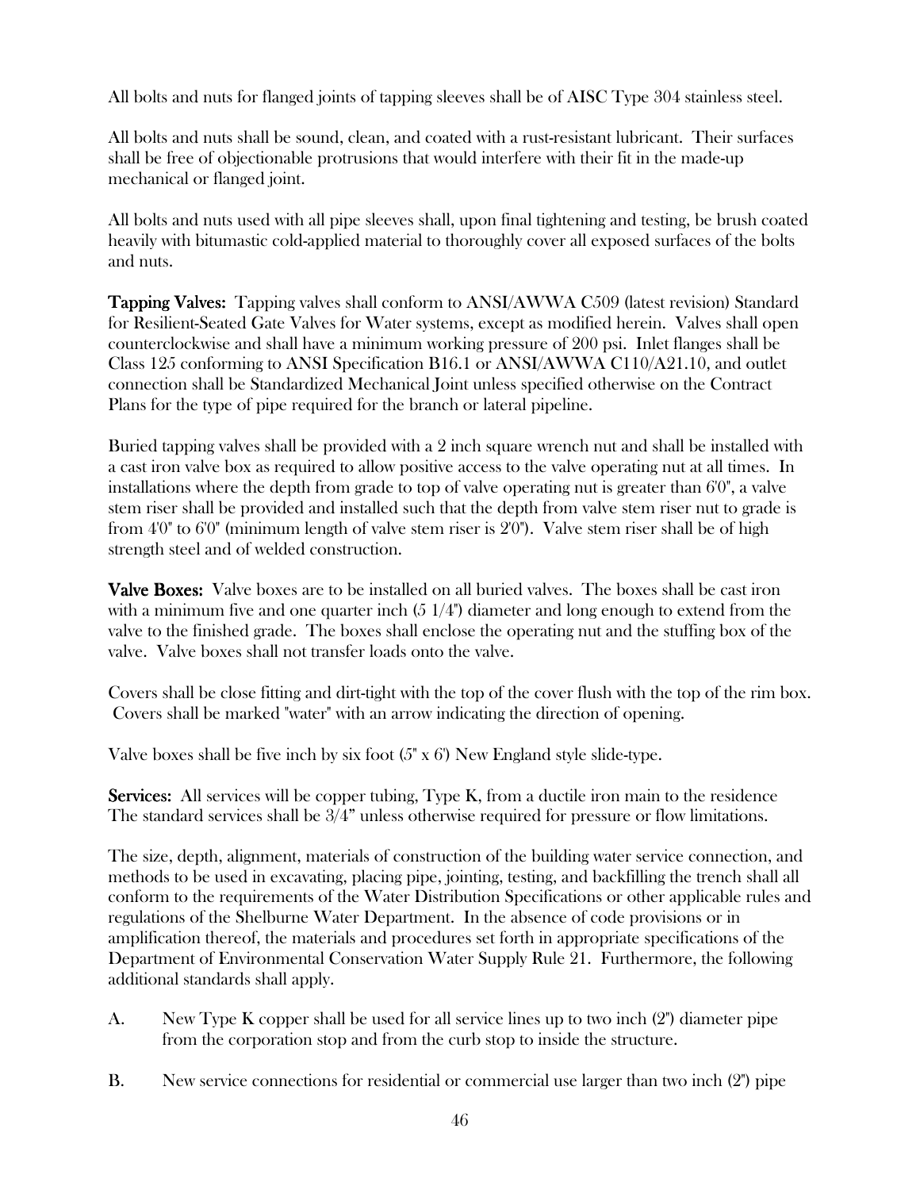All bolts and nuts for flanged joints of tapping sleeves shall be of AISC Type 304 stainless steel.

All bolts and nuts shall be sound, clean, and coated with a rust-resistant lubricant. Their surfaces shall be free of objectionable protrusions that would interfere with their fit in the made-up mechanical or flanged joint.

All bolts and nuts used with all pipe sleeves shall, upon final tightening and testing, be brush coated heavily with bitumastic cold-applied material to thoroughly cover all exposed surfaces of the bolts and nuts.

**Tapping Valves:** Tapping valves shall conform to ANSI/AWWA C509 (latest revision) Standard for Resilient-Seated Gate Valves for Water systems, except as modified herein. Valves shall open counterclockwise and shall have a minimum working pressure of 200 psi. Inlet flanges shall be Class 125 conforming to ANSI Specification B16.1 or ANSI/AWWA C110/A21.10, and outlet connection shall be Standardized Mechanical Joint unless specified otherwise on the Contract Plans for the type of pipe required for the branch or lateral pipeline.

Buried tapping valves shall be provided with a 2 inch square wrench nut and shall be installed with a cast iron valve box as required to allow positive access to the valve operating nut at all times. In installations where the depth from grade to top of valve operating nut is greater than 6'0", a valve stem riser shall be provided and installed such that the depth from valve stem riser nut to grade is from 4'0" to 6'0" (minimum length of valve stem riser is 2'0"). Valve stem riser shall be of high strength steel and of welded construction.

**Valve Boxes:** Valve boxes are to be installed on all buried valves. The boxes shall be cast iron with a minimum five and one quarter inch (5 1/4") diameter and long enough to extend from the valve to the finished grade. The boxes shall enclose the operating nut and the stuffing box of the valve. Valve boxes shall not transfer loads onto the valve.

Covers shall be close fitting and dirt-tight with the top of the cover flush with the top of the rim box. Covers shall be marked "water" with an arrow indicating the direction of opening.

Valve boxes shall be five inch by six foot (5" x 6') New England style slide-type.

**Services:** All services will be copper tubing, Type K, from a ductile iron main to the residence The standard services shall be 3/4" unless otherwise required for pressure or flow limitations.

The size, depth, alignment, materials of construction of the building water service connection, and methods to be used in excavating, placing pipe, jointing, testing, and backfilling the trench shall all conform to the requirements of the Water Distribution Specifications or other applicable rules and regulations of the Shelburne Water Department. In the absence of code provisions or in amplification thereof, the materials and procedures set forth in appropriate specifications of the Department of Environmental Conservation Water Supply Rule 21. Furthermore, the following additional standards shall apply.

A. New Type K copper shall be used for all service lines up to two inch (2") diameter pipe from the corporation stop and from the curb stop to inside the structure.

B. New service connections for residential or commercial use larger than two inch (2") pipe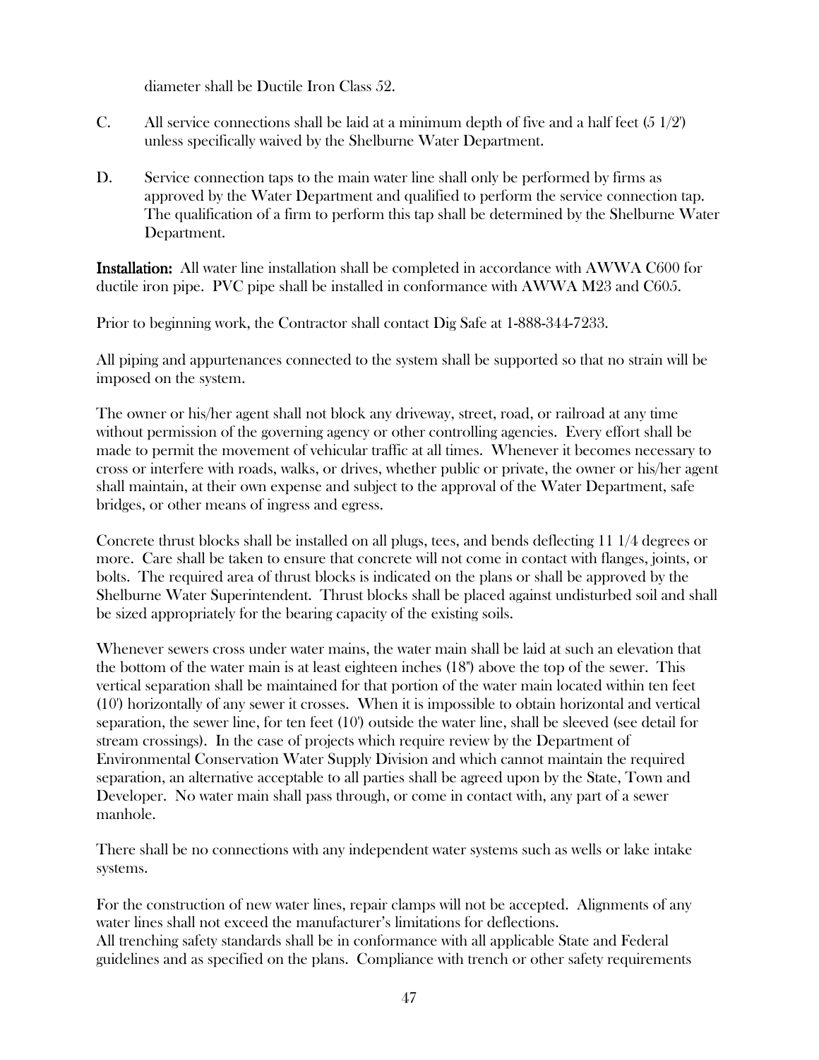diameter shall be Ductile Iron Class 52.

C. All service connections shall be laid at a minimum depth of five and a half feet (5 1/2') unless specifically waived by the Shelburne Water Department.

D. Service connection taps to the main water line shall only be performed by firms as approved by the Water Department and qualified to perform the service connection tap. The qualification of a firm to perform this tap shall be determined by the Shelburne Water Department.

**Installation:** All water line installation shall be completed in accordance with AWWA C600 for ductile iron pipe. PVC pipe shall be installed in conformance with AWWA M23 and C605.

Prior to beginning work, the Contractor shall contact Dig Safe at 1-888-344-7233.

All piping and appurtenances connected to the system shall be supported so that no strain will be imposed on the system.

The owner or his/her agent shall not block any driveway, street, road, or railroad at any time without permission of the governing agency or other controlling agencies. Every effort shall be made to permit the movement of vehicular traffic at all times. Whenever it becomes necessary to cross or interfere with roads, walks, or drives, whether public or private, the owner or his/her agent shall maintain, at their own expense and subject to the approval of the Water Department, safe bridges, or other means of ingress and egress.

Concrete thrust blocks shall be installed on all plugs, tees, and bends deflecting 11 1/4 degrees or more. Care shall be taken to ensure that concrete will not come in contact with flanges, joints, or bolts. The required area of thrust blocks is indicated on the plans or shall be approved by the Shelburne Water Superintendent. Thrust blocks shall be placed against undisturbed soil and shall be sized appropriately for the bearing capacity of the existing soils.

Whenever sewers cross under water mains, the water main shall be laid at such an elevation that the bottom of the water main is at least eighteen inches (18") above the top of the sewer. This vertical separation shall be maintained for that portion of the water main located within ten feet (10') horizontally of any sewer it crosses. When it is impossible to obtain horizontal and vertical separation, the sewer line, for ten feet (10') outside the water line, shall be sleeved (see detail for stream crossings). In the case of projects which require review by the Department of Environmental Conservation Water Supply Division and which cannot maintain the required separation, an alternative acceptable to all parties shall be agreed upon by the State, Town and Developer. No water main shall pass through, or come in contact with, any part of a sewer manhole.

There shall be no connections with any independent water systems such as wells or lake intake systems.

For the construction of new water lines, repair clamps will not be accepted. Alignments of any water lines shall not exceed the manufacturer's limitations for deflections.
All trenching safety standards shall be in conformance with all applicable State and Federal guidelines and as specified on the plans. Compliance with trench or other safety requirements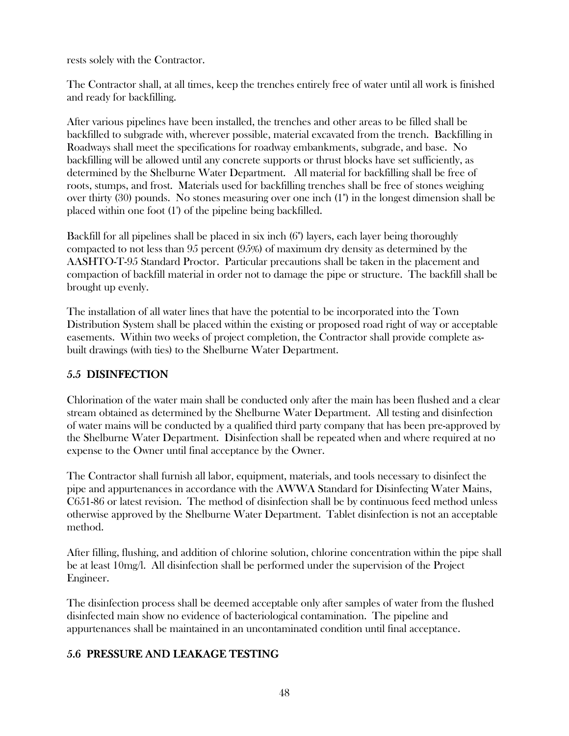rests solely with the Contractor.

The Contractor shall, at all times, keep the trenches entirely free of water until all work is finished and ready for backfilling.

After various pipelines have been installed, the trenches and other areas to be filled shall be backfilled to subgrade with, wherever possible, material excavated from the trench. Backfilling in Roadways shall meet the specifications for roadway embankments, subgrade, and base. No backfilling will be allowed until any concrete supports or thrust blocks have set sufficiently, as determined by the Shelburne Water Department. All material for backfilling shall be free of roots, stumps, and frost. Materials used for backfilling trenches shall be free of stones weighing over thirty (30) pounds. No stones measuring over one inch (1") in the longest dimension shall be placed within one foot (1') of the pipeline being backfilled.

Backfill for all pipelines shall be placed in six inch (6") layers, each layer being thoroughly compacted to not less than 95 percent (95%) of maximum dry density as determined by the AASHTO-T-95 Standard Proctor. Particular precautions shall be taken in the placement and compaction of backfill material in order not to damage the pipe or structure. The backfill shall be brought up evenly.

The installation of all water lines that have the potential to be incorporated into the Town Distribution System shall be placed within the existing or proposed road right of way or acceptable easements. Within two weeks of project completion, the Contractor shall provide complete as-built drawings (with ties) to the Shelburne Water Department.

## 5.5 DISINFECTION

Chlorination of the water main shall be conducted only after the main has been flushed and a clear stream obtained as determined by the Shelburne Water Department. All testing and disinfection of water mains will be conducted by a qualified third party company that has been pre-approved by the Shelburne Water Department. Disinfection shall be repeated when and where required at no expense to the Owner until final acceptance by the Owner.

The Contractor shall furnish all labor, equipment, materials, and tools necessary to disinfect the pipe and appurtenances in accordance with the AWWA Standard for Disinfecting Water Mains, C651-86 or latest revision. The method of disinfection shall be by continuous feed method unless otherwise approved by the Shelburne Water Department. Tablet disinfection is not an acceptable method.

After filling, flushing, and addition of chlorine solution, chlorine concentration within the pipe shall be at least 10mg/l. All disinfection shall be performed under the supervision of the Project Engineer.

The disinfection process shall be deemed acceptable only after samples of water from the flushed disinfected main show no evidence of bacteriological contamination. The pipeline and appurtenances shall be maintained in an uncontaminated condition until final acceptance.

## 5.6 PRESSURE AND LEAKAGE TESTING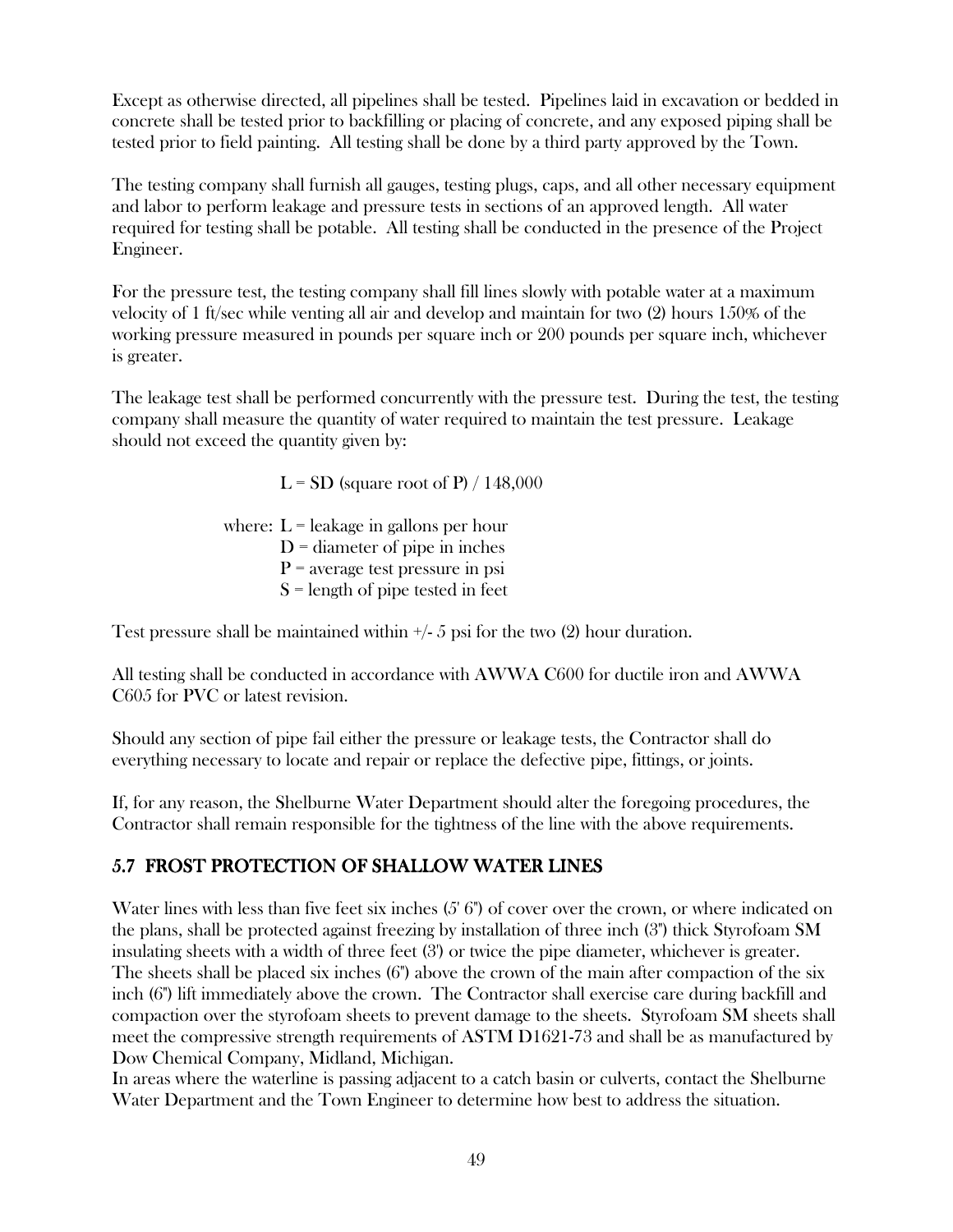Except as otherwise directed, all pipelines shall be tested. Pipelines laid in excavation or bedded in concrete shall be tested prior to backfilling or placing of concrete, and any exposed piping shall be tested prior to field painting. All testing shall be done by a third party approved by the Town.

The testing company shall furnish all gauges, testing plugs, caps, and all other necessary equipment and labor to perform leakage and pressure tests in sections of an approved length. All water required for testing shall be potable. All testing shall be conducted in the presence of the Project Engineer.

For the pressure test, the testing company shall fill lines slowly with potable water at a maximum velocity of 1 ft/sec while venting all air and develop and maintain for two (2) hours 150% of the working pressure measured in pounds per square inch or 200 pounds per square inch, whichever is greater.

The leakage test shall be performed concurrently with the pressure test. During the test, the testing company shall measure the quantity of water required to maintain the test pressure. Leakage should not exceed the quantity given by:

$$L = SD \text{ (square root of } P\text{)} / 148{,}000$$

where: $L$ = leakage in gallons per hour
$D$ = diameter of pipe in inches
$P$ = average test pressure in psi
$S$ = length of pipe tested in feet

Test pressure shall be maintained within +/- 5 psi for the two (2) hour duration.

All testing shall be conducted in accordance with AWWA C600 for ductile iron and AWWA C605 for PVC or latest revision.

Should any section of pipe fail either the pressure or leakage tests, the Contractor shall do everything necessary to locate and repair or replace the defective pipe, fittings, or joints.

If, for any reason, the Shelburne Water Department should alter the foregoing procedures, the Contractor shall remain responsible for the tightness of the line with the above requirements.

## 5.7 FROST PROTECTION OF SHALLOW WATER LINES

Water lines with less than five feet six inches (5' 6") of cover over the crown, or where indicated on the plans, shall be protected against freezing by installation of three inch (3") thick Styrofoam SM insulating sheets with a width of three feet (3') or twice the pipe diameter, whichever is greater. The sheets shall be placed six inches (6") above the crown of the main after compaction of the six inch (6") lift immediately above the crown. The Contractor shall exercise care during backfill and compaction over the styrofoam sheets to prevent damage to the sheets. Styrofoam SM sheets shall meet the compressive strength requirements of ASTM D1621-73 and shall be as manufactured by Dow Chemical Company, Midland, Michigan.
In areas where the waterline is passing adjacent to a catch basin or culverts, contact the Shelburne Water Department and the Town Engineer to determine how best to address the situation.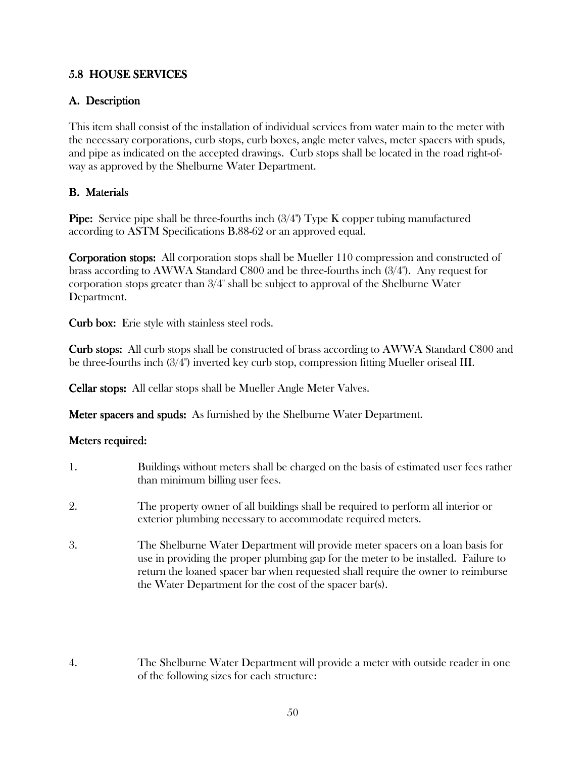## 5.8 HOUSE SERVICES

### A. Description

This item shall consist of the installation of individual services from water main to the meter with the necessary corporations, curb stops, curb boxes, angle meter valves, meter spacers with spuds, and pipe as indicated on the accepted drawings. Curb stops shall be located in the road right-of-way as approved by the Shelburne Water Department.

### B. Materials

**Pipe:** Service pipe shall be three-fourths inch (3/4") Type K copper tubing manufactured according to ASTM Specifications B.88-62 or an approved equal.

**Corporation stops:** All corporation stops shall be Mueller 110 compression and constructed of brass according to AWWA Standard C800 and be three-fourths inch (3/4"). Any request for corporation stops greater than 3/4" shall be subject to approval of the Shelburne Water Department.

**Curb box:** Erie style with stainless steel rods.

**Curb stops:** All curb stops shall be constructed of brass according to AWWA Standard C800 and be three-fourths inch (3/4") inverted key curb stop, compression fitting Mueller oriseal III.

**Cellar stops:** All cellar stops shall be Mueller Angle Meter Valves.

**Meter spacers and spuds:** As furnished by the Shelburne Water Department.

**Meters required:**

1. Buildings without meters shall be charged on the basis of estimated user fees rather than minimum billing user fees.

2. The property owner of all buildings shall be required to perform all interior or exterior plumbing necessary to accommodate required meters.

3. The Shelburne Water Department will provide meter spacers on a loan basis for use in providing the proper plumbing gap for the meter to be installed. Failure to return the loaned spacer bar when requested shall require the owner to reimburse the Water Department for the cost of the spacer bar(s).

4. The Shelburne Water Department will provide a meter with outside reader in one of the following sizes for each structure: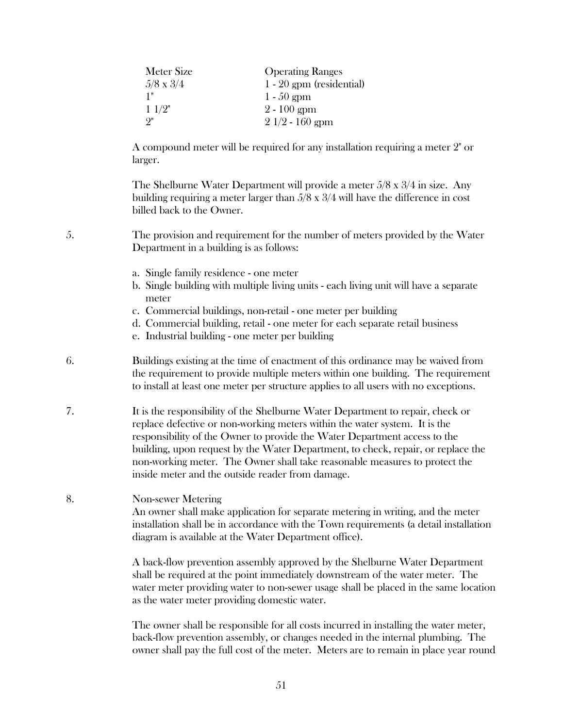| Meter Size | Operating Ranges |
|---|---|
| 5/8 x 3/4 | 1 - 20 gpm (residential) |
| 1" | 1 - 50 gpm |
| 1 1/2" | 2 - 100 gpm |
| 2" | 2 1/2 - 160 gpm |

A compound meter will be required for any installation requiring a meter 2" or larger.

The Shelburne Water Department will provide a meter 5/8 x 3/4 in size. Any building requiring a meter larger than 5/8 x 3/4 will have the difference in cost billed back to the Owner.

5. The provision and requirement for the number of meters provided by the Water Department in a building is as follows:

   a. Single family residence - one meter
   b. Single building with multiple living units - each living unit will have a separate meter
   c. Commercial buildings, non-retail - one meter per building
   d. Commercial building, retail - one meter for each separate retail business
   e. Industrial building - one meter per building

6. Buildings existing at the time of enactment of this ordinance may be waived from the requirement to provide multiple meters within one building. The requirement to install at least one meter per structure applies to all users with no exceptions.

7. It is the responsibility of the Shelburne Water Department to repair, check or replace defective or non-working meters within the water system. It is the responsibility of the Owner to provide the Water Department access to the building, upon request by the Water Department, to check, repair, or replace the non-working meter. The Owner shall take reasonable measures to protect the inside meter and the outside reader from damage.

8. Non-sewer Metering

   An owner shall make application for separate metering in writing, and the meter installation shall be in accordance with the Town requirements (a detail installation diagram is available at the Water Department office).

   A back-flow prevention assembly approved by the Shelburne Water Department shall be required at the point immediately downstream of the water meter. The water meter providing water to non-sewer usage shall be placed in the same location as the water meter providing domestic water.

   The owner shall be responsible for all costs incurred in installing the water meter, back-flow prevention assembly, or changes needed in the internal plumbing. The owner shall pay the full cost of the meter. Meters are to remain in place year round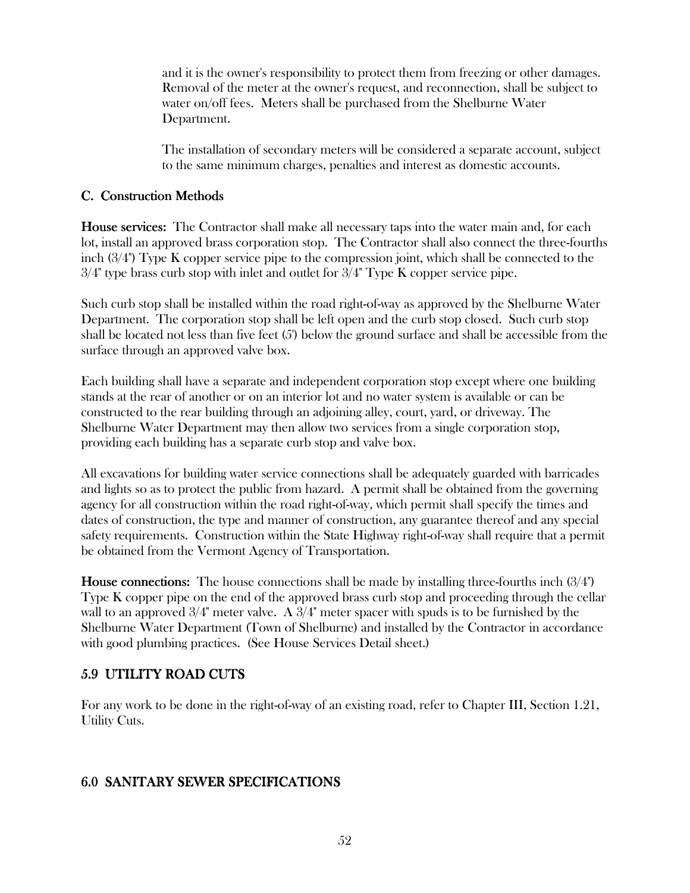and it is the owner's responsibility to protect them from freezing or other damages. Removal of the meter at the owner's request, and reconnection, shall be subject to water on/off fees. Meters shall be purchased from the Shelburne Water Department.

The installation of secondary meters will be considered a separate account, subject to the same minimum charges, penalties and interest as domestic accounts.

### C. Construction Methods

**House services:** The Contractor shall make all necessary taps into the water main and, for each lot, install an approved brass corporation stop. The Contractor shall also connect the three-fourths inch (3/4") Type K copper service pipe to the compression joint, which shall be connected to the 3/4" type brass curb stop with inlet and outlet for 3/4" Type K copper service pipe.

Such curb stop shall be installed within the road right-of-way as approved by the Shelburne Water Department. The corporation stop shall be left open and the curb stop closed. Such curb stop shall be located not less than five feet (5') below the ground surface and shall be accessible from the surface through an approved valve box.

Each building shall have a separate and independent corporation stop except where one building stands at the rear of another or on an interior lot and no water system is available or can be constructed to the rear building through an adjoining alley, court, yard, or driveway. The Shelburne Water Department may then allow two services from a single corporation stop, providing each building has a separate curb stop and valve box.

All excavations for building water service connections shall be adequately guarded with barricades and lights so as to protect the public from hazard. A permit shall be obtained from the governing agency for all construction within the road right-of-way, which permit shall specify the times and dates of construction, the type and manner of construction, any guarantee thereof and any special safety requirements. Construction within the State Highway right-of-way shall require that a permit be obtained from the Vermont Agency of Transportation.

**House connections:** The house connections shall be made by installing three-fourths inch (3/4") Type K copper pipe on the end of the approved brass curb stop and proceeding through the cellar wall to an approved 3/4" meter valve. A 3/4" meter spacer with spuds is to be furnished by the Shelburne Water Department (Town of Shelburne) and installed by the Contractor in accordance with good plumbing practices. (See House Services Detail sheet.)

## 5.9 UTILITY ROAD CUTS

For any work to be done in the right-of-way of an existing road, refer to Chapter III, Section 1.21, Utility Cuts.

## 6.0 SANITARY SEWER SPECIFICATIONS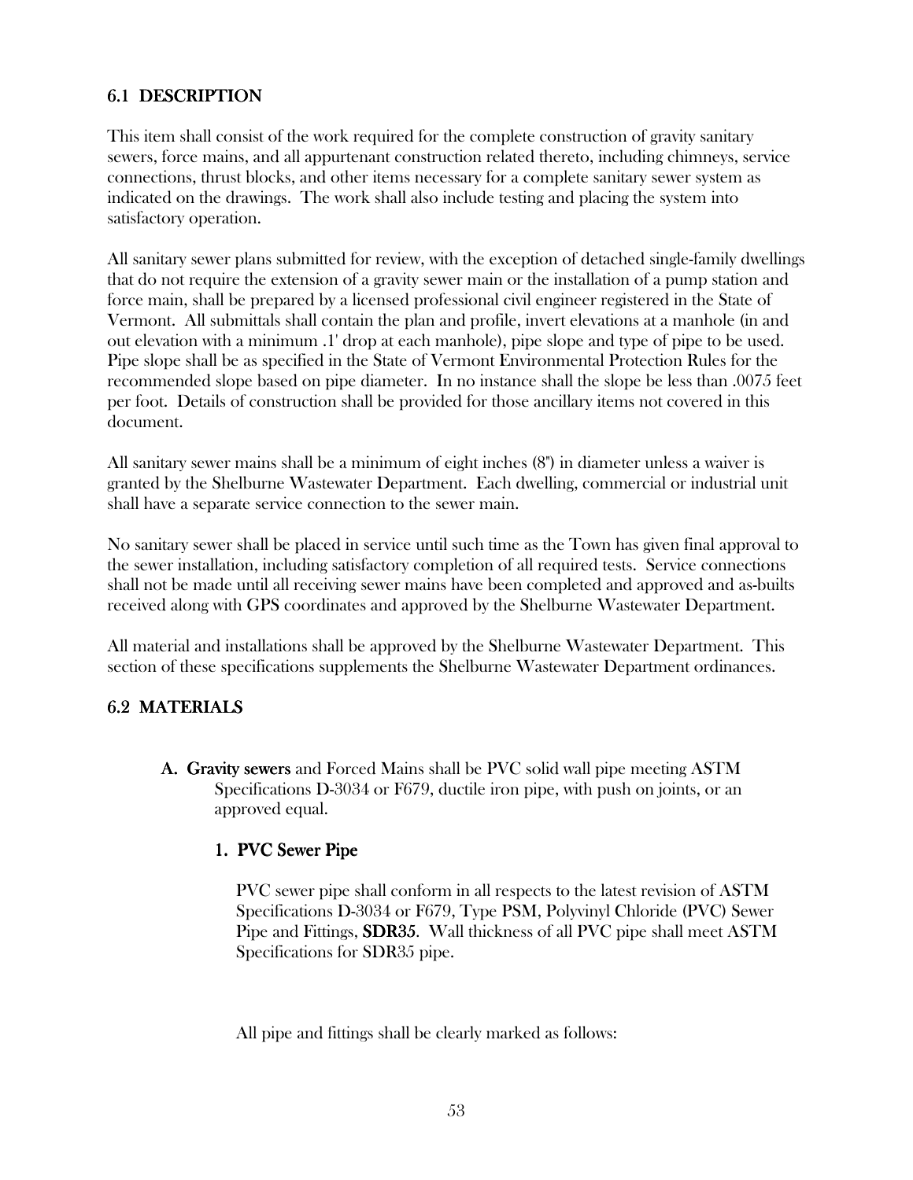## 6.1 DESCRIPTION

This item shall consist of the work required for the complete construction of gravity sanitary sewers, force mains, and all appurtenant construction related thereto, including chimneys, service connections, thrust blocks, and other items necessary for a complete sanitary sewer system as indicated on the drawings. The work shall also include testing and placing the system into satisfactory operation.

All sanitary sewer plans submitted for review, with the exception of detached single-family dwellings that do not require the extension of a gravity sewer main or the installation of a pump station and force main, shall be prepared by a licensed professional civil engineer registered in the State of Vermont. All submittals shall contain the plan and profile, invert elevations at a manhole (in and out elevation with a minimum .1' drop at each manhole), pipe slope and type of pipe to be used. Pipe slope shall be as specified in the State of Vermont Environmental Protection Rules for the recommended slope based on pipe diameter. In no instance shall the slope be less than .0075 feet per foot. Details of construction shall be provided for those ancillary items not covered in this document.

All sanitary sewer mains shall be a minimum of eight inches (8") in diameter unless a waiver is granted by the Shelburne Wastewater Department. Each dwelling, commercial or industrial unit shall have a separate service connection to the sewer main.

No sanitary sewer shall be placed in service until such time as the Town has given final approval to the sewer installation, including satisfactory completion of all required tests. Service connections shall not be made until all receiving sewer mains have been completed and approved and as-builts received along with GPS coordinates and approved by the Shelburne Wastewater Department.

All material and installations shall be approved by the Shelburne Wastewater Department. This section of these specifications supplements the Shelburne Wastewater Department ordinances.

## 6.2 MATERIALS

**A. Gravity sewers** and Forced Mains shall be PVC solid wall pipe meeting ASTM Specifications D-3034 or F679, ductile iron pipe, with push on joints, or an approved equal.

### 1. PVC Sewer Pipe

PVC sewer pipe shall conform in all respects to the latest revision of ASTM Specifications D-3034 or F679, Type PSM, Polyvinyl Chloride (PVC) Sewer Pipe and Fittings, **SDR35**. Wall thickness of all PVC pipe shall meet ASTM Specifications for SDR35 pipe.

All pipe and fittings shall be clearly marked as follows: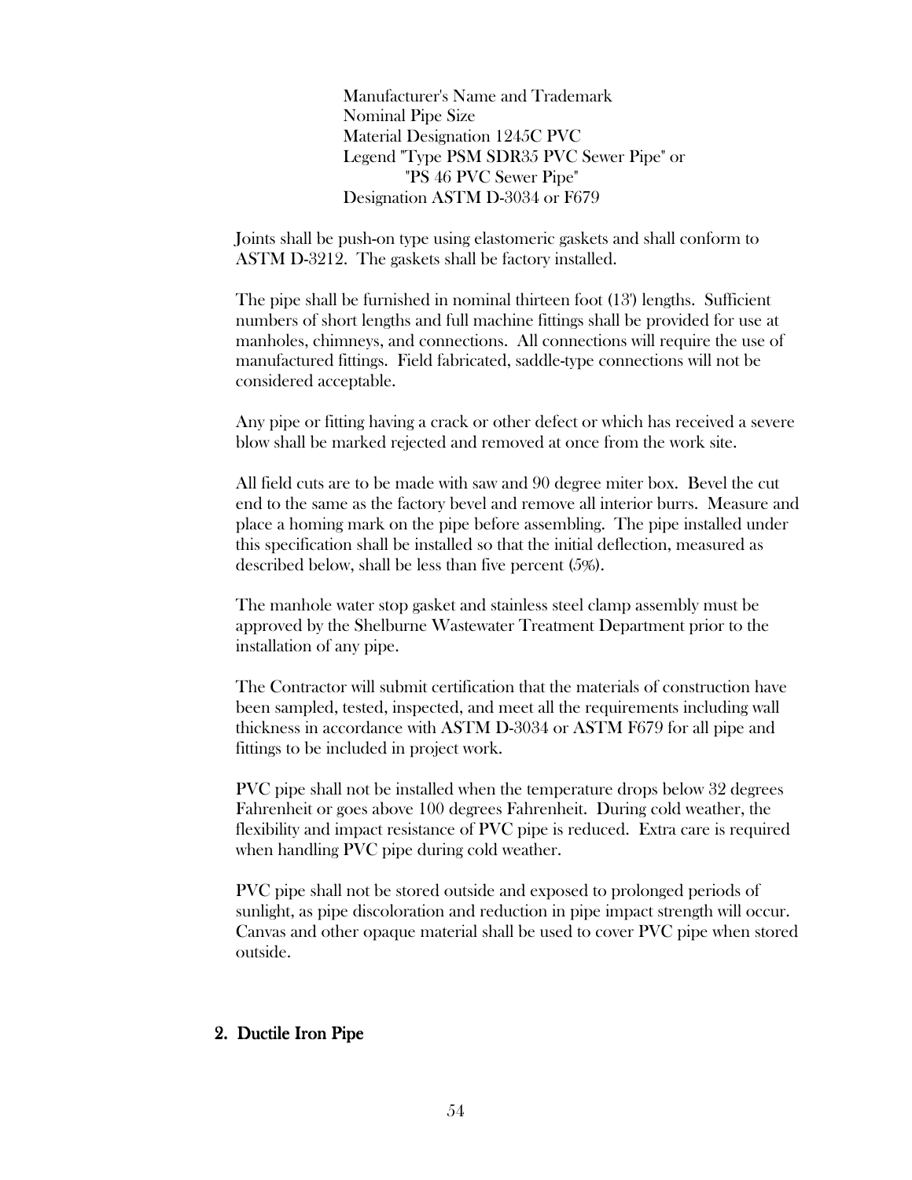Manufacturer's Name and Trademark
Nominal Pipe Size
Material Designation 1245C PVC
Legend "Type PSM SDR35 PVC Sewer Pipe" or
"PS 46 PVC Sewer Pipe"
Designation ASTM D-3034 or F679

Joints shall be push-on type using elastomeric gaskets and shall conform to ASTM D-3212. The gaskets shall be factory installed.

The pipe shall be furnished in nominal thirteen foot (13') lengths. Sufficient numbers of short lengths and full machine fittings shall be provided for use at manholes, chimneys, and connections. All connections will require the use of manufactured fittings. Field fabricated, saddle-type connections will not be considered acceptable.

Any pipe or fitting having a crack or other defect or which has received a severe blow shall be marked rejected and removed at once from the work site.

All field cuts are to be made with saw and 90 degree miter box. Bevel the cut end to the same as the factory bevel and remove all interior burrs. Measure and place a homing mark on the pipe before assembling. The pipe installed under this specification shall be installed so that the initial deflection, measured as described below, shall be less than five percent (5%).

The manhole water stop gasket and stainless steel clamp assembly must be approved by the Shelburne Wastewater Treatment Department prior to the installation of any pipe.

The Contractor will submit certification that the materials of construction have been sampled, tested, inspected, and meet all the requirements including wall thickness in accordance with ASTM D-3034 or ASTM F679 for all pipe and fittings to be included in project work.

PVC pipe shall not be installed when the temperature drops below 32 degrees Fahrenheit or goes above 100 degrees Fahrenheit. During cold weather, the flexibility and impact resistance of PVC pipe is reduced. Extra care is required when handling PVC pipe during cold weather.

PVC pipe shall not be stored outside and exposed to prolonged periods of sunlight, as pipe discoloration and reduction in pipe impact strength will occur. Canvas and other opaque material shall be used to cover PVC pipe when stored outside.

## 2. Ductile Iron Pipe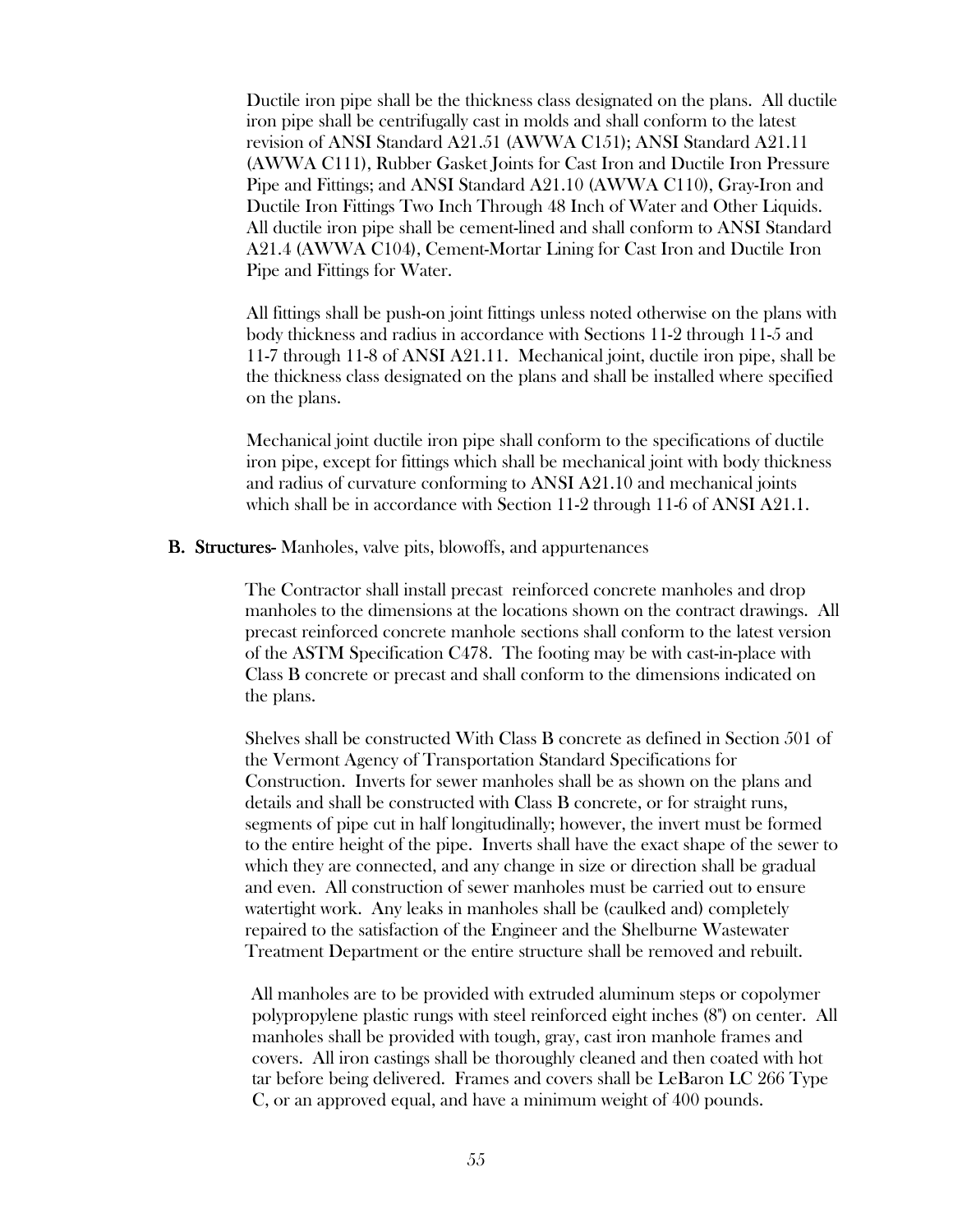Ductile iron pipe shall be the thickness class designated on the plans. All ductile iron pipe shall be centrifugally cast in molds and shall conform to the latest revision of ANSI Standard A21.51 (AWWA C151); ANSI Standard A21.11 (AWWA C111), Rubber Gasket Joints for Cast Iron and Ductile Iron Pressure Pipe and Fittings; and ANSI Standard A21.10 (AWWA C110), Gray-Iron and Ductile Iron Fittings Two Inch Through 48 Inch of Water and Other Liquids. All ductile iron pipe shall be cement-lined and shall conform to ANSI Standard A21.4 (AWWA C104), Cement-Mortar Lining for Cast Iron and Ductile Iron Pipe and Fittings for Water.

All fittings shall be push-on joint fittings unless noted otherwise on the plans with body thickness and radius in accordance with Sections 11-2 through 11-5 and 11-7 through 11-8 of ANSI A21.11. Mechanical joint, ductile iron pipe, shall be the thickness class designated on the plans and shall be installed where specified on the plans.

Mechanical joint ductile iron pipe shall conform to the specifications of ductile iron pipe, except for fittings which shall be mechanical joint with body thickness and radius of curvature conforming to ANSI A21.10 and mechanical joints which shall be in accordance with Section 11-2 through 11-6 of ANSI A21.1.

**B. Structures-** Manholes, valve pits, blowoffs, and appurtenances

The Contractor shall install precast reinforced concrete manholes and drop manholes to the dimensions at the locations shown on the contract drawings. All precast reinforced concrete manhole sections shall conform to the latest version of the ASTM Specification C478. The footing may be with cast-in-place with Class B concrete or precast and shall conform to the dimensions indicated on the plans.

Shelves shall be constructed With Class B concrete as defined in Section 501 of the Vermont Agency of Transportation Standard Specifications for Construction. Inverts for sewer manholes shall be as shown on the plans and details and shall be constructed with Class B concrete, or for straight runs, segments of pipe cut in half longitudinally; however, the invert must be formed to the entire height of the pipe. Inverts shall have the exact shape of the sewer to which they are connected, and any change in size or direction shall be gradual and even. All construction of sewer manholes must be carried out to ensure watertight work. Any leaks in manholes shall be (caulked and) completely repaired to the satisfaction of the Engineer and the Shelburne Wastewater Treatment Department or the entire structure shall be removed and rebuilt.

All manholes are to be provided with extruded aluminum steps or copolymer polypropylene plastic rungs with steel reinforced eight inches (8") on center. All manholes shall be provided with tough, gray, cast iron manhole frames and covers. All iron castings shall be thoroughly cleaned and then coated with hot tar before being delivered. Frames and covers shall be LeBaron LC 266 Type C, or an approved equal, and have a minimum weight of 400 pounds.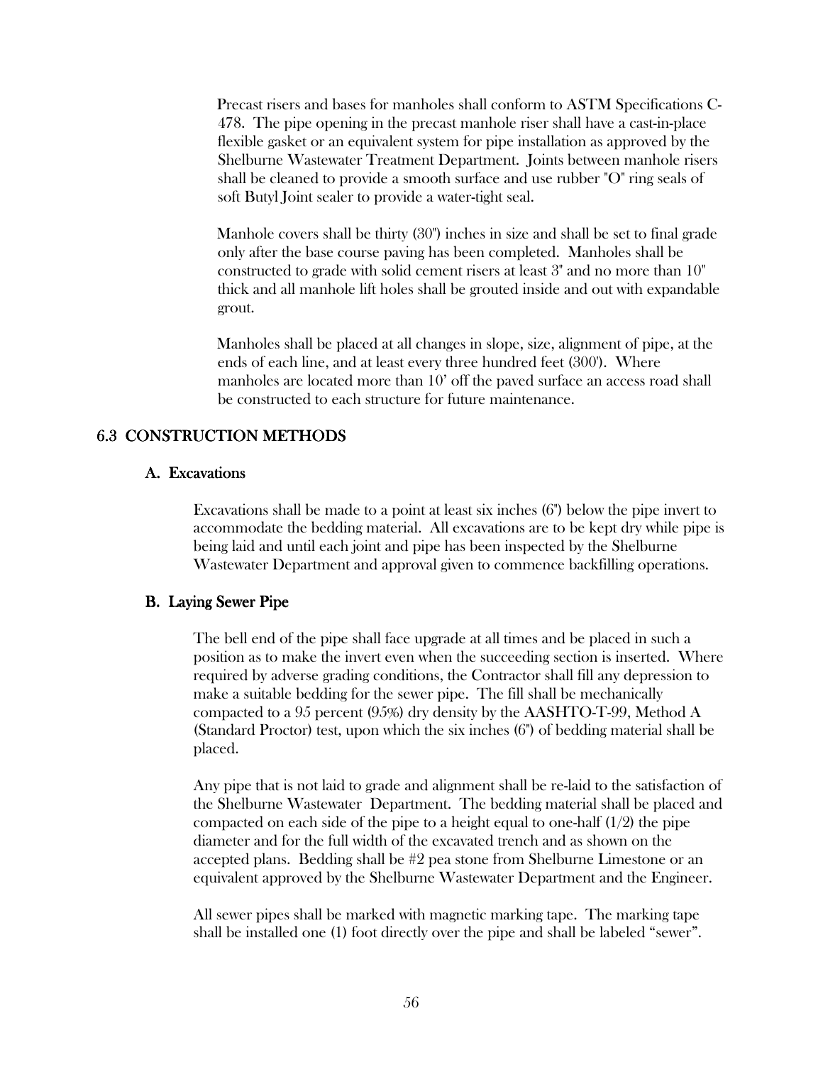Precast risers and bases for manholes shall conform to ASTM Specifications C-478. The pipe opening in the precast manhole riser shall have a cast-in-place flexible gasket or an equivalent system for pipe installation as approved by the Shelburne Wastewater Treatment Department. Joints between manhole risers shall be cleaned to provide a smooth surface and use rubber "O" ring seals of soft Butyl Joint sealer to provide a water-tight seal.

Manhole covers shall be thirty (30") inches in size and shall be set to final grade only after the base course paving has been completed. Manholes shall be constructed to grade with solid cement risers at least 3" and no more than 10" thick and all manhole lift holes shall be grouted inside and out with expandable grout.

Manholes shall be placed at all changes in slope, size, alignment of pipe, at the ends of each line, and at least every three hundred feet (300'). Where manholes are located more than 10' off the paved surface an access road shall be constructed to each structure for future maintenance.

## 6.3 CONSTRUCTION METHODS

### A. Excavations

Excavations shall be made to a point at least six inches (6") below the pipe invert to accommodate the bedding material. All excavations are to be kept dry while pipe is being laid and until each joint and pipe has been inspected by the Shelburne Wastewater Department and approval given to commence backfilling operations.

### B. Laying Sewer Pipe

The bell end of the pipe shall face upgrade at all times and be placed in such a position as to make the invert even when the succeeding section is inserted. Where required by adverse grading conditions, the Contractor shall fill any depression to make a suitable bedding for the sewer pipe. The fill shall be mechanically compacted to a 95 percent (95%) dry density by the AASHTO-T-99, Method A (Standard Proctor) test, upon which the six inches (6") of bedding material shall be placed.

Any pipe that is not laid to grade and alignment shall be re-laid to the satisfaction of the Shelburne Wastewater Department. The bedding material shall be placed and compacted on each side of the pipe to a height equal to one-half (1/2) the pipe diameter and for the full width of the excavated trench and as shown on the accepted plans. Bedding shall be #2 pea stone from Shelburne Limestone or an equivalent approved by the Shelburne Wastewater Department and the Engineer.

All sewer pipes shall be marked with magnetic marking tape. The marking tape shall be installed one (1) foot directly over the pipe and shall be labeled "sewer".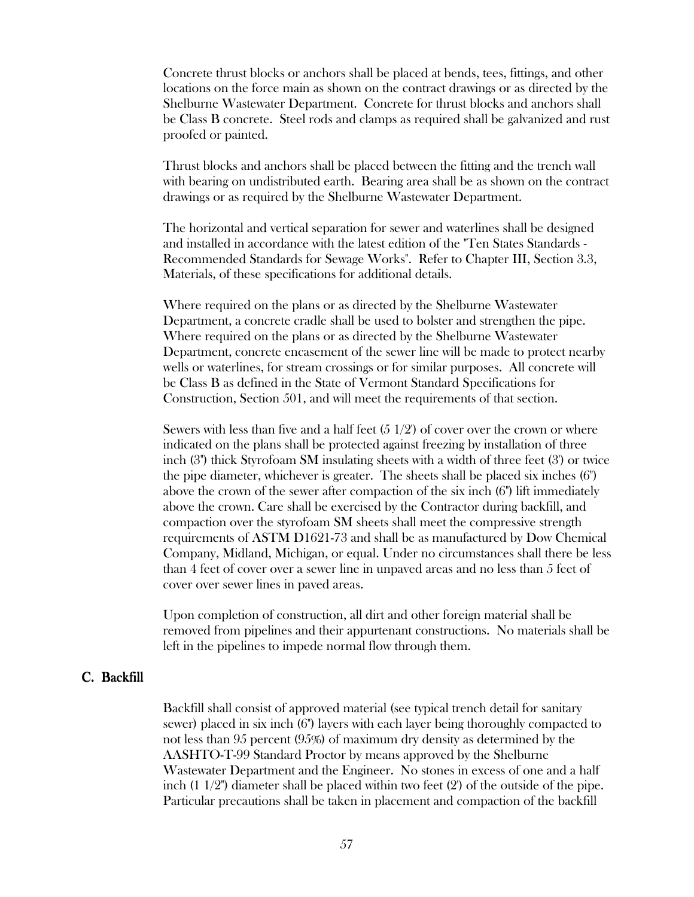Concrete thrust blocks or anchors shall be placed at bends, tees, fittings, and other locations on the force main as shown on the contract drawings or as directed by the Shelburne Wastewater Department. Concrete for thrust blocks and anchors shall be Class B concrete. Steel rods and clamps as required shall be galvanized and rust proofed or painted.

Thrust blocks and anchors shall be placed between the fitting and the trench wall with bearing on undistributed earth. Bearing area shall be as shown on the contract drawings or as required by the Shelburne Wastewater Department.

The horizontal and vertical separation for sewer and waterlines shall be designed and installed in accordance with the latest edition of the "Ten States Standards - Recommended Standards for Sewage Works". Refer to Chapter III, Section 3.3, Materials, of these specifications for additional details.

Where required on the plans or as directed by the Shelburne Wastewater Department, a concrete cradle shall be used to bolster and strengthen the pipe. Where required on the plans or as directed by the Shelburne Wastewater Department, concrete encasement of the sewer line will be made to protect nearby wells or waterlines, for stream crossings or for similar purposes. All concrete will be Class B as defined in the State of Vermont Standard Specifications for Construction, Section 501, and will meet the requirements of that section.

Sewers with less than five and a half feet (5 1/2') of cover over the crown or where indicated on the plans shall be protected against freezing by installation of three inch (3") thick Styrofoam SM insulating sheets with a width of three feet (3') or twice the pipe diameter, whichever is greater. The sheets shall be placed six inches (6") above the crown of the sewer after compaction of the six inch (6") lift immediately above the crown. Care shall be exercised by the Contractor during backfill, and compaction over the styrofoam SM sheets shall meet the compressive strength requirements of ASTM D1621-73 and shall be as manufactured by Dow Chemical Company, Midland, Michigan, or equal. Under no circumstances shall there be less than 4 feet of cover over a sewer line in unpaved areas and no less than 5 feet of cover over sewer lines in paved areas.

Upon completion of construction, all dirt and other foreign material shall be removed from pipelines and their appurtenant constructions. No materials shall be left in the pipelines to impede normal flow through them.

## C. Backfill

Backfill shall consist of approved material (see typical trench detail for sanitary sewer) placed in six inch (6") layers with each layer being thoroughly compacted to not less than 95 percent (95%) of maximum dry density as determined by the AASHTO-T-99 Standard Proctor by means approved by the Shelburne Wastewater Department and the Engineer. No stones in excess of one and a half inch (1 1/2") diameter shall be placed within two feet (2') of the outside of the pipe. Particular precautions shall be taken in placement and compaction of the backfill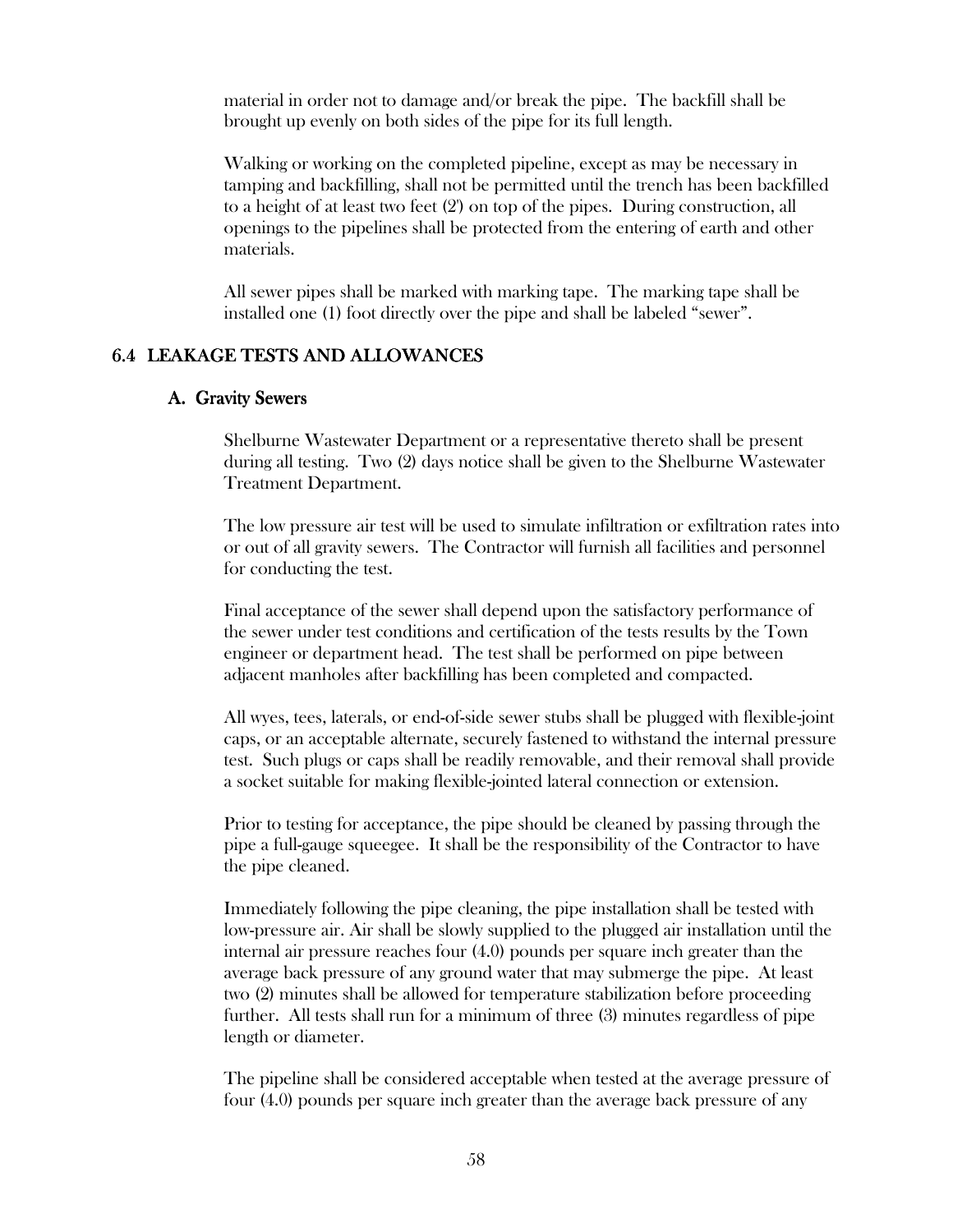material in order not to damage and/or break the pipe. The backfill shall be brought up evenly on both sides of the pipe for its full length.

Walking or working on the completed pipeline, except as may be necessary in tamping and backfilling, shall not be permitted until the trench has been backfilled to a height of at least two feet (2') on top of the pipes. During construction, all openings to the pipelines shall be protected from the entering of earth and other materials.

All sewer pipes shall be marked with marking tape. The marking tape shall be installed one (1) foot directly over the pipe and shall be labeled "sewer".

## 6.4 LEAKAGE TESTS AND ALLOWANCES

### A. Gravity Sewers

Shelburne Wastewater Department or a representative thereto shall be present during all testing. Two (2) days notice shall be given to the Shelburne Wastewater Treatment Department.

The low pressure air test will be used to simulate infiltration or exfiltration rates into or out of all gravity sewers. The Contractor will furnish all facilities and personnel for conducting the test.

Final acceptance of the sewer shall depend upon the satisfactory performance of the sewer under test conditions and certification of the tests results by the Town engineer or department head. The test shall be performed on pipe between adjacent manholes after backfilling has been completed and compacted.

All wyes, tees, laterals, or end-of-side sewer stubs shall be plugged with flexible-joint caps, or an acceptable alternate, securely fastened to withstand the internal pressure test. Such plugs or caps shall be readily removable, and their removal shall provide a socket suitable for making flexible-jointed lateral connection or extension.

Prior to testing for acceptance, the pipe should be cleaned by passing through the pipe a full-gauge squeegee. It shall be the responsibility of the Contractor to have the pipe cleaned.

Immediately following the pipe cleaning, the pipe installation shall be tested with low-pressure air. Air shall be slowly supplied to the plugged air installation until the internal air pressure reaches four (4.0) pounds per square inch greater than the average back pressure of any ground water that may submerge the pipe. At least two (2) minutes shall be allowed for temperature stabilization before proceeding further. All tests shall run for a minimum of three (3) minutes regardless of pipe length or diameter.

The pipeline shall be considered acceptable when tested at the average pressure of four (4.0) pounds per square inch greater than the average back pressure of any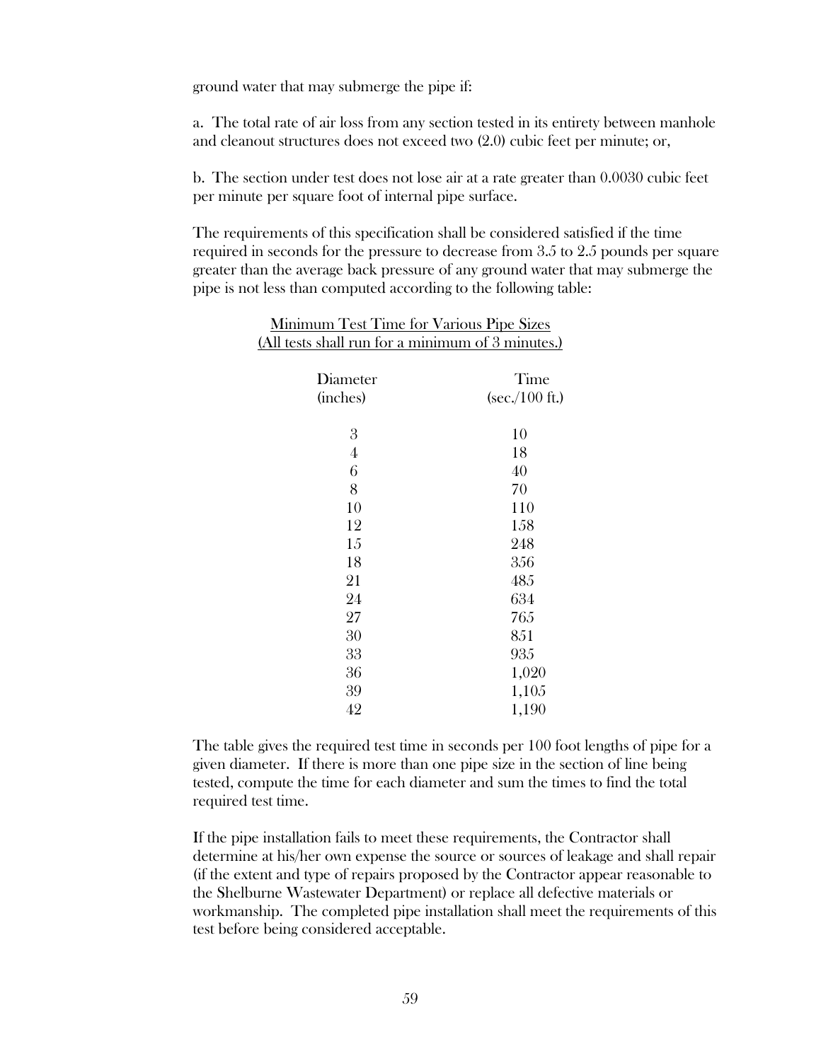ground water that may submerge the pipe if:

a. The total rate of air loss from any section tested in its entirety between manhole and cleanout structures does not exceed two (2.0) cubic feet per minute; or,

b. The section under test does not lose air at a rate greater than 0.0030 cubic feet per minute per square foot of internal pipe surface.

The requirements of this specification shall be considered satisfied if the time required in seconds for the pressure to decrease from 3.5 to 2.5 pounds per square greater than the average back pressure of any ground water that may submerge the pipe is not less than computed according to the following table:

<u>Minimum Test Time for Various Pipe Sizes</u>
<u>(All tests shall run for a minimum of 3 minutes.)</u>

| Diameter (inches) | Time (sec./100 ft.) |
|---|---|
| 3 | 10 |
| 4 | 18 |
| 6 | 40 |
| 8 | 70 |
| 10 | 110 |
| 12 | 158 |
| 15 | 248 |
| 18 | 356 |
| 21 | 485 |
| 24 | 634 |
| 27 | 765 |
| 30 | 851 |
| 33 | 935 |
| 36 | 1,020 |
| 39 | 1,105 |
| 42 | 1,190 |

The table gives the required test time in seconds per 100 foot lengths of pipe for a given diameter. If there is more than one pipe size in the section of line being tested, compute the time for each diameter and sum the times to find the total required test time.

If the pipe installation fails to meet these requirements, the Contractor shall determine at his/her own expense the source or sources of leakage and shall repair (if the extent and type of repairs proposed by the Contractor appear reasonable to the Shelburne Wastewater Department) or replace all defective materials or workmanship. The completed pipe installation shall meet the requirements of this test before being considered acceptable.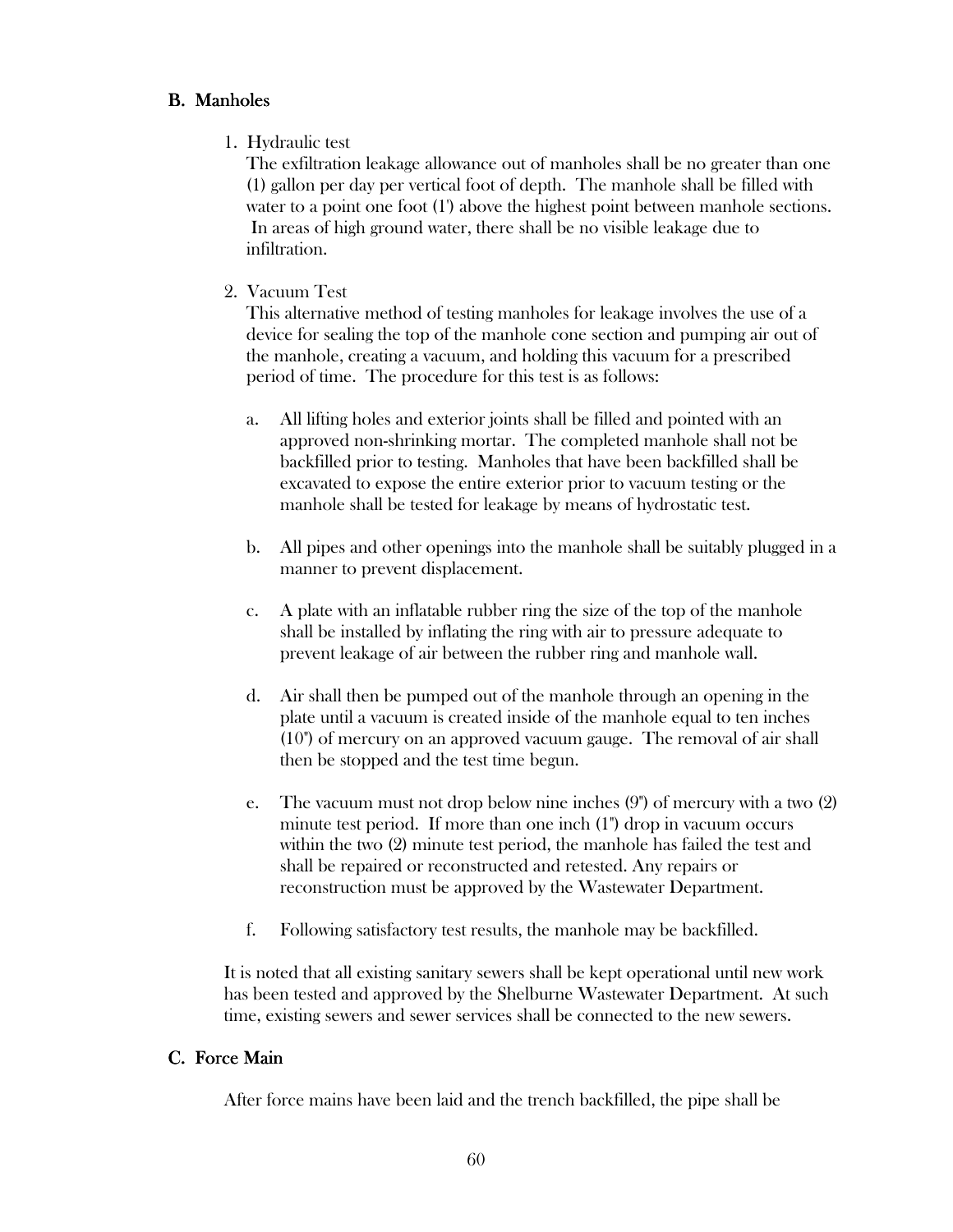## B. Manholes

1. Hydraulic test

   The exfiltration leakage allowance out of manholes shall be no greater than one (1) gallon per day per vertical foot of depth. The manhole shall be filled with water to a point one foot (1') above the highest point between manhole sections. In areas of high ground water, there shall be no visible leakage due to infiltration.

2. Vacuum Test

   This alternative method of testing manholes for leakage involves the use of a device for sealing the top of the manhole cone section and pumping air out of the manhole, creating a vacuum, and holding this vacuum for a prescribed period of time. The procedure for this test is as follows:

   a. All lifting holes and exterior joints shall be filled and pointed with an approved non-shrinking mortar. The completed manhole shall not be backfilled prior to testing. Manholes that have been backfilled shall be excavated to expose the entire exterior prior to vacuum testing or the manhole shall be tested for leakage by means of hydrostatic test.

   b. All pipes and other openings into the manhole shall be suitably plugged in a manner to prevent displacement.

   c. A plate with an inflatable rubber ring the size of the top of the manhole shall be installed by inflating the ring with air to pressure adequate to prevent leakage of air between the rubber ring and manhole wall.

   d. Air shall then be pumped out of the manhole through an opening in the plate until a vacuum is created inside of the manhole equal to ten inches (10") of mercury on an approved vacuum gauge. The removal of air shall then be stopped and the test time begun.

   e. The vacuum must not drop below nine inches (9") of mercury with a two (2) minute test period. If more than one inch (1") drop in vacuum occurs within the two (2) minute test period, the manhole has failed the test and shall be repaired or reconstructed and retested. Any repairs or reconstruction must be approved by the Wastewater Department.

   f. Following satisfactory test results, the manhole may be backfilled.

It is noted that all existing sanitary sewers shall be kept operational until new work has been tested and approved by the Shelburne Wastewater Department. At such time, existing sewers and sewer services shall be connected to the new sewers.

## C. Force Main

After force mains have been laid and the trench backfilled, the pipe shall be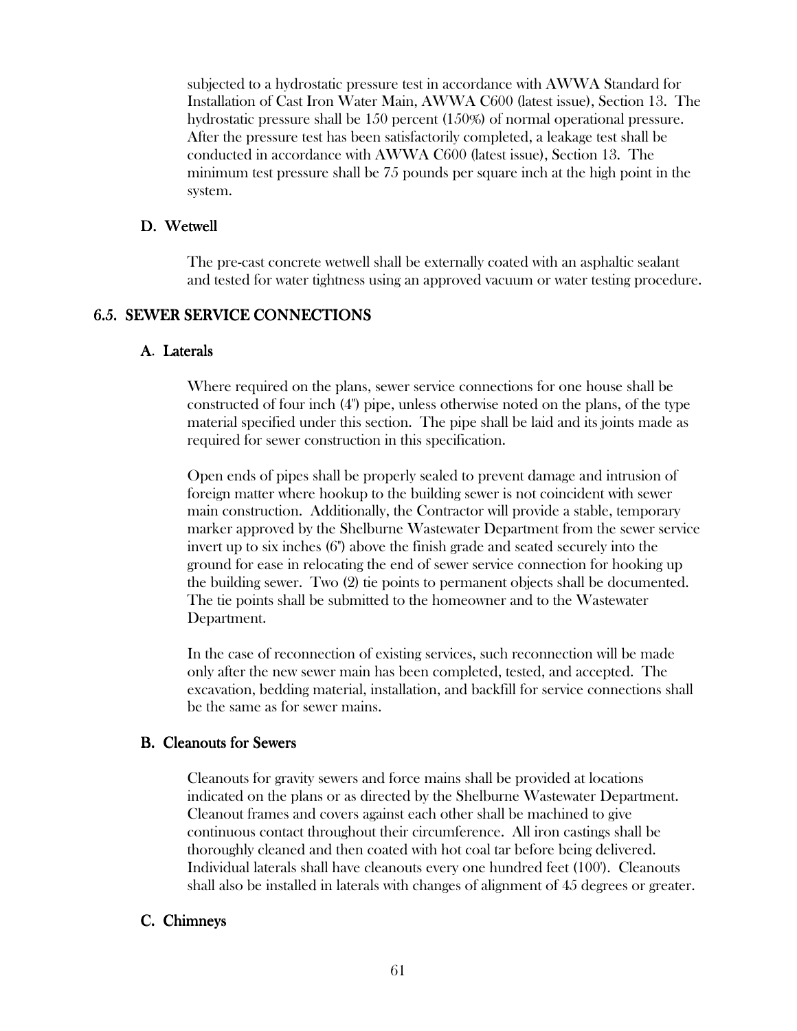subjected to a hydrostatic pressure test in accordance with AWWA Standard for Installation of Cast Iron Water Main, AWWA C600 (latest issue), Section 13. The hydrostatic pressure shall be 150 percent (150%) of normal operational pressure. After the pressure test has been satisfactorily completed, a leakage test shall be conducted in accordance with AWWA C600 (latest issue), Section 13. The minimum test pressure shall be 75 pounds per square inch at the high point in the system.

### D. Wetwell

The pre-cast concrete wetwell shall be externally coated with an asphaltic sealant and tested for water tightness using an approved vacuum or water testing procedure.

## 6.5. SEWER SERVICE CONNECTIONS

### A. Laterals

Where required on the plans, sewer service connections for one house shall be constructed of four inch (4") pipe, unless otherwise noted on the plans, of the type material specified under this section. The pipe shall be laid and its joints made as required for sewer construction in this specification.

Open ends of pipes shall be properly sealed to prevent damage and intrusion of foreign matter where hookup to the building sewer is not coincident with sewer main construction. Additionally, the Contractor will provide a stable, temporary marker approved by the Shelburne Wastewater Department from the sewer service invert up to six inches (6") above the finish grade and seated securely into the ground for ease in relocating the end of sewer service connection for hooking up the building sewer. Two (2) tie points to permanent objects shall be documented. The tie points shall be submitted to the homeowner and to the Wastewater Department.

In the case of reconnection of existing services, such reconnection will be made only after the new sewer main has been completed, tested, and accepted. The excavation, bedding material, installation, and backfill for service connections shall be the same as for sewer mains.

### B. Cleanouts for Sewers

Cleanouts for gravity sewers and force mains shall be provided at locations indicated on the plans or as directed by the Shelburne Wastewater Department. Cleanout frames and covers against each other shall be machined to give continuous contact throughout their circumference. All iron castings shall be thoroughly cleaned and then coated with hot coal tar before being delivered. Individual laterals shall have cleanouts every one hundred feet (100'). Cleanouts shall also be installed in laterals with changes of alignment of 45 degrees or greater.

### C. Chimneys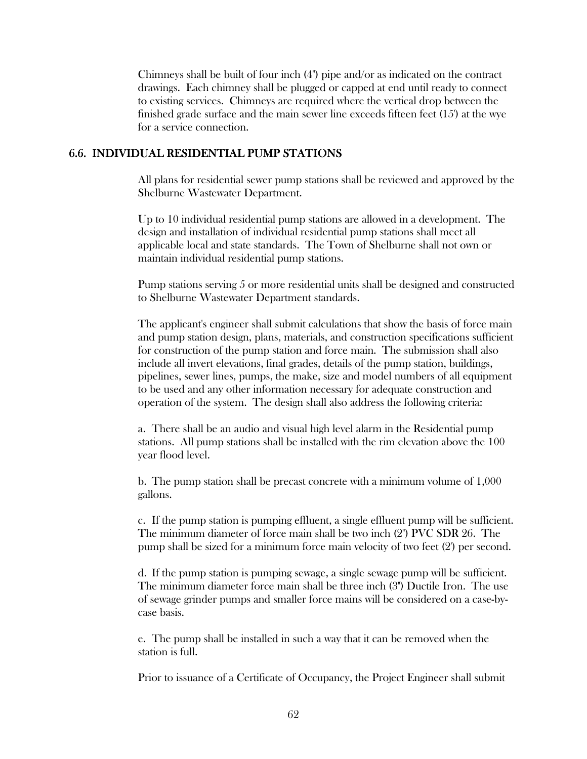Chimneys shall be built of four inch (4") pipe and/or as indicated on the contract drawings. Each chimney shall be plugged or capped at end until ready to connect to existing services. Chimneys are required where the vertical drop between the finished grade surface and the main sewer line exceeds fifteen feet (15') at the wye for a service connection.

## 6.6. INDIVIDUAL RESIDENTIAL PUMP STATIONS

All plans for residential sewer pump stations shall be reviewed and approved by the Shelburne Wastewater Department.

Up to 10 individual residential pump stations are allowed in a development. The design and installation of individual residential pump stations shall meet all applicable local and state standards. The Town of Shelburne shall not own or maintain individual residential pump stations.

Pump stations serving 5 or more residential units shall be designed and constructed to Shelburne Wastewater Department standards.

The applicant's engineer shall submit calculations that show the basis of force main and pump station design, plans, materials, and construction specifications sufficient for construction of the pump station and force main. The submission shall also include all invert elevations, final grades, details of the pump station, buildings, pipelines, sewer lines, pumps, the make, size and model numbers of all equipment to be used and any other information necessary for adequate construction and operation of the system. The design shall also address the following criteria:

a. There shall be an audio and visual high level alarm in the Residential pump stations. All pump stations shall be installed with the rim elevation above the 100 year flood level.

b. The pump station shall be precast concrete with a minimum volume of 1,000 gallons.

c. If the pump station is pumping effluent, a single effluent pump will be sufficient. The minimum diameter of force main shall be two inch (2") PVC SDR 26. The pump shall be sized for a minimum force main velocity of two feet (2') per second.

d. If the pump station is pumping sewage, a single sewage pump will be sufficient. The minimum diameter force main shall be three inch (3") Ductile Iron. The use of sewage grinder pumps and smaller force mains will be considered on a case-by-case basis.

e. The pump shall be installed in such a way that it can be removed when the station is full.

Prior to issuance of a Certificate of Occupancy, the Project Engineer shall submit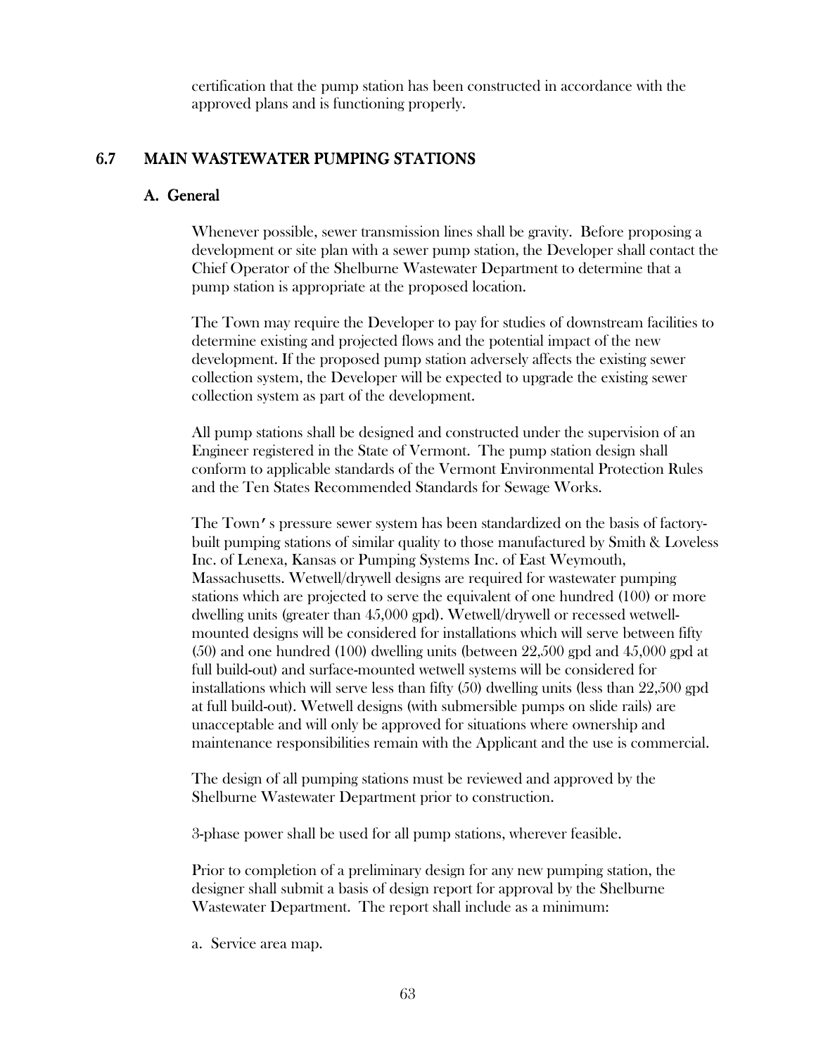certification that the pump station has been constructed in accordance with the approved plans and is functioning properly.

## 6.7 MAIN WASTEWATER PUMPING STATIONS

### A. General

Whenever possible, sewer transmission lines shall be gravity. Before proposing a development or site plan with a sewer pump station, the Developer shall contact the Chief Operator of the Shelburne Wastewater Department to determine that a pump station is appropriate at the proposed location.

The Town may require the Developer to pay for studies of downstream facilities to determine existing and projected flows and the potential impact of the new development. If the proposed pump station adversely affects the existing sewer collection system, the Developer will be expected to upgrade the existing sewer collection system as part of the development.

All pump stations shall be designed and constructed under the supervision of an Engineer registered in the State of Vermont. The pump station design shall conform to applicable standards of the Vermont Environmental Protection Rules and the Ten States Recommended Standards for Sewage Works.

The Town's pressure sewer system has been standardized on the basis of factory-built pumping stations of similar quality to those manufactured by Smith & Loveless Inc. of Lenexa, Kansas or Pumping Systems Inc. of East Weymouth, Massachusetts. Wetwell/drywell designs are required for wastewater pumping stations which are projected to serve the equivalent of one hundred (100) or more dwelling units (greater than 45,000 gpd). Wetwell/drywell or recessed wetwell-mounted designs will be considered for installations which will serve between fifty (50) and one hundred (100) dwelling units (between 22,500 gpd and 45,000 gpd at full build-out) and surface-mounted wetwell systems will be considered for installations which will serve less than fifty (50) dwelling units (less than 22,500 gpd at full build-out). Wetwell designs (with submersible pumps on slide rails) are unacceptable and will only be approved for situations where ownership and maintenance responsibilities remain with the Applicant and the use is commercial.

The design of all pumping stations must be reviewed and approved by the Shelburne Wastewater Department prior to construction.

3-phase power shall be used for all pump stations, wherever feasible.

Prior to completion of a preliminary design for any new pumping station, the designer shall submit a basis of design report for approval by the Shelburne Wastewater Department. The report shall include as a minimum:

a. Service area map.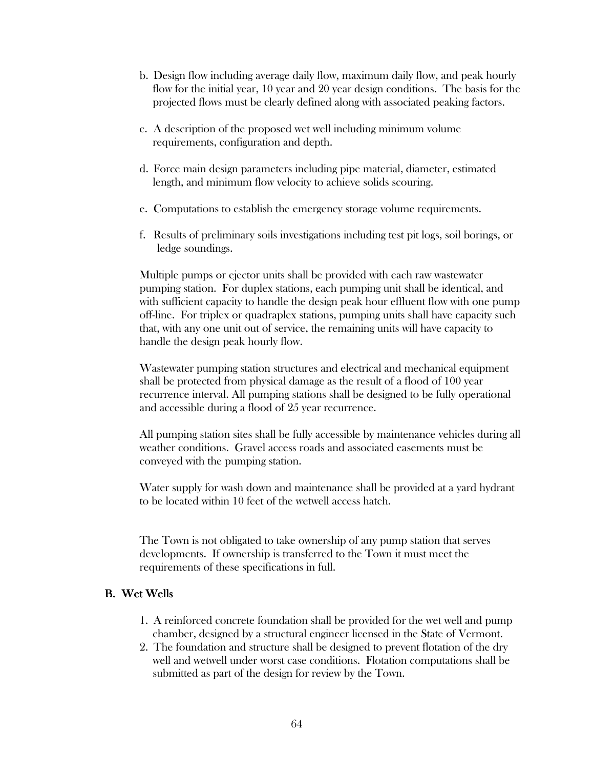b. Design flow including average daily flow, maximum daily flow, and peak hourly flow for the initial year, 10 year and 20 year design conditions. The basis for the projected flows must be clearly defined along with associated peaking factors.

c. A description of the proposed wet well including minimum volume requirements, configuration and depth.

d. Force main design parameters including pipe material, diameter, estimated length, and minimum flow velocity to achieve solids scouring.

e. Computations to establish the emergency storage volume requirements.

f. Results of preliminary soils investigations including test pit logs, soil borings, or ledge soundings.

Multiple pumps or ejector units shall be provided with each raw wastewater pumping station. For duplex stations, each pumping unit shall be identical, and with sufficient capacity to handle the design peak hour effluent flow with one pump off-line. For triplex or quadraplex stations, pumping units shall have capacity such that, with any one unit out of service, the remaining units will have capacity to handle the design peak hourly flow.

Wastewater pumping station structures and electrical and mechanical equipment shall be protected from physical damage as the result of a flood of 100 year recurrence interval. All pumping stations shall be designed to be fully operational and accessible during a flood of 25 year recurrence.

All pumping station sites shall be fully accessible by maintenance vehicles during all weather conditions. Gravel access roads and associated easements must be conveyed with the pumping station.

Water supply for wash down and maintenance shall be provided at a yard hydrant to be located within 10 feet of the wetwell access hatch.

The Town is not obligated to take ownership of any pump station that serves developments. If ownership is transferred to the Town it must meet the requirements of these specifications in full.

## B. Wet Wells

1. A reinforced concrete foundation shall be provided for the wet well and pump chamber, designed by a structural engineer licensed in the State of Vermont.
2. The foundation and structure shall be designed to prevent flotation of the dry well and wetwell under worst case conditions. Flotation computations shall be submitted as part of the design for review by the Town.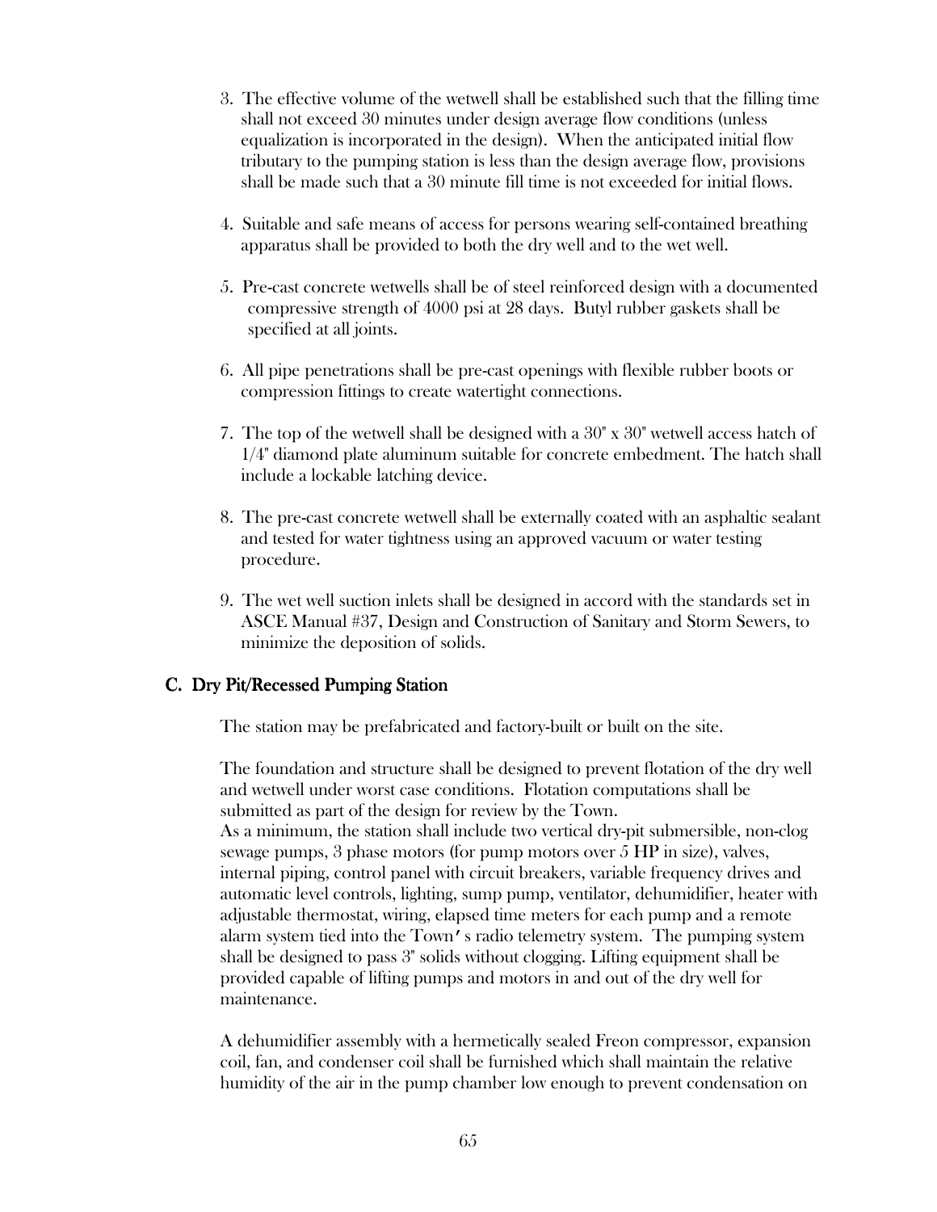3. The effective volume of the wetwell shall be established such that the filling time shall not exceed 30 minutes under design average flow conditions (unless equalization is incorporated in the design). When the anticipated initial flow tributary to the pumping station is less than the design average flow, provisions shall be made such that a 30 minute fill time is not exceeded for initial flows.

4. Suitable and safe means of access for persons wearing self-contained breathing apparatus shall be provided to both the dry well and to the wet well.

5. Pre-cast concrete wetwells shall be of steel reinforced design with a documented compressive strength of 4000 psi at 28 days. Butyl rubber gaskets shall be specified at all joints.

6. All pipe penetrations shall be pre-cast openings with flexible rubber boots or compression fittings to create watertight connections.

7. The top of the wetwell shall be designed with a 30" x 30" wetwell access hatch of 1/4" diamond plate aluminum suitable for concrete embedment. The hatch shall include a lockable latching device.

8. The pre-cast concrete wetwell shall be externally coated with an asphaltic sealant and tested for water tightness using an approved vacuum or water testing procedure.

9. The wet well suction inlets shall be designed in accord with the standards set in ASCE Manual #37, Design and Construction of Sanitary and Storm Sewers, to minimize the deposition of solids.

## C. Dry Pit/Recessed Pumping Station

The station may be prefabricated and factory-built or built on the site.

The foundation and structure shall be designed to prevent flotation of the dry well and wetwell under worst case conditions. Flotation computations shall be submitted as part of the design for review by the Town.
As a minimum, the station shall include two vertical dry-pit submersible, non-clog sewage pumps, 3 phase motors (for pump motors over 5 HP in size), valves, internal piping, control panel with circuit breakers, variable frequency drives and automatic level controls, lighting, sump pump, ventilator, dehumidifier, heater with adjustable thermostat, wiring, elapsed time meters for each pump and a remote alarm system tied into the Town's radio telemetry system. The pumping system shall be designed to pass 3" solids without clogging. Lifting equipment shall be provided capable of lifting pumps and motors in and out of the dry well for maintenance.

A dehumidifier assembly with a hermetically sealed Freon compressor, expansion coil, fan, and condenser coil shall be furnished which shall maintain the relative humidity of the air in the pump chamber low enough to prevent condensation on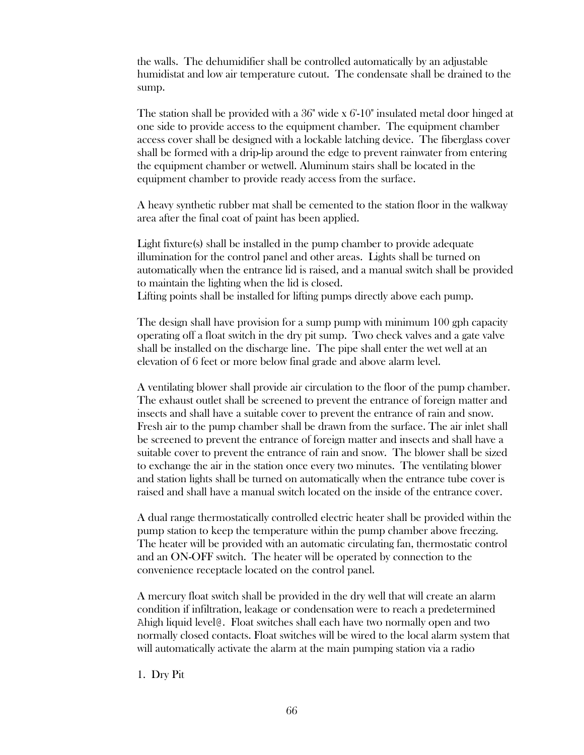the walls. The dehumidifier shall be controlled automatically by an adjustable humidistat and low air temperature cutout. The condensate shall be drained to the sump.

The station shall be provided with a 36" wide x 6'-10" insulated metal door hinged at one side to provide access to the equipment chamber. The equipment chamber access cover shall be designed with a lockable latching device. The fiberglass cover shall be formed with a drip-lip around the edge to prevent rainwater from entering the equipment chamber or wetwell. Aluminum stairs shall be located in the equipment chamber to provide ready access from the surface.

A heavy synthetic rubber mat shall be cemented to the station floor in the walkway area after the final coat of paint has been applied.

Light fixture(s) shall be installed in the pump chamber to provide adequate illumination for the control panel and other areas. Lights shall be turned on automatically when the entrance lid is raised, and a manual switch shall be provided to maintain the lighting when the lid is closed.
Lifting points shall be installed for lifting pumps directly above each pump.

The design shall have provision for a sump pump with minimum 100 gph capacity operating off a float switch in the dry pit sump. Two check valves and a gate valve shall be installed on the discharge line. The pipe shall enter the wet well at an elevation of 6 feet or more below final grade and above alarm level.

A ventilating blower shall provide air circulation to the floor of the pump chamber. The exhaust outlet shall be screened to prevent the entrance of foreign matter and insects and shall have a suitable cover to prevent the entrance of rain and snow. Fresh air to the pump chamber shall be drawn from the surface. The air inlet shall be screened to prevent the entrance of foreign matter and insects and shall have a suitable cover to prevent the entrance of rain and snow. The blower shall be sized to exchange the air in the station once every two minutes. The ventilating blower and station lights shall be turned on automatically when the entrance tube cover is raised and shall have a manual switch located on the inside of the entrance cover.

A dual range thermostatically controlled electric heater shall be provided within the pump station to keep the temperature within the pump chamber above freezing. The heater will be provided with an automatic circulating fan, thermostatic control and an ON-OFF switch. The heater will be operated by connection to the convenience receptacle located on the control panel.

A mercury float switch shall be provided in the dry well that will create an alarm condition if infiltration, leakage or condensation were to reach a predetermined Ahigh liquid level@. Float switches shall each have two normally open and two normally closed contacts. Float switches will be wired to the local alarm system that will automatically activate the alarm at the main pumping station via a radio

1. Dry Pit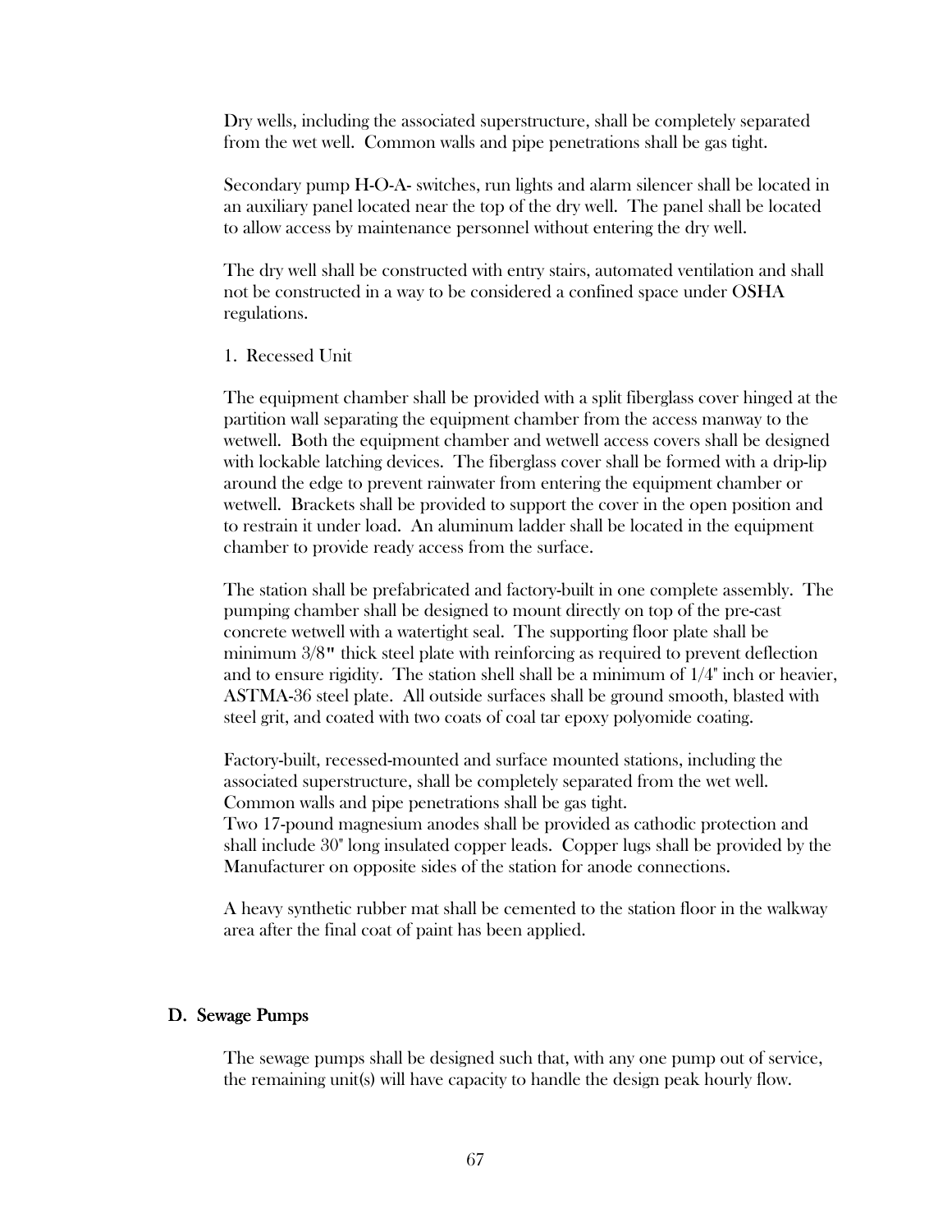Dry wells, including the associated superstructure, shall be completely separated from the wet well. Common walls and pipe penetrations shall be gas tight.

Secondary pump H-O-A- switches, run lights and alarm silencer shall be located in an auxiliary panel located near the top of the dry well. The panel shall be located to allow access by maintenance personnel without entering the dry well.

The dry well shall be constructed with entry stairs, automated ventilation and shall not be constructed in a way to be considered a confined space under OSHA regulations.

1. Recessed Unit

The equipment chamber shall be provided with a split fiberglass cover hinged at the partition wall separating the equipment chamber from the access manway to the wetwell. Both the equipment chamber and wetwell access covers shall be designed with lockable latching devices. The fiberglass cover shall be formed with a drip-lip around the edge to prevent rainwater from entering the equipment chamber or wetwell. Brackets shall be provided to support the cover in the open position and to restrain it under load. An aluminum ladder shall be located in the equipment chamber to provide ready access from the surface.

The station shall be prefabricated and factory-built in one complete assembly. The pumping chamber shall be designed to mount directly on top of the pre-cast concrete wetwell with a watertight seal. The supporting floor plate shall be minimum 3/8" thick steel plate with reinforcing as required to prevent deflection and to ensure rigidity. The station shell shall be a minimum of 1/4" inch or heavier, ASTMA-36 steel plate. All outside surfaces shall be ground smooth, blasted with steel grit, and coated with two coats of coal tar epoxy polyomide coating.

Factory-built, recessed-mounted and surface mounted stations, including the associated superstructure, shall be completely separated from the wet well. Common walls and pipe penetrations shall be gas tight.
Two 17-pound magnesium anodes shall be provided as cathodic protection and shall include 30" long insulated copper leads. Copper lugs shall be provided by the Manufacturer on opposite sides of the station for anode connections.

A heavy synthetic rubber mat shall be cemented to the station floor in the walkway area after the final coat of paint has been applied.

## D. Sewage Pumps

The sewage pumps shall be designed such that, with any one pump out of service, the remaining unit(s) will have capacity to handle the design peak hourly flow.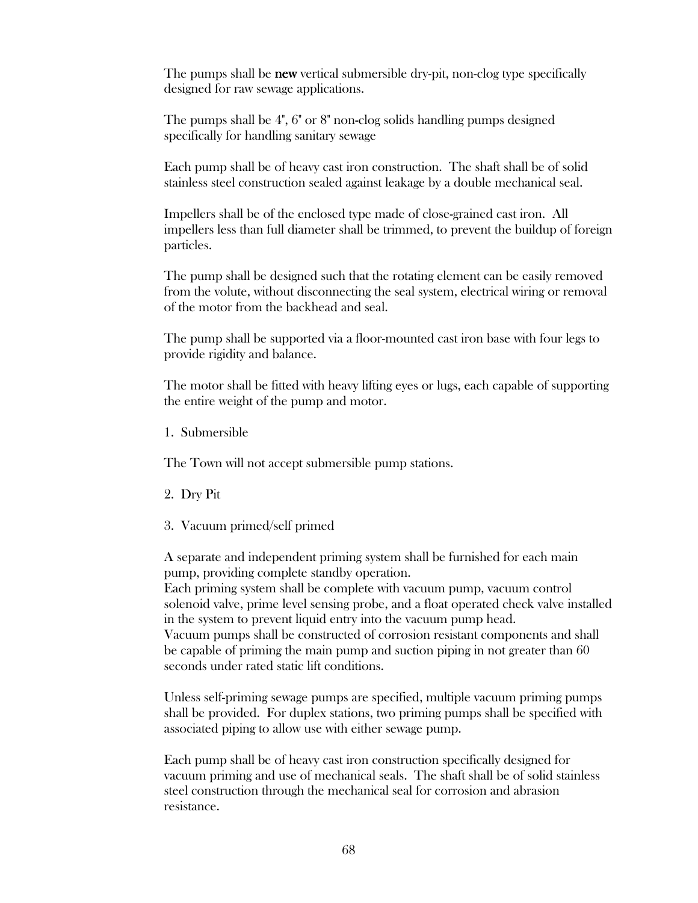The pumps shall be **new** vertical submersible dry-pit, non-clog type specifically designed for raw sewage applications.

The pumps shall be 4", 6" or 8" non-clog solids handling pumps designed specifically for handling sanitary sewage

Each pump shall be of heavy cast iron construction. The shaft shall be of solid stainless steel construction sealed against leakage by a double mechanical seal.

Impellers shall be of the enclosed type made of close-grained cast iron. All impellers less than full diameter shall be trimmed, to prevent the buildup of foreign particles.

The pump shall be designed such that the rotating element can be easily removed from the volute, without disconnecting the seal system, electrical wiring or removal of the motor from the backhead and seal.

The pump shall be supported via a floor-mounted cast iron base with four legs to provide rigidity and balance.

The motor shall be fitted with heavy lifting eyes or lugs, each capable of supporting the entire weight of the pump and motor.

1. Submersible

The Town will not accept submersible pump stations.

2. Dry Pit

3. Vacuum primed/self primed

A separate and independent priming system shall be furnished for each main pump, providing complete standby operation.
Each priming system shall be complete with vacuum pump, vacuum control solenoid valve, prime level sensing probe, and a float operated check valve installed in the system to prevent liquid entry into the vacuum pump head.
Vacuum pumps shall be constructed of corrosion resistant components and shall be capable of priming the main pump and suction piping in not greater than 60 seconds under rated static lift conditions.

Unless self-priming sewage pumps are specified, multiple vacuum priming pumps shall be provided. For duplex stations, two priming pumps shall be specified with associated piping to allow use with either sewage pump.

Each pump shall be of heavy cast iron construction specifically designed for vacuum priming and use of mechanical seals. The shaft shall be of solid stainless steel construction through the mechanical seal for corrosion and abrasion resistance.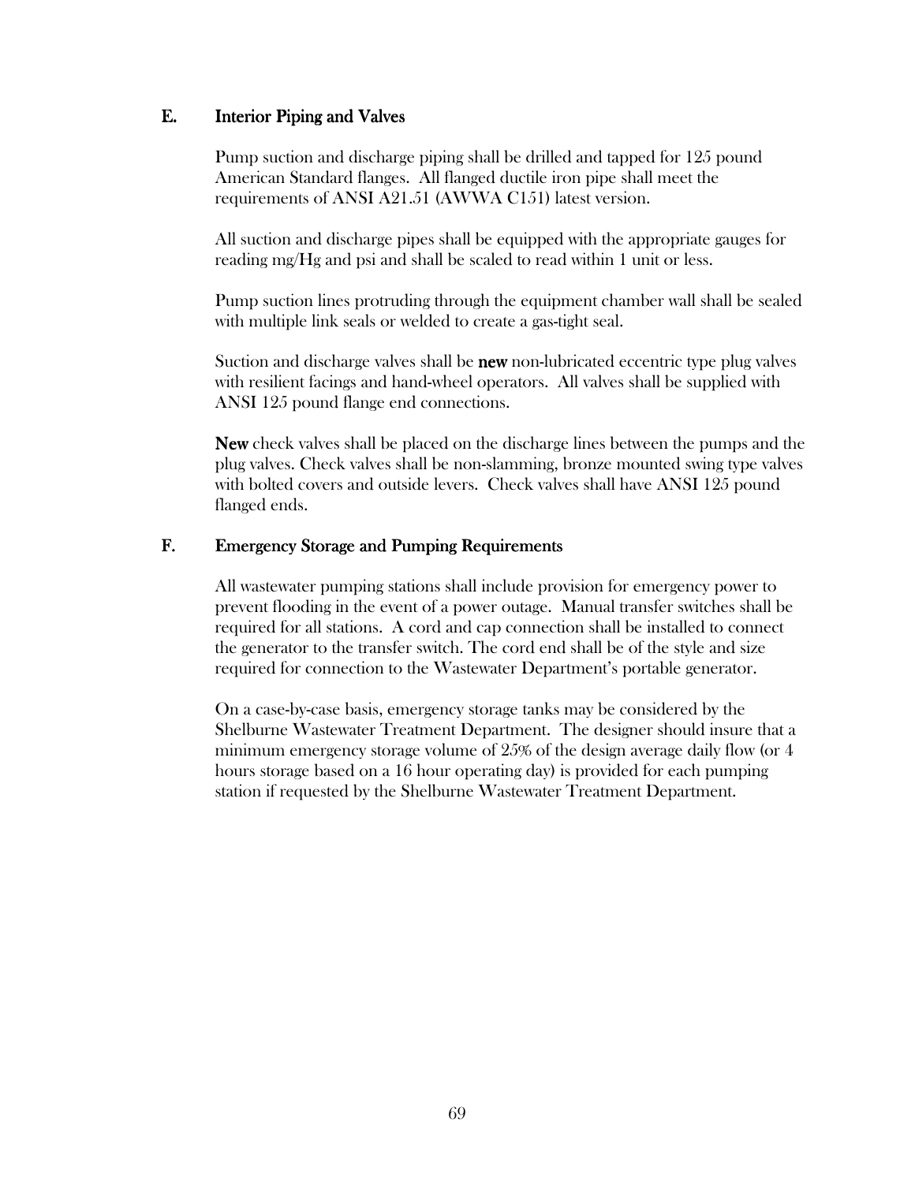## E. Interior Piping and Valves

Pump suction and discharge piping shall be drilled and tapped for 125 pound American Standard flanges. All flanged ductile iron pipe shall meet the requirements of ANSI A21.51 (AWWA C151) latest version.

All suction and discharge pipes shall be equipped with the appropriate gauges for reading mg/Hg and psi and shall be scaled to read within 1 unit or less.

Pump suction lines protruding through the equipment chamber wall shall be sealed with multiple link seals or welded to create a gas-tight seal.

Suction and discharge valves shall be **new** non-lubricated eccentric type plug valves with resilient facings and hand-wheel operators. All valves shall be supplied with ANSI 125 pound flange end connections.

**New** check valves shall be placed on the discharge lines between the pumps and the plug valves. Check valves shall be non-slamming, bronze mounted swing type valves with bolted covers and outside levers. Check valves shall have ANSI 125 pound flanged ends.

## F. Emergency Storage and Pumping Requirements

All wastewater pumping stations shall include provision for emergency power to prevent flooding in the event of a power outage. Manual transfer switches shall be required for all stations. A cord and cap connection shall be installed to connect the generator to the transfer switch. The cord end shall be of the style and size required for connection to the Wastewater Department's portable generator.

On a case-by-case basis, emergency storage tanks may be considered by the Shelburne Wastewater Treatment Department. The designer should insure that a minimum emergency storage volume of 25% of the design average daily flow (or 4 hours storage based on a 16 hour operating day) is provided for each pumping station if requested by the Shelburne Wastewater Treatment Department.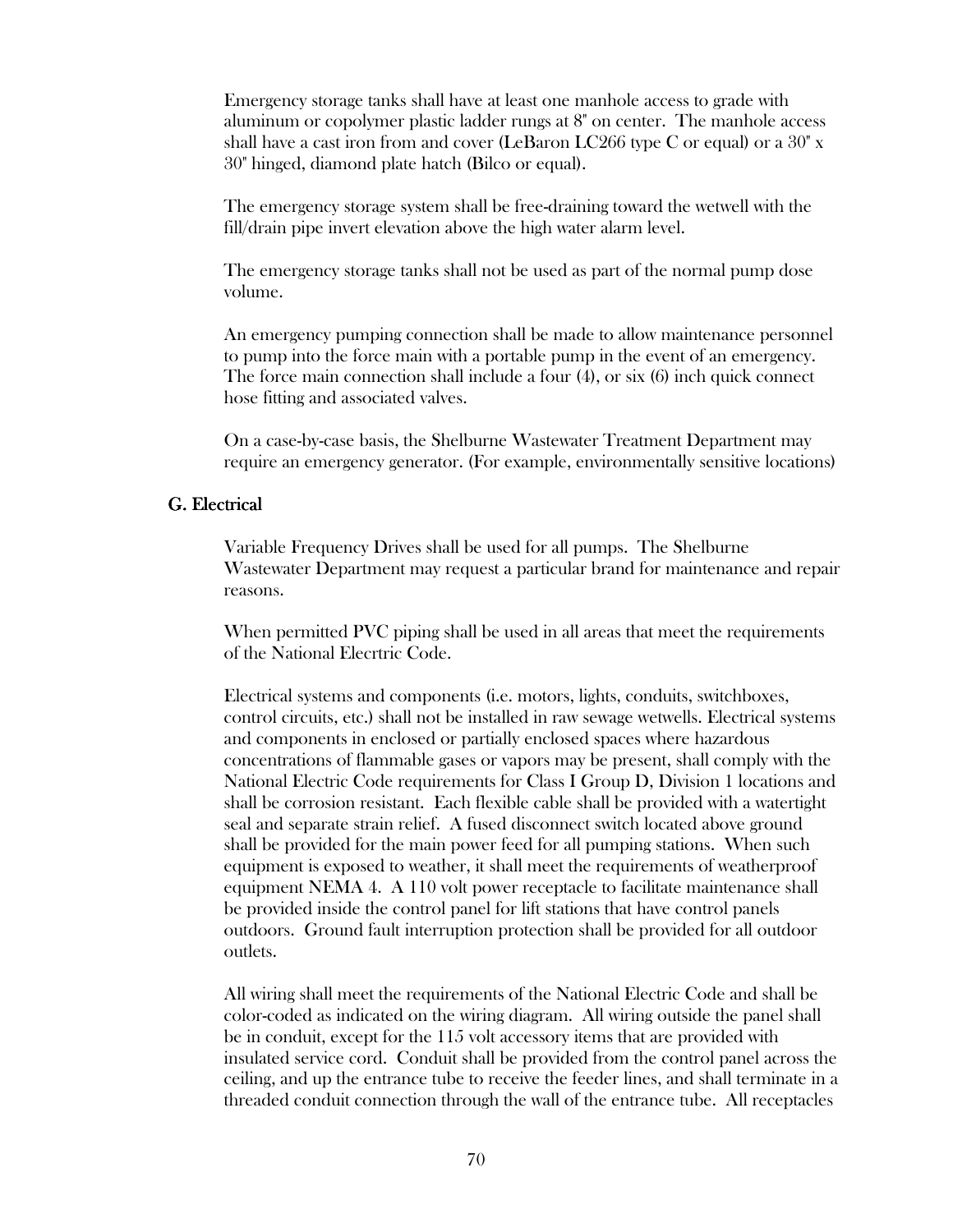Emergency storage tanks shall have at least one manhole access to grade with aluminum or copolymer plastic ladder rungs at 8" on center. The manhole access shall have a cast iron from and cover (LeBaron LC266 type C or equal) or a 30" x 30" hinged, diamond plate hatch (Bilco or equal).

The emergency storage system shall be free-draining toward the wetwell with the fill/drain pipe invert elevation above the high water alarm level.

The emergency storage tanks shall not be used as part of the normal pump dose volume.

An emergency pumping connection shall be made to allow maintenance personnel to pump into the force main with a portable pump in the event of an emergency. The force main connection shall include a four (4), or six (6) inch quick connect hose fitting and associated valves.

On a case-by-case basis, the Shelburne Wastewater Treatment Department may require an emergency generator. (For example, environmentally sensitive locations)

## G. Electrical

Variable Frequency Drives shall be used for all pumps. The Shelburne Wastewater Department may request a particular brand for maintenance and repair reasons.

When permitted PVC piping shall be used in all areas that meet the requirements of the National Elecrtric Code.

Electrical systems and components (i.e. motors, lights, conduits, switchboxes, control circuits, etc.) shall not be installed in raw sewage wetwells. Electrical systems and components in enclosed or partially enclosed spaces where hazardous concentrations of flammable gases or vapors may be present, shall comply with the National Electric Code requirements for Class I Group D, Division 1 locations and shall be corrosion resistant. Each flexible cable shall be provided with a watertight seal and separate strain relief. A fused disconnect switch located above ground shall be provided for the main power feed for all pumping stations. When such equipment is exposed to weather, it shall meet the requirements of weatherproof equipment NEMA 4. A 110 volt power receptacle to facilitate maintenance shall be provided inside the control panel for lift stations that have control panels outdoors. Ground fault interruption protection shall be provided for all outdoor outlets.

All wiring shall meet the requirements of the National Electric Code and shall be color-coded as indicated on the wiring diagram. All wiring outside the panel shall be in conduit, except for the 115 volt accessory items that are provided with insulated service cord. Conduit shall be provided from the control panel across the ceiling, and up the entrance tube to receive the feeder lines, and shall terminate in a threaded conduit connection through the wall of the entrance tube. All receptacles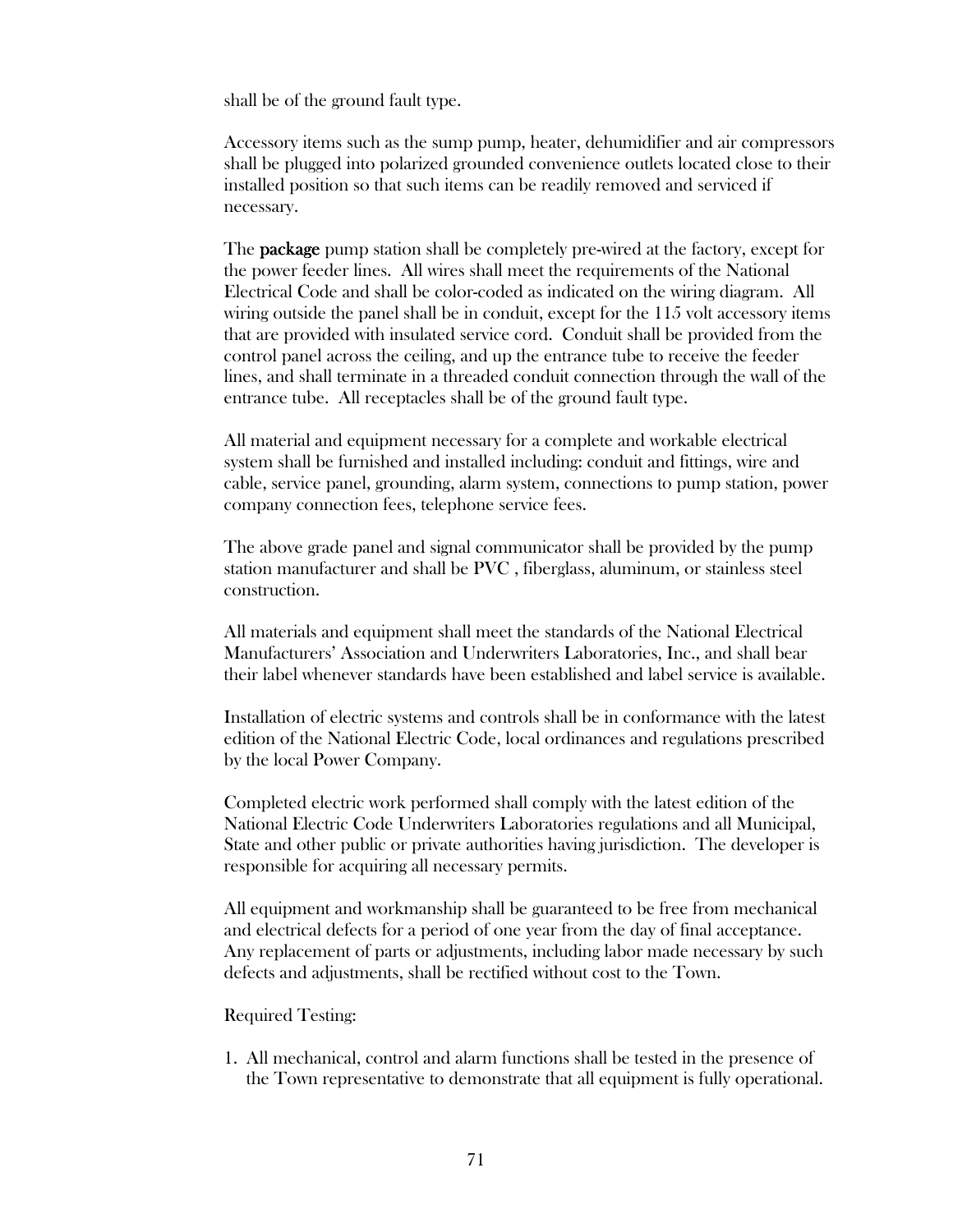shall be of the ground fault type.

Accessory items such as the sump pump, heater, dehumidifier and air compressors shall be plugged into polarized grounded convenience outlets located close to their installed position so that such items can be readily removed and serviced if necessary.

The **package** pump station shall be completely pre-wired at the factory, except for the power feeder lines. All wires shall meet the requirements of the National Electrical Code and shall be color-coded as indicated on the wiring diagram. All wiring outside the panel shall be in conduit, except for the 115 volt accessory items that are provided with insulated service cord. Conduit shall be provided from the control panel across the ceiling, and up the entrance tube to receive the feeder lines, and shall terminate in a threaded conduit connection through the wall of the entrance tube. All receptacles shall be of the ground fault type.

All material and equipment necessary for a complete and workable electrical system shall be furnished and installed including: conduit and fittings, wire and cable, service panel, grounding, alarm system, connections to pump station, power company connection fees, telephone service fees.

The above grade panel and signal communicator shall be provided by the pump station manufacturer and shall be PVC , fiberglass, aluminum, or stainless steel construction.

All materials and equipment shall meet the standards of the National Electrical Manufacturers' Association and Underwriters Laboratories, Inc., and shall bear their label whenever standards have been established and label service is available.

Installation of electric systems and controls shall be in conformance with the latest edition of the National Electric Code, local ordinances and regulations prescribed by the local Power Company.

Completed electric work performed shall comply with the latest edition of the National Electric Code Underwriters Laboratories regulations and all Municipal, State and other public or private authorities having jurisdiction. The developer is responsible for acquiring all necessary permits.

All equipment and workmanship shall be guaranteed to be free from mechanical and electrical defects for a period of one year from the day of final acceptance. Any replacement of parts or adjustments, including labor made necessary by such defects and adjustments, shall be rectified without cost to the Town.

Required Testing:

1. All mechanical, control and alarm functions shall be tested in the presence of the Town representative to demonstrate that all equipment is fully operational.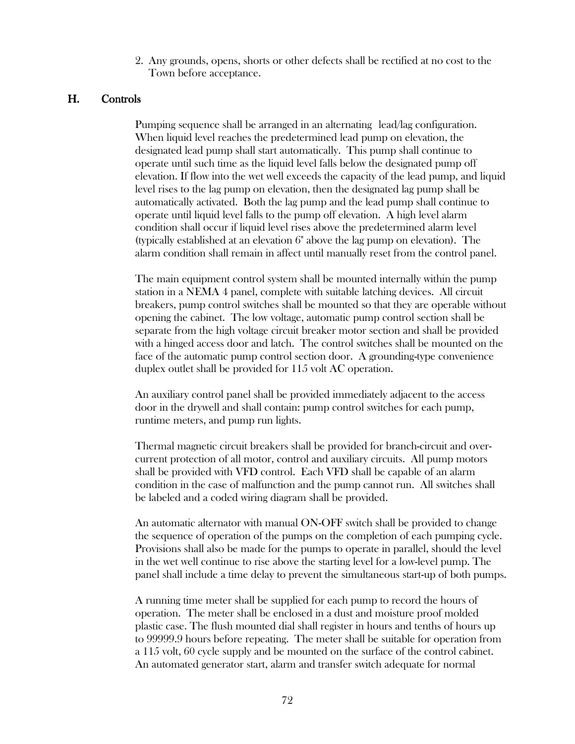2. Any grounds, opens, shorts or other defects shall be rectified at no cost to the Town before acceptance.

## H. Controls

Pumping sequence shall be arranged in an alternating lead/lag configuration. When liquid level reaches the predetermined lead pump on elevation, the designated lead pump shall start automatically. This pump shall continue to operate until such time as the liquid level falls below the designated pump off elevation. If flow into the wet well exceeds the capacity of the lead pump, and liquid level rises to the lag pump on elevation, then the designated lag pump shall be automatically activated. Both the lag pump and the lead pump shall continue to operate until liquid level falls to the pump off elevation. A high level alarm condition shall occur if liquid level rises above the predetermined alarm level (typically established at an elevation 6" above the lag pump on elevation). The alarm condition shall remain in affect until manually reset from the control panel.

The main equipment control system shall be mounted internally within the pump station in a NEMA 4 panel, complete with suitable latching devices. All circuit breakers, pump control switches shall be mounted so that they are operable without opening the cabinet. The low voltage, automatic pump control section shall be separate from the high voltage circuit breaker motor section and shall be provided with a hinged access door and latch. The control switches shall be mounted on the face of the automatic pump control section door. A grounding-type convenience duplex outlet shall be provided for 115 volt AC operation.

An auxiliary control panel shall be provided immediately adjacent to the access door in the drywell and shall contain: pump control switches for each pump, runtime meters, and pump run lights.

Thermal magnetic circuit breakers shall be provided for branch-circuit and over-current protection of all motor, control and auxiliary circuits. All pump motors shall be provided with VFD control. Each VFD shall be capable of an alarm condition in the case of malfunction and the pump cannot run. All switches shall be labeled and a coded wiring diagram shall be provided.

An automatic alternator with manual ON-OFF switch shall be provided to change the sequence of operation of the pumps on the completion of each pumping cycle. Provisions shall also be made for the pumps to operate in parallel, should the level in the wet well continue to rise above the starting level for a low-level pump. The panel shall include a time delay to prevent the simultaneous start-up of both pumps.

A running time meter shall be supplied for each pump to record the hours of operation. The meter shall be enclosed in a dust and moisture proof molded plastic case. The flush mounted dial shall register in hours and tenths of hours up to 99999.9 hours before repeating. The meter shall be suitable for operation from a 115 volt, 60 cycle supply and be mounted on the surface of the control cabinet. An automated generator start, alarm and transfer switch adequate for normal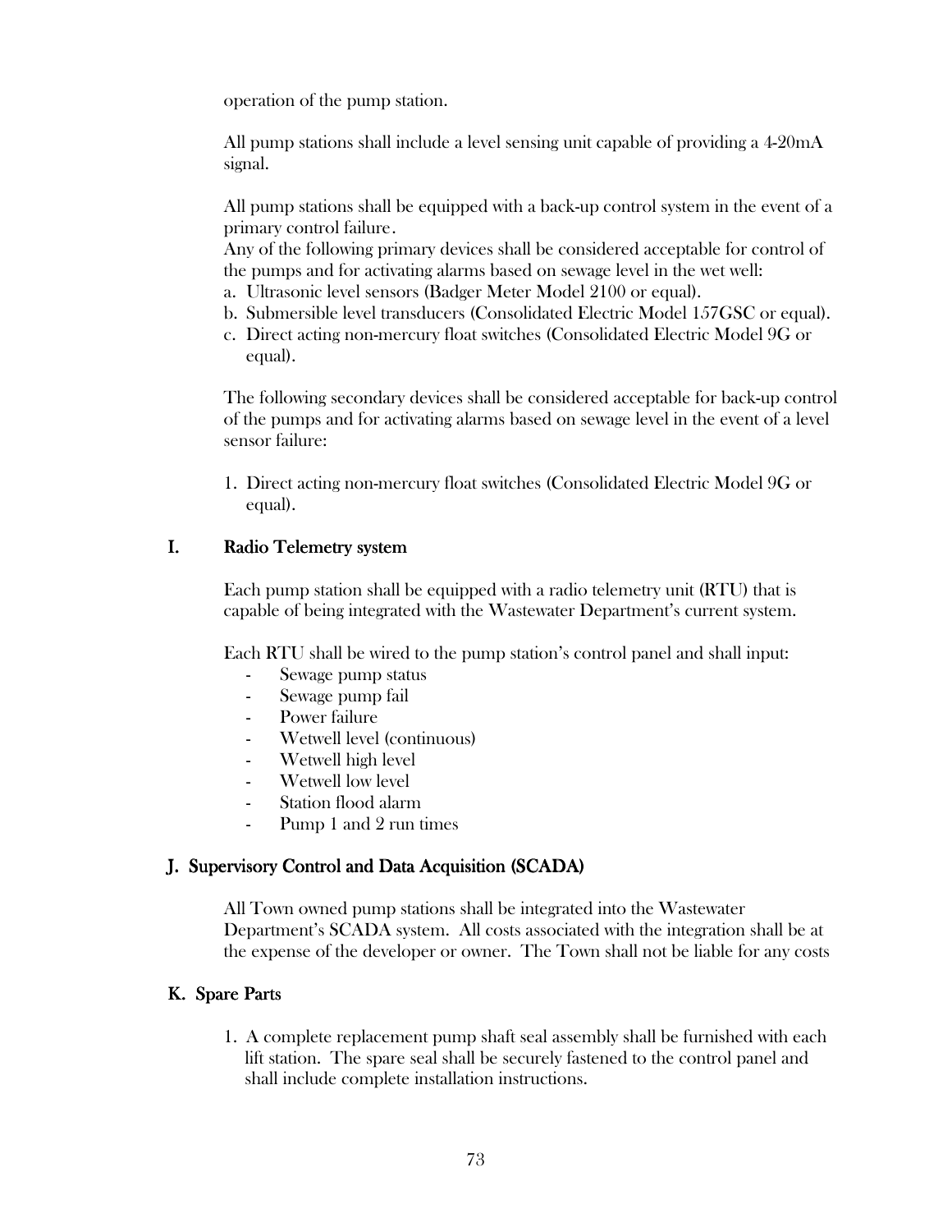operation of the pump station.

All pump stations shall include a level sensing unit capable of providing a 4-20mA signal.

All pump stations shall be equipped with a back-up control system in the event of a primary control failure.
Any of the following primary devices shall be considered acceptable for control of the pumps and for activating alarms based on sewage level in the wet well:

a. Ultrasonic level sensors (Badger Meter Model 2100 or equal).
b. Submersible level transducers (Consolidated Electric Model 157GSC or equal).
c. Direct acting non-mercury float switches (Consolidated Electric Model 9G or equal).

The following secondary devices shall be considered acceptable for back-up control of the pumps and for activating alarms based on sewage level in the event of a level sensor failure:

1. Direct acting non-mercury float switches (Consolidated Electric Model 9G or equal).

## I. Radio Telemetry system

Each pump station shall be equipped with a radio telemetry unit (RTU) that is capable of being integrated with the Wastewater Department's current system.

Each RTU shall be wired to the pump station's control panel and shall input:

- Sewage pump status
- Sewage pump fail
- Power failure
- Wetwell level (continuous)
- Wetwell high level
- Wetwell low level
- Station flood alarm
- Pump 1 and 2 run times

## J. Supervisory Control and Data Acquisition (SCADA)

All Town owned pump stations shall be integrated into the Wastewater Department's SCADA system. All costs associated with the integration shall be at the expense of the developer or owner. The Town shall not be liable for any costs

## K. Spare Parts

1. A complete replacement pump shaft seal assembly shall be furnished with each lift station. The spare seal shall be securely fastened to the control panel and shall include complete installation instructions.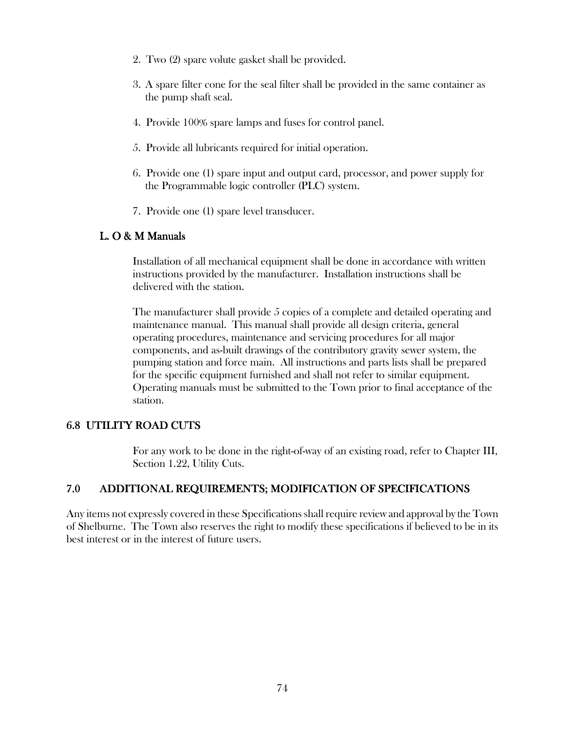2. Two (2) spare volute gasket shall be provided.

3. A spare filter cone for the seal filter shall be provided in the same container as the pump shaft seal.

4. Provide 100% spare lamps and fuses for control panel.

5. Provide all lubricants required for initial operation.

6. Provide one (1) spare input and output card, processor, and power supply for the Programmable logic controller (PLC) system.

7. Provide one (1) spare level transducer.

### L. O & M Manuals

Installation of all mechanical equipment shall be done in accordance with written instructions provided by the manufacturer. Installation instructions shall be delivered with the station.

The manufacturer shall provide 5 copies of a complete and detailed operating and maintenance manual. This manual shall provide all design criteria, general operating procedures, maintenance and servicing procedures for all major components, and as-built drawings of the contributory gravity sewer system, the pumping station and force main. All instructions and parts lists shall be prepared for the specific equipment furnished and shall not refer to similar equipment. Operating manuals must be submitted to the Town prior to final acceptance of the station.

## 6.8 UTILITY ROAD CUTS

For any work to be done in the right-of-way of an existing road, refer to Chapter III, Section 1.22, Utility Cuts.

## 7.0 ADDITIONAL REQUIREMENTS; MODIFICATION OF SPECIFICATIONS

Any items not expressly covered in these Specifications shall require review and approval by the Town of Shelburne. The Town also reserves the right to modify these specifications if believed to be in its best interest or in the interest of future users.